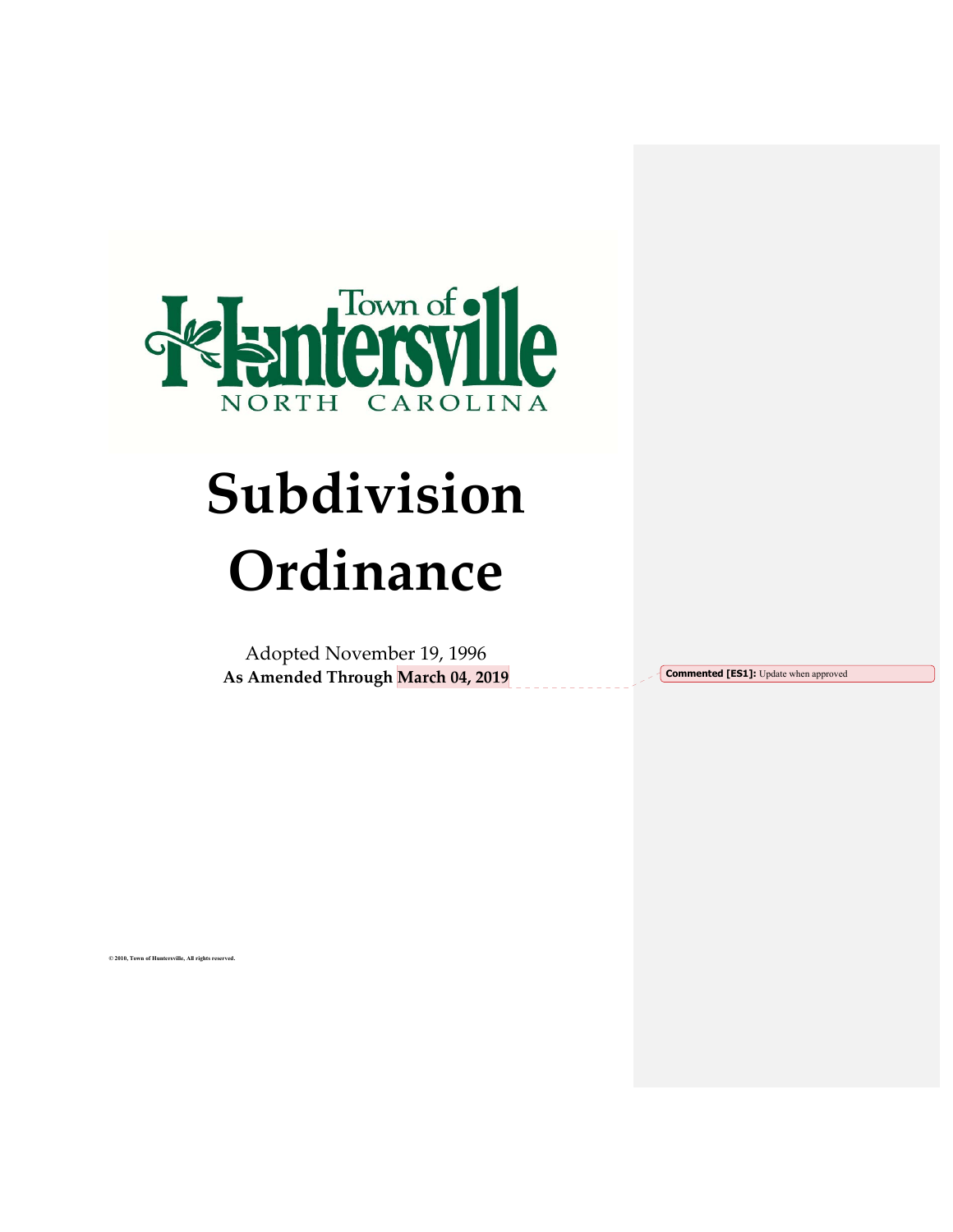Town of Huntersville

NORTH CAROLINA

# Subdivision Ordinance

Adopted November 19, 1996

**As Amended Through March 04, 2019**

**Commented [ES1]:** Update when approved

© 2010, Town of Huntersville, All rights reserved.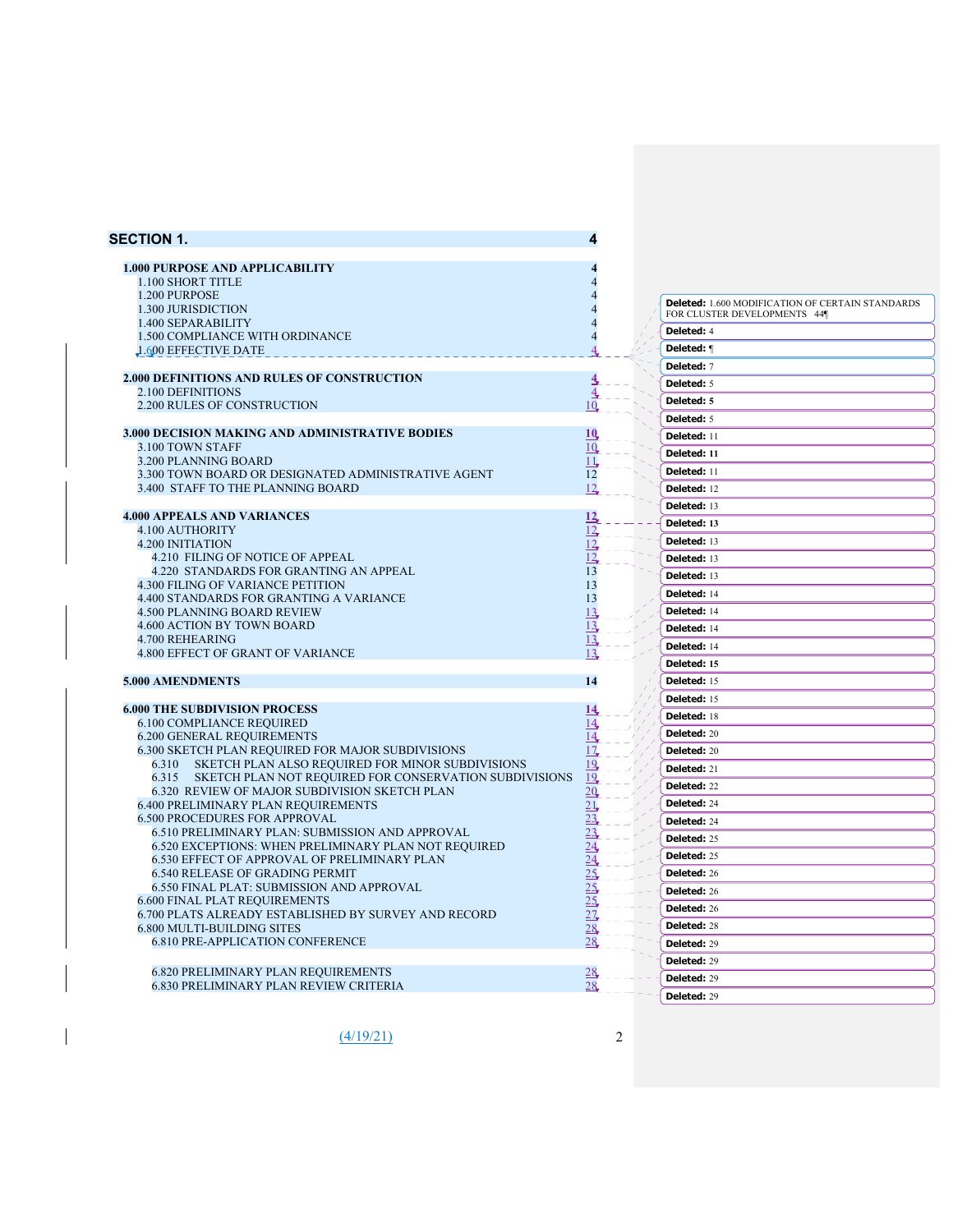| SECTION 1. | 4 |
|---|---|
| **1.000 PURPOSE AND APPLICABILITY** | **4** |
| 1.100 SHORT TITLE | 4 |
| 1.200 PURPOSE | 4 |
| 1.300 JURISDICTION | 4 |
| 1.400 SEPARABILITY | 4 |
| 1.500 COMPLIANCE WITH ORDINANCE | 4 |
| 1.600 EFFECTIVE DATE | 4 |
| **2.000 DEFINITIONS AND RULES OF CONSTRUCTION** | **4** |
| 2.100 DEFINITIONS | 4 |
| 2.200 RULES OF CONSTRUCTION | 10 |
| **3.000 DECISION MAKING AND ADMINISTRATIVE BODIES** | **10** |
| 3.100 TOWN STAFF | 10 |
| 3.200 PLANNING BOARD | 11 |
| 3.300 TOWN BOARD OR DESIGNATED ADMINISTRATIVE AGENT | 12 |
| 3.400 STAFF TO THE PLANNING BOARD | 12 |
| **4.000 APPEALS AND VARIANCES** | **12** |
| 4.100 AUTHORITY | 12 |
| 4.200 INITIATION | 12 |
| 4.210 FILING OF NOTICE OF APPEAL | 12 |
| 4.220 STANDARDS FOR GRANTING AN APPEAL | 13 |
| 4.300 FILING OF VARIANCE PETITION | 13 |
| 4.400 STANDARDS FOR GRANTING A VARIANCE | 13 |
| 4.500 PLANNING BOARD REVIEW | 13 |
| 4.600 ACTION BY TOWN BOARD | 13 |
| 4.700 REHEARING | 13 |
| 4.800 EFFECT OF GRANT OF VARIANCE | 13 |
| **5.000 AMENDMENTS** | **14** |
| **6.000 THE SUBDIVISION PROCESS** | **14** |
| 6.100 COMPLIANCE REQUIRED | 14 |
| 6.200 GENERAL REQUIREMENTS | 14 |
| 6.300 SKETCH PLAN REQUIRED FOR MAJOR SUBDIVISIONS | 17 |
| 6.310 SKETCH PLAN ALSO REQUIRED FOR MINOR SUBDIVISIONS | 19 |
| 6.315 SKETCH PLAN NOT REQUIRED FOR CONSERVATION SUBDIVISIONS | 19 |
| 6.320 REVIEW OF MAJOR SUBDIVISION SKETCH PLAN | 20 |
| 6.400 PRELIMINARY PLAN REQUIREMENTS | 21 |
| 6.500 PROCEDURES FOR APPROVAL | 23 |
| 6.510 PRELIMINARY PLAN: SUBMISSION AND APPROVAL | 23 |
| 6.520 EXCEPTIONS: WHEN PRELIMINARY PLAN NOT REQUIRED | 24 |
| 6.530 EFFECT OF APPROVAL OF PRELIMINARY PLAN | 24 |
| 6.540 RELEASE OF GRADING PERMIT | 25 |
| 6.550 FINAL PLAT: SUBMISSION AND APPROVAL | 25 |
| 6.600 FINAL PLAT REQUIREMENTS | 25 |
| 6.700 PLATS ALREADY ESTABLISHED BY SURVEY AND RECORD | 27 |
| 6.800 MULTI-BUILDING SITES | 28 |
| 6.810 PRE-APPLICATION CONFERENCE | 28 |
| 6.820 PRELIMINARY PLAN REQUIREMENTS | 28 |
| 6.830 PRELIMINARY PLAN REVIEW CRITERIA | 28 |

Deleted: 1.600 MODIFICATION OF CERTAIN STANDARDS FOR CLUSTER DEVELOPMENTS 44¶

Deleted: 4

Deleted: ¶

Deleted: 7

Deleted: 5

Deleted: **5**

Deleted: 5

Deleted: 11

Deleted: **11**

Deleted: 11

Deleted: 12

Deleted: 13

Deleted: **13**

Deleted: 13

Deleted: 13

Deleted: 13

Deleted: 14

Deleted: 14

Deleted: 14

Deleted: 14

Deleted: **15**

Deleted: 15

Deleted: **15**

Deleted: 18

Deleted: 20

Deleted: 20

Deleted: 21

Deleted: 22

Deleted: 24

Deleted: 24

Deleted: 25

Deleted: 25

Deleted: 26

Deleted: 26

Deleted: 26

Deleted: 28

Deleted: 29

Deleted: 29

Deleted: 29

Deleted: 29

(4/19/21)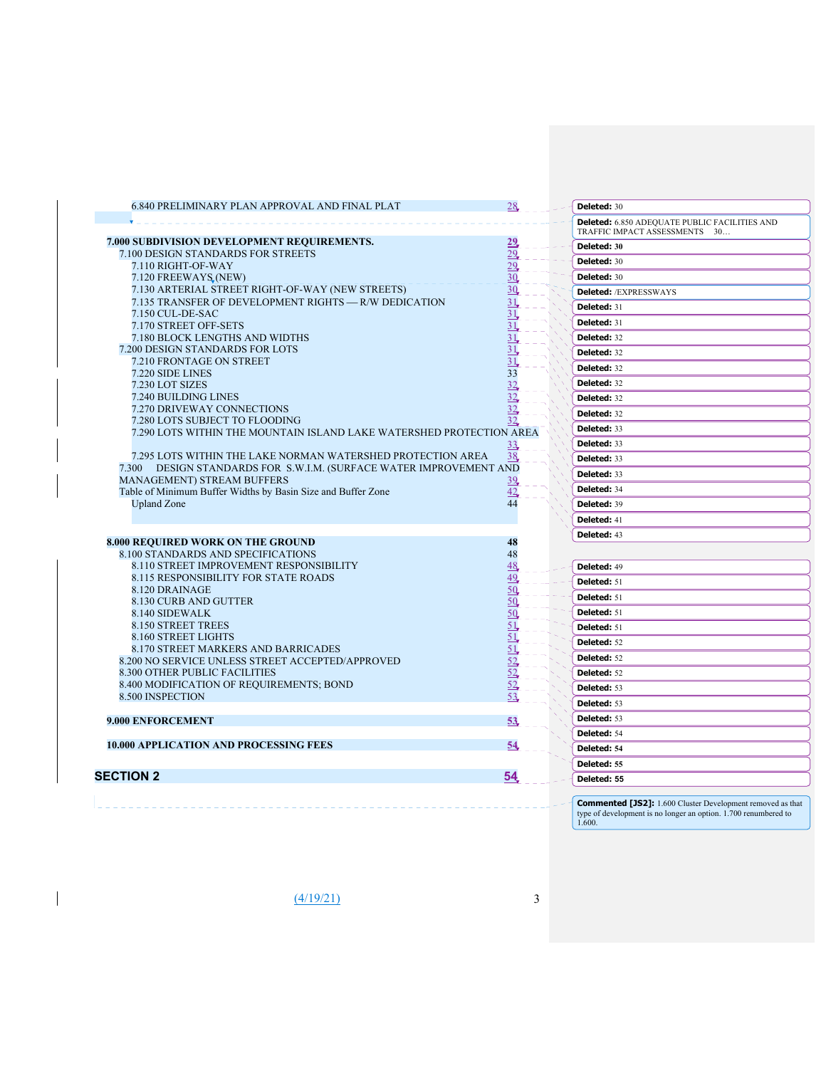6.840 PRELIMINARY PLAN APPROVAL AND FINAL PLAT 28

**7.000 SUBDIVISION DEVELOPMENT REQUIREMENTS. 29**

7.100 DESIGN STANDARDS FOR STREETS 29

7.110 RIGHT-OF-WAY 29

7.120 FREEWAYS (NEW) 30

7.130 ARTERIAL STREET RIGHT-OF-WAY (NEW STREETS) 30

7.135 TRANSFER OF DEVELOPMENT RIGHTS — R/W DEDICATION 31

7.150 CUL-DE-SAC 31

7.170 STREET OFF-SETS 31

7.180 BLOCK LENGTHS AND WIDTHS 31

7.200 DESIGN STANDARDS FOR LOTS 31

7.210 FRONTAGE ON STREET 31

7.220 SIDE LINES 33

7.230 LOT SIZES 32

7.240 BUILDING LINES 32

7.270 DRIVEWAY CONNECTIONS 32

7.280 LOTS SUBJECT TO FLOODING 32

7.290 LOTS WITHIN THE MOUNTAIN ISLAND LAKE WATERSHED PROTECTION AREA 33

7.295 LOTS WITHIN THE LAKE NORMAN WATERSHED PROTECTION AREA 38

7.300 DESIGN STANDARDS FOR S.W.I.M. (SURFACE WATER IMPROVEMENT AND MANAGEMENT) STREAM BUFFERS 39

Table of Minimum Buffer Widths by Basin Size and Buffer Zone 42

Upland Zone 44

**8.000 REQUIRED WORK ON THE GROUND 48**

8.100 STANDARDS AND SPECIFICATIONS 48

8.110 STREET IMPROVEMENT RESPONSIBILITY 48

8.115 RESPONSIBILITY FOR STATE ROADS 49

8.120 DRAINAGE 50

8.130 CURB AND GUTTER 50

8.140 SIDEWALK 50

8.150 STREET TREES 51

8.160 STREET LIGHTS 51

8.170 STREET MARKERS AND BARRICADES 51

8.200 NO SERVICE UNLESS STREET ACCEPTED/APPROVED 52

8.300 OTHER PUBLIC FACILITIES 52

8.400 MODIFICATION OF REQUIREMENTS; BOND 52

8.500 INSPECTION 53

**9.000 ENFORCEMENT 53**

**10.000 APPLICATION AND PROCESSING FEES 54**

**SECTION 2 54**

(4/19/21)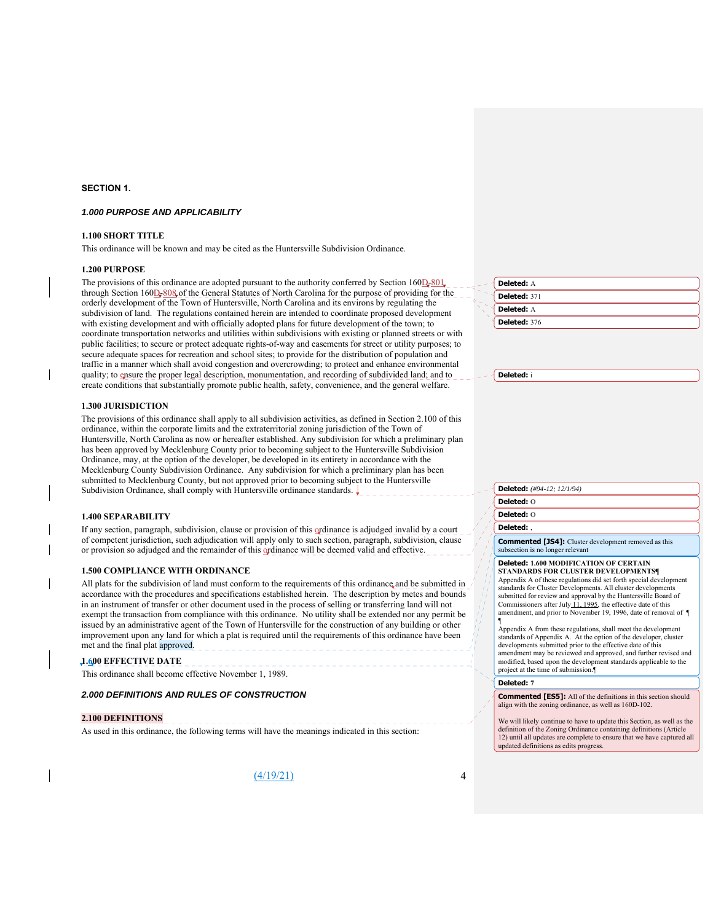## SECTION 1.

### *1.000 PURPOSE AND APPLICABILITY*

**1.100 SHORT TITLE**

This ordinance will be known and may be cited as the Huntersville Subdivision Ordinance.

**1.200 PURPOSE**

The provisions of this ordinance are adopted pursuant to the authority conferred by Section 160D-801 through Section 160D-808 of the General Statutes of North Carolina for the purpose of providing for the orderly development of the Town of Huntersville, North Carolina and its environs by regulating the subdivision of land. The regulations contained herein are intended to coordinate proposed development with existing development and with officially adopted plans for future development of the town; to coordinate transportation networks and utilities within subdivisions with existing or planned streets or with public facilities; to secure or protect adequate rights-of-way and easements for street or utility purposes; to secure adequate spaces for recreation and school sites; to provide for the distribution of population and traffic in a manner which shall avoid congestion and overcrowding; to protect and enhance environmental quality; to ensure the proper legal description, monumentation, and recording of subdivided land; and to create conditions that substantially promote public health, safety, convenience, and the general welfare.

**1.300 JURISDICTION**

The provisions of this ordinance shall apply to all subdivision activities, as defined in Section 2.100 of this ordinance, within the corporate limits and the extraterritorial zoning jurisdiction of the Town of Huntersville, North Carolina as now or hereafter established. Any subdivision for which a preliminary plan has been approved by Mecklenburg County prior to becoming subject to the Huntersville Subdivision Ordinance, may, at the option of the developer, be developed in its entirety in accordance with the Mecklenburg County Subdivision Ordinance. Any subdivision for which a preliminary plan has been submitted to Mecklenburg County, but not approved prior to becoming subject to the Huntersville Subdivision Ordinance, shall comply with Huntersville ordinance standards.

**1.400 SEPARABILITY**

If any section, paragraph, subdivision, clause or provision of this ordinance is adjudged invalid by a court of competent jurisdiction, such adjudication will apply only to such section, paragraph, subdivision, clause or provision so adjudged and the remainder of this ordinance will be deemed valid and effective.

**1.500 COMPLIANCE WITH ORDINANCE**

All plats for the subdivision of land must conform to the requirements of this ordinance and be submitted in accordance with the procedures and specifications established herein. The description by metes and bounds in an instrument of transfer or other document used in the process of selling or transferring land will not exempt the transaction from compliance with this ordinance. No utility shall be extended nor any permit be issued by an administrative agent of the Town of Huntersville for the construction of any building or other improvement upon any land for which a plat is required until the requirements of this ordinance have been met and the final plat approved.

**1.600 EFFECTIVE DATE**

This ordinance shall become effective November 1, 1989.

### *2.000 DEFINITIONS AND RULES OF CONSTRUCTION*

**2.100 DEFINITIONS**

As used in this ordinance, the following terms will have the meanings indicated in this section:

(4/19/21)

---

**Deleted:** A

**Deleted:** 371

**Deleted:** A

**Deleted:** 376

**Deleted:** i

**Deleted:** *(#94-12; 12/1/94)*

**Deleted:** O

**Deleted:** O

**Deleted:** ,

**Commented [JS4]:** Cluster development removed as this subsection is no longer relevant

**Deleted: 1.600 MODIFICATION OF CERTAIN STANDARDS FOR CLUSTER DEVELOPMENTS**

Appendix A of these regulations did set forth special development standards for Cluster Developments. All cluster developments submitted for review and approval by the Huntersville Board of Commissioners after July 11, 1995, the effective date of this amendment, and prior to November 19, 1996, date of removal of

Appendix A from these regulations, shall meet the development standards of Appendix A. At the option of the developer, cluster developments submitted prior to the effective date of this amendment may be reviewed and approved, and further revised and modified, based upon the development standards applicable to the project at the time of submission.

**Deleted:** 7

**Commented [ES5]:** All of the definitions in this section should align with the zoning ordinance, as well as 160D-102.

We will likely continue to have to update this Section, as well as the definition of the Zoning Ordinance containing definitions (Article 12) until all updates are complete to ensure that we have captured all updated definitions as edits progress.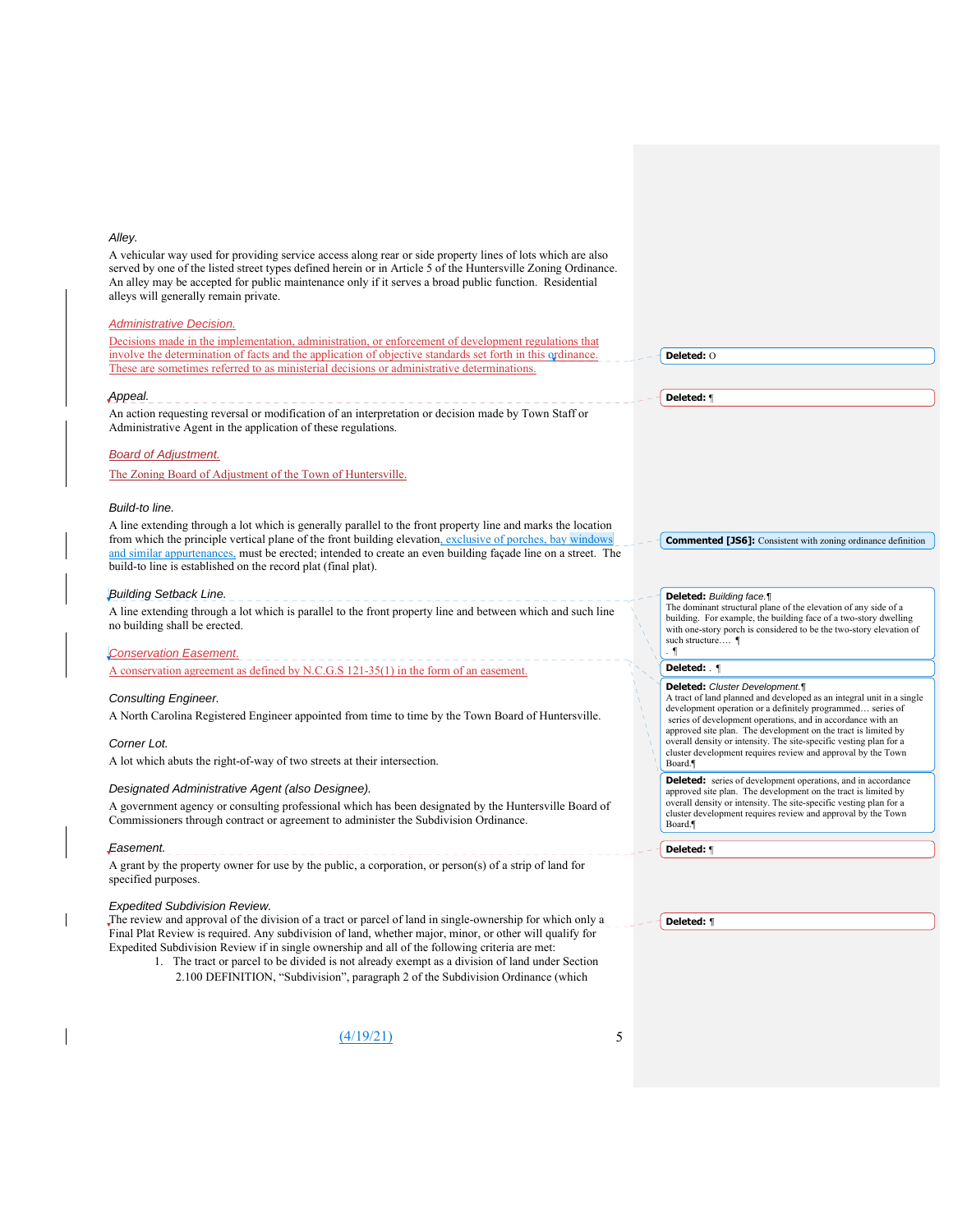*Alley.*

A vehicular way used for providing service access along rear or side property lines of lots which are also served by one of the listed street types defined herein or in Article 5 of the Huntersville Zoning Ordinance. An alley may be accepted for public maintenance only if it serves a broad public function. Residential alleys will generally remain private.

*Administrative Decision.*

Decisions made in the implementation, administration, or enforcement of development regulations that involve the determination of facts and the application of objective standards set forth in this ordinance. These are sometimes referred to as ministerial decisions or administrative determinations.

*Appeal.*

An action requesting reversal or modification of an interpretation or decision made by Town Staff or Administrative Agent in the application of these regulations.

*Board of Adjustment.*

The Zoning Board of Adjustment of the Town of Huntersville.

*Build-to line.*

A line extending through a lot which is generally parallel to the front property line and marks the location from which the principle vertical plane of the front building elevation, exclusive of porches, bay windows and similar appurtenances, must be erected; intended to create an even building façade line on a street. The build-to line is established on the record plat (final plat).

*Building Setback Line.*

A line extending through a lot which is parallel to the front property line and between which and such line no building shall be erected.

*Conservation Easement.*

A conservation agreement as defined by N.C.G.S 121-35(1) in the form of an easement.

*Consulting Engineer.*

A North Carolina Registered Engineer appointed from time to time by the Town Board of Huntersville.

*Corner Lot.*

A lot which abuts the right-of-way of two streets at their intersection.

*Designated Administrative Agent (also Designee).*

A government agency or consulting professional which has been designated by the Huntersville Board of Commissioners through contract or agreement to administer the Subdivision Ordinance.

*Easement.*

A grant by the property owner for use by the public, a corporation, or person(s) of a strip of land for specified purposes.

*Expedited Subdivision Review.*

The review and approval of the division of a tract or parcel of land in single-ownership for which only a Final Plat Review is required. Any subdivision of land, whether major, minor, or other will qualify for Expedited Subdivision Review if in single ownership and all of the following criteria are met:

1. The tract or parcel to be divided is not already exempt as a division of land under Section 2.100 DEFINITION, "Subdivision", paragraph 2 of the Subdivision Ordinance (which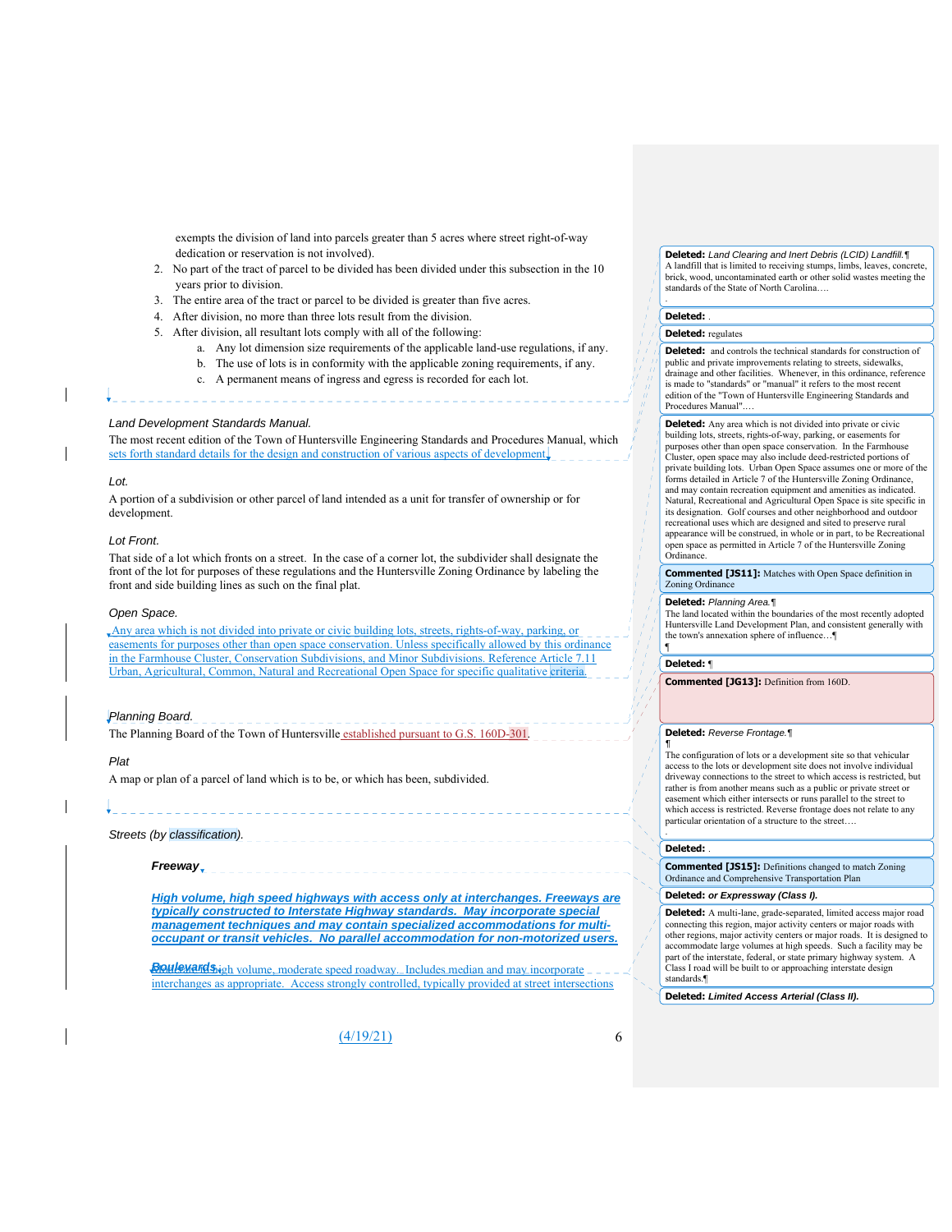exempts the division of land into parcels greater than 5 acres where street right-of-way dedication or reservation is not involved).

2. No part of the tract of parcel to be divided has been divided under this subsection in the 10 years prior to division.
3. The entire area of the tract or parcel to be divided is greater than five acres.
4. After division, no more than three lots result from the division.
5. After division, all resultant lots comply with all of the following:
   a. Any lot dimension size requirements of the applicable land-use regulations, if any.
   b. The use of lots is in conformity with the applicable zoning requirements, if any.
   c. A permanent means of ingress and egress is recorded for each lot.

*Land Development Standards Manual.*

The most recent edition of the Town of Huntersville Engineering Standards and Procedures Manual, which sets forth standard details for the design and construction of various aspects of development.

*Lot.*

A portion of a subdivision or other parcel of land intended as a unit for transfer of ownership or for development.

*Lot Front.*

That side of a lot which fronts on a street. In the case of a corner lot, the subdivider shall designate the front of the lot for purposes of these regulations and the Huntersville Zoning Ordinance by labeling the front and side building lines as such on the final plat.

*Open Space.*

Any area which is not divided into private or civic building lots, streets, rights-of-way, parking, or easements for purposes other than open space conservation. Unless specifically allowed by this ordinance in the Farmhouse Cluster, Conservation Subdivisions, and Minor Subdivisions. Reference Article 7.11 Urban, Agricultural, Common, Natural and Recreational Open Space for specific qualitative criteria.

*Planning Board.*

The Planning Board of the Town of Huntersville established pursuant to G.S. 160D-301.

*Plat*

A map or plan of a parcel of land which is to be, or which has been, subdivided.

*Streets (by classification).*

***Freeway***

***High volume, high speed highways with access only at interchanges. Freeways are typically constructed to Interstate Highway standards. May incorporate special management techniques and may contain specialized accommodations for multi-occupant or transit vehicles. No parallel accommodation for non-motorized users.***

***Boulevards.*** High volume, moderate speed roadway. Includes median and may incorporate interchanges as appropriate. Access strongly controlled, typically provided at street intersections

Deleted: *Land Clearing and Inert Debris (LCID) Landfill.* A landfill that is limited to receiving stumps, limbs, leaves, concrete, brick, wood, uncontaminated earth or other solid wastes meeting the standards of the State of North Carolina.…

Deleted: .

Deleted: regulates

Deleted: and controls the technical standards for construction of public and private improvements relating to streets, sidewalks, drainage and other facilities. Whenever, in this ordinance, reference is made to "standards" or "manual" it refers to the most recent edition of the "Town of Huntersville Engineering Standards and Procedures Manual".…

Deleted: Any area which is not divided into private or civic building lots, streets, rights-of-way, parking, or easements for purposes other than open space conservation. In the Farmhouse Cluster, open space may also include deed-restricted portions of private building lots. Urban Open Space assumes one or more of the forms detailed in Article 7 of the Huntersville Zoning Ordinance, and may contain recreation equipment and amenities as indicated. Natural, Recreational and Agricultural Open Space is site specific in its designation. Golf courses and other neighborhood and outdoor recreational uses which are designed and sited to preserve rural appearance will be construed, in whole or in part, to be Recreational open space as permitted in Article 7 of the Huntersville Zoning Ordinance.

Commented [JS11]: Matches with Open Space definition in Zoning Ordinance

Deleted: *Planning Area.* The land located within the boundaries of the most recently adopted Huntersville Land Development Plan, and consistent generally with the town's annexation sphere of influence.…

Deleted: ¶

Commented [JG13]: Definition from 160D.

Deleted: *Reverse Frontage.* The configuration of lots or a development site so that vehicular access to the lots or development site does not involve individual driveway connections to the street to which access is restricted, but rather is from another means such as a public or private street or easement which either intersects or runs parallel to the street to which access is restricted. Reverse frontage does not relate to any particular orientation of a structure to the street.…

Deleted: .

Commented [JS15]: Definitions changed to match Zoning Ordinance and Comprehensive Transportation Plan

Deleted: ***or Expressway (Class I).***

Deleted: A multi-lane, grade-separated, limited access major road connecting this region, major activity centers or major roads with other regions, major activity centers or major roads. It is designed to accommodate large volumes at high speeds. Such a facility may be part of the interstate, federal, or state primary highway system. A Class I road will be built to or approaching interstate design standards.

Deleted: ***Limited Access Arterial (Class II).***

(4/19/21)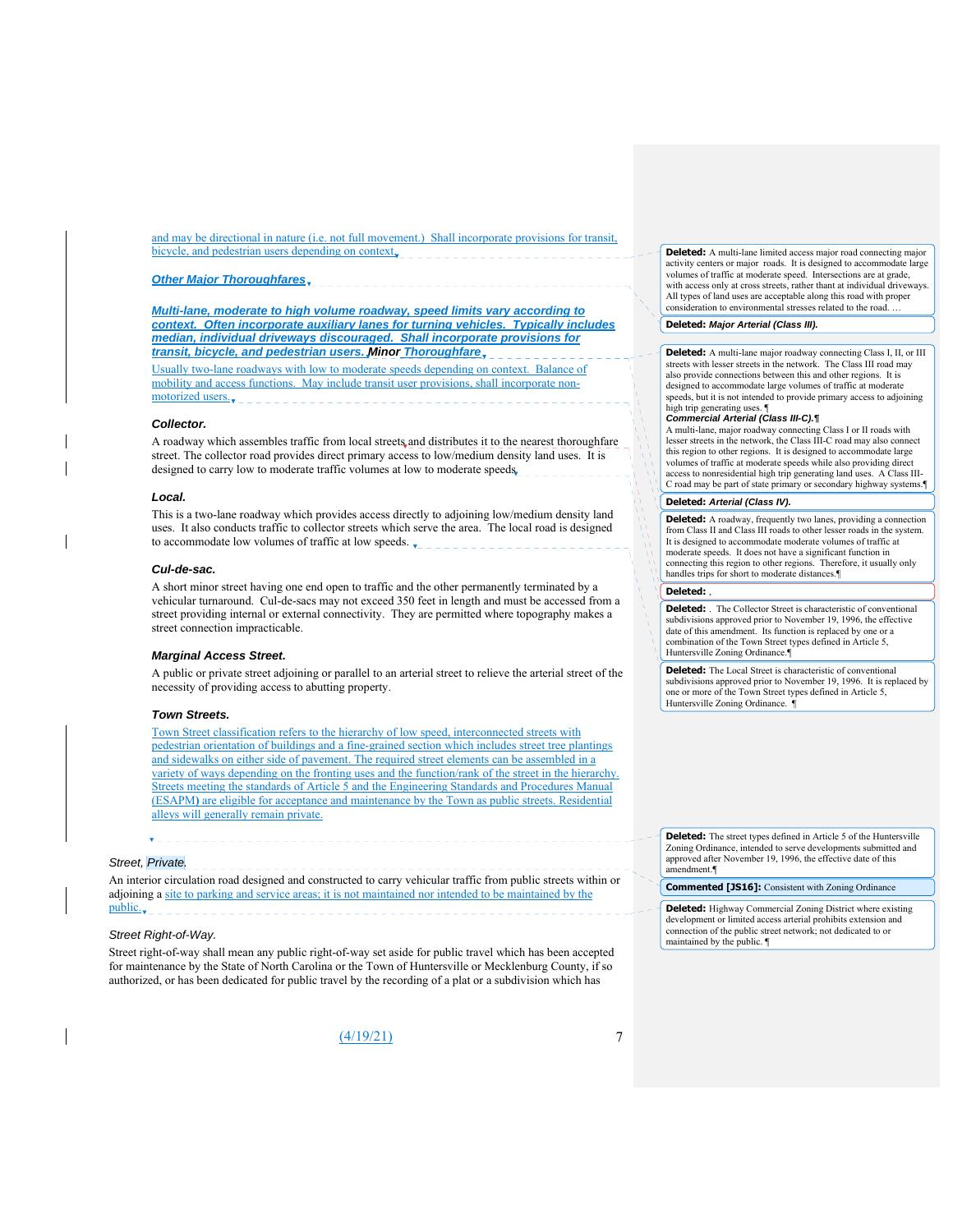and may be directional in nature (i.e. not full movement.) Shall incorporate provisions for transit, bicycle, and pedestrian users depending on context.

***Other Major Thoroughfares***

***Multi-lane, moderate to high volume roadway, speed limits vary according to context. Often incorporate auxiliary lanes for turning vehicles. Typically includes median, individual driveways discouraged. Shall incorporate provisions for transit, bicycle, and pedestrian users.*** ***Minor Thoroughfare***

Usually two-lane roadways with low to moderate speeds depending on context. Balance of mobility and access functions. May include transit user provisions, shall incorporate non-motorized users.

***Collector.***

A roadway which assembles traffic from local streets and distributes it to the nearest thoroughfare street. The collector road provides direct primary access to low/medium density land uses. It is designed to carry low to moderate traffic volumes at low to moderate speeds.

***Local.***

This is a two-lane roadway which provides access directly to adjoining low/medium density land uses. It also conducts traffic to collector streets which serve the area. The local road is designed to accommodate low volumes of traffic at low speeds.

***Cul-de-sac.***

A short minor street having one end open to traffic and the other permanently terminated by a vehicular turnaround. Cul-de-sacs may not exceed 350 feet in length and must be accessed from a street providing internal or external connectivity. They are permitted where topography makes a street connection impracticable.

***Marginal Access Street.***

A public or private street adjoining or parallel to an arterial street to relieve the arterial street of the necessity of providing access to abutting property.

***Town Streets.***

Town Street classification refers to the hierarchy of low speed, interconnected streets with pedestrian orientation of buildings and a fine-grained section which includes street tree plantings and sidewalks on either side of pavement. The required street elements can be assembled in a variety of ways depending on the fronting uses and the function/rank of the street in the hierarchy. Streets meeting the standards of Article 5 and the Engineering Standards and Procedures Manual (ESAPM) are eligible for acceptance and maintenance by the Town as public streets. Residential alleys will generally remain private.

*Street, Private.*

An interior circulation road designed and constructed to carry vehicular traffic from public streets within or adjoining a site to parking and service areas; it is not maintained nor intended to be maintained by the public.

*Street Right-of-Way.*

Street right-of-way shall mean any public right-of-way set aside for public travel which has been accepted for maintenance by the State of North Carolina or the Town of Huntersville or Mecklenburg County, if so authorized, or has been dedicated for public travel by the recording of a plat or a subdivision which has

(4/19/21)

**Deleted:** A multi-lane limited access major road connecting major activity centers or major roads. It is designed to accommodate large volumes of traffic at moderate speed. Intersections are at grade, with access only at cross streets, rather than at individual driveways. All types of land uses are acceptable along this road with proper consideration to environmental stresses related to the road. ...

**Deleted:** ***Major Arterial (Class III).***

**Deleted:** A multi-lane major roadway connecting Class I, II, or III streets with lesser streets in the network. The Class III road may also provide connections between this and other regions. It is designed to accommodate large volumes of traffic at moderate speeds, but it is not intended to provide primary access to adjoining high trip generating uses.
***Commercial Arterial (Class III-C).***
A multi-lane, major roadway connecting Class I or II roads with lesser streets in the network, the Class III-C road may also connect this region to other regions. It is designed to accommodate large volumes of traffic at moderate speeds while also providing direct access to nonresidential high trip generating land uses. A Class III-C road may be part of state primary or secondary highway systems.

**Deleted:** ***Arterial (Class IV).***

**Deleted:** A roadway, frequently two lanes, providing a connection from Class II and Class III roads to other lesser roads in the system. It is designed to accommodate moderate volumes of traffic at moderate speeds. It does not have a significant function in connecting this region to other regions. Therefore, it usually only handles trips for short to moderate distances.

**Deleted:** ,

**Deleted:** . The Collector Street is characteristic of conventional subdivisions approved prior to November 19, 1996, the effective date of this amendment. Its function is replaced by one or a combination of the Town Street types defined in Article 5, Huntersville Zoning Ordinance.

**Deleted:** The Local Street is characteristic of conventional subdivisions approved prior to November 19, 1996. It is replaced by one or more of the Town Street types defined in Article 5, Huntersville Zoning Ordinance.

**Deleted:** The street types defined in Article 5 of the Huntersville Zoning Ordinance, intended to serve developments submitted and approved after November 19, 1996, the effective date of this amendment.

**Commented [JS16]:** Consistent with Zoning Ordinance

**Deleted:** Highway Commercial Zoning District where existing development or limited access arterial prohibits extension and connection of the public street network; not dedicated to or maintained by the public.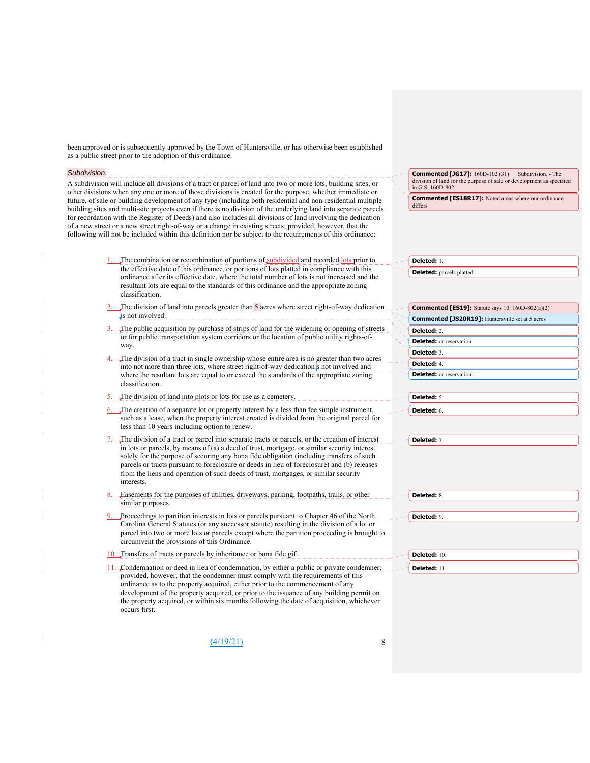been approved or is subsequently approved by the Town of Huntersville, or has otherwise been established as a public street prior to the adoption of this ordinance.

*Subdivision.*

A subdivision will include all divisions of a tract or parcel of land into two or more lots, building sites, or other divisions when any one or more of those divisions is created for the purpose, whether immediate or future, of sale or building development of any type (including both residential and non-residential multiple building sites and multi-site projects even if there is no division of the underlying land into separate parcels for recordation with the Register of Deeds) and also includes all divisions of land involving the dedication of a new street or a new street right-of-way or a change in existing streets; provided, however, that the following will not be included within this definition nor be subject to the requirements of this ordinance:

1. The combination or recombination of portions of subdivided and recorded lots prior to the effective date of this ordinance, or portions of lots platted in compliance with this ordinance after its effective date, where the total number of lots is not increased and the resultant lots are equal to the standards of this ordinance and the appropriate zoning classification.
2. The division of land into parcels greater than 5 acres where street right-of-way dedication is not involved.
3. The public acquisition by purchase of strips of land for the widening or opening of streets or for public transportation system corridors or the location of public utility rights-of-way.
4. The division of a tract in single ownership whose entire area is no greater than two acres into not more than three lots, where street right-of-way dedication is not involved and where the resultant lots are equal to or exceed the standards of the appropriate zoning classification.
5. The division of land into plots or lots for use as a cemetery.
6. The creation of a separate lot or property interest by a less than fee simple instrument, such as a lease, when the property interest created is divided from the original parcel for less than 10 years including option to renew.
7. The division of a tract or parcel into separate tracts or parcels, or the creation of interest in lots or parcels, by means of (a) a deed of trust, mortgage, or similar security interest solely for the purpose of securing any bona fide obligation (including transfers of such parcels or tracts pursuant to foreclosure or deeds in lieu of foreclosure) and (b) releases from the liens and operation of such deeds of trust, mortgages, or similar security interests.
8. Easements for the purposes of utilities, driveways, parking, footpaths, trails, or other similar purposes.
9. Proceedings to partition interests in lots or parcels pursuant to Chapter 46 of the North Carolina General Statutes (or any successor statute) resulting in the division of a lot or parcel into two or more lots or parcels except where the partition proceeding is brought to circumvent the provisions of this Ordinance.
10. Transfers of tracts or parcels by inheritance or bona fide gift.
11. Condemnation or deed in lieu of condemnation, by either a public or private condemner; provided, however, that the condemner must comply with the requirements of this ordinance as to the property acquired, either prior to the commencement of any development of the property acquired, or prior to the issuance of any building permit on the property acquired, or within six months following the date of acquisition, whichever occurs first.

(4/19/21)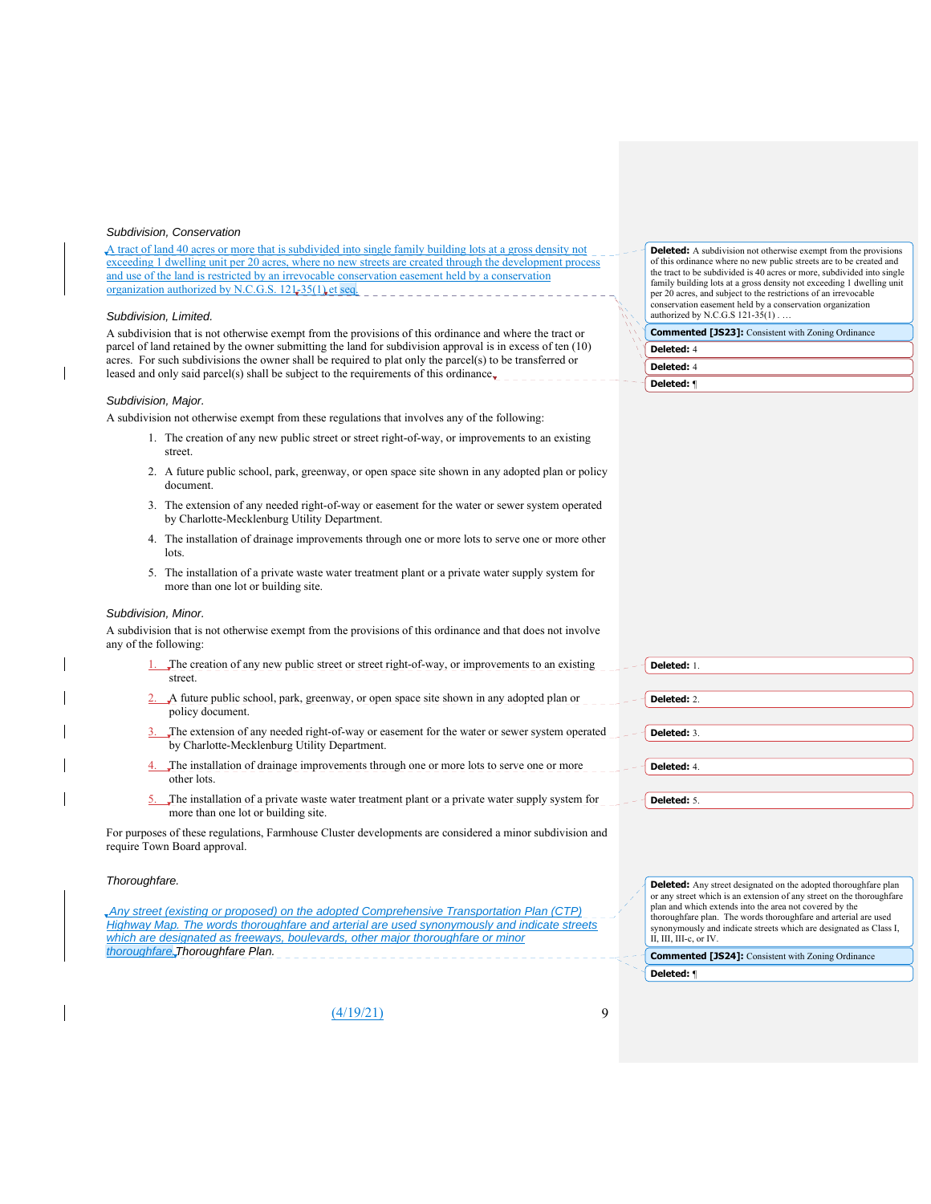*Subdivision, Conservation*

A tract of land 40 acres or more that is subdivided into single family building lots at a gross density not exceeding 1 dwelling unit per 20 acres, where no new streets are created through the development process and use of the land is restricted by an irrevocable conservation easement held by a conservation organization authorized by N.C.G.S. 121-35(1) et seq.

*Subdivision, Limited.*

A subdivision that is not otherwise exempt from the provisions of this ordinance and where the tract or parcel of land retained by the owner submitting the land for subdivision approval is in excess of ten (10) acres. For such subdivisions the owner shall be required to plat only the parcel(s) to be transferred or leased and only said parcel(s) shall be subject to the requirements of this ordinance.

*Subdivision, Major.*

A subdivision not otherwise exempt from these regulations that involves any of the following:

1. The creation of any new public street or street right-of-way, or improvements to an existing street.
2. A future public school, park, greenway, or open space site shown in any adopted plan or policy document.
3. The extension of any needed right-of-way or easement for the water or sewer system operated by Charlotte-Mecklenburg Utility Department.
4. The installation of drainage improvements through one or more lots to serve one or more other lots.
5. The installation of a private waste water treatment plant or a private water supply system for more than one lot or building site.

*Subdivision, Minor.*

A subdivision that is not otherwise exempt from the provisions of this ordinance and that does not involve any of the following:

1. The creation of any new public street or street right-of-way, or improvements to an existing street.
2. A future public school, park, greenway, or open space site shown in any adopted plan or policy document.
3. The extension of any needed right-of-way or easement for the water or sewer system operated by Charlotte-Mecklenburg Utility Department.
4. The installation of drainage improvements through one or more lots to serve one or more other lots.
5. The installation of a private waste water treatment plant or a private water supply system for more than one lot or building site.

For purposes of these regulations, Farmhouse Cluster developments are considered a minor subdivision and require Town Board approval.

*Thoroughfare.*

*Any street (existing or proposed) on the adopted Comprehensive Transportation Plan (CTP) Highway Map. The words thoroughfare and arterial are used synonymously and indicate streets which are designated as freeways, boulevards, other major thoroughfare or minor thoroughfare Thoroughfare Plan.*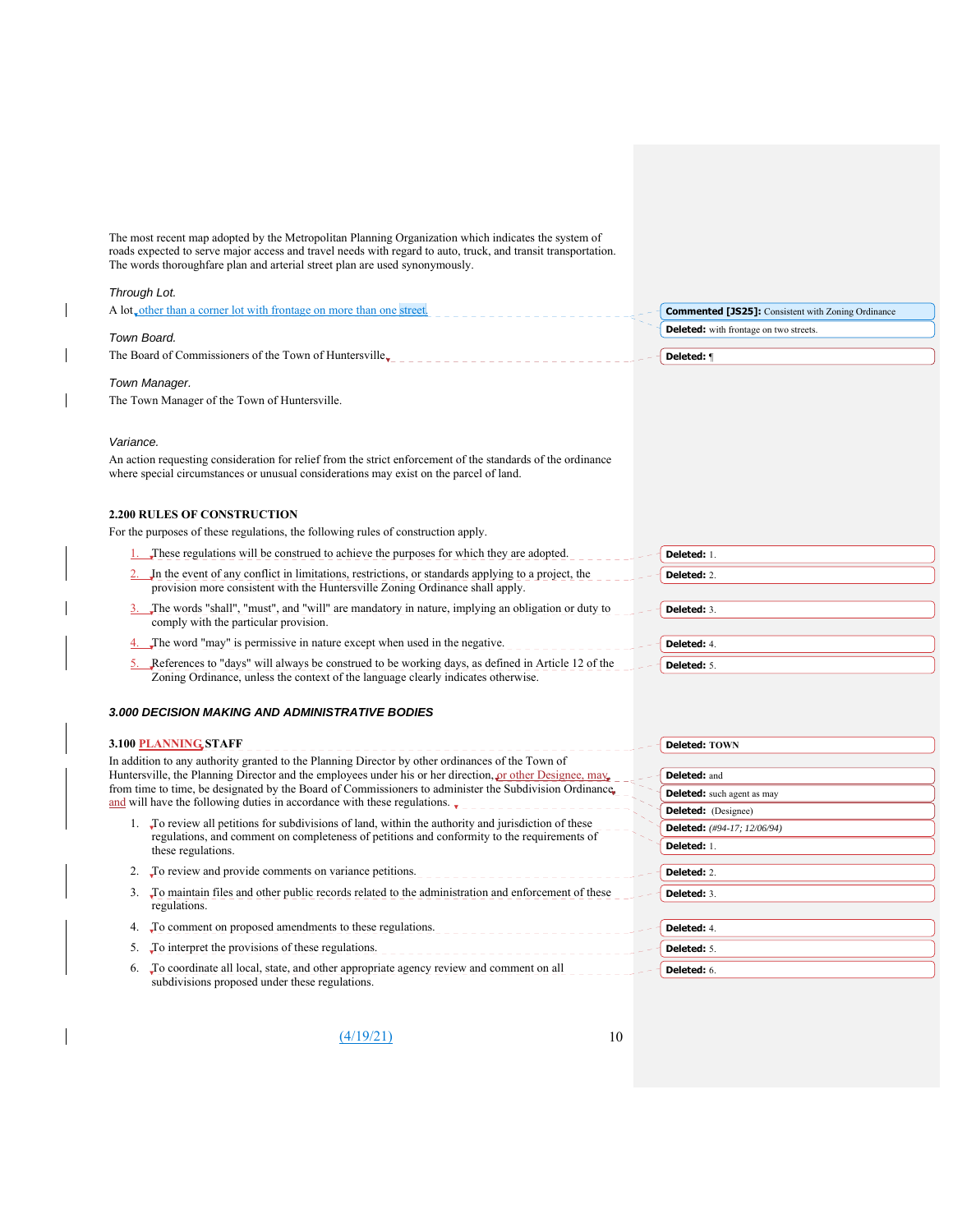The most recent map adopted by the Metropolitan Planning Organization which indicates the system of roads expected to serve major access and travel needs with regard to auto, truck, and transit transportation. The words thoroughfare plan and arterial street plan are used synonymously.

*Through Lot.*

A lot other than a corner lot with frontage on more than one street.

*Town Board.*

The Board of Commissioners of the Town of Huntersville.

*Town Manager.*

The Town Manager of the Town of Huntersville.

*Variance.*

An action requesting consideration for relief from the strict enforcement of the standards of the ordinance where special circumstances or unusual considerations may exist on the parcel of land.

## 2.200 RULES OF CONSTRUCTION

For the purposes of these regulations, the following rules of construction apply.

1. These regulations will be construed to achieve the purposes for which they are adopted.
2. In the event of any conflict in limitations, restrictions, or standards applying to a project, the provision more consistent with the Huntersville Zoning Ordinance shall apply.
3. The words "shall", "must", and "will" are mandatory in nature, implying an obligation or duty to comply with the particular provision.
4. The word "may" is permissive in nature except when used in the negative.
5. References to "days" will always be construed to be working days, as defined in Article 12 of the Zoning Ordinance, unless the context of the language clearly indicates otherwise.

# *3.000 DECISION MAKING AND ADMINISTRATIVE BODIES*

## 3.100 PLANNING STAFF

In addition to any authority granted to the Planning Director by other ordinances of the Town of Huntersville, the Planning Director and the employees under his or her direction, or other Designee, may from time to time, be designated by the Board of Commissioners to administer the Subdivision Ordinance, and will have the following duties in accordance with these regulations.

1. To review all petitions for subdivisions of land, within the authority and jurisdiction of these regulations, and comment on completeness of petitions and conformity to the requirements of these regulations.
2. To review and provide comments on variance petitions.
3. To maintain files and other public records related to the administration and enforcement of these regulations.
4. To comment on proposed amendments to these regulations.
5. To interpret the provisions of these regulations.
6. To coordinate all local, state, and other appropriate agency review and comment on all subdivisions proposed under these regulations.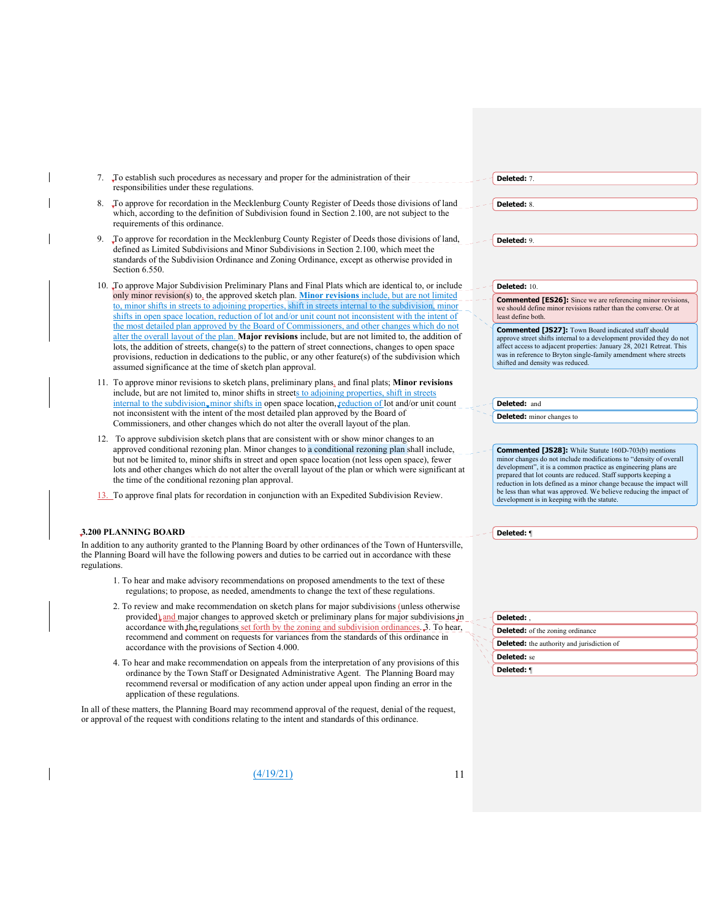7. To establish such procedures as necessary and proper for the administration of their responsibilities under these regulations.

8. To approve for recordation in the Mecklenburg County Register of Deeds those divisions of land which, according to the definition of Subdivision found in Section 2.100, are not subject to the requirements of this ordinance.

9. To approve for recordation in the Mecklenburg County Register of Deeds those divisions of land, defined as Limited Subdivisions and Minor Subdivisions in Section 2.100, which meet the standards of the Subdivision Ordinance and Zoning Ordinance, except as otherwise provided in Section 6.550.

10. To approve Major Subdivision Preliminary Plans and Final Plats which are identical to, or include only minor revision(s) to, the approved sketch plan. **Minor revisions** include, but are not limited to, minor shifts in streets to adjoining properties, shift in streets internal to the subdivision, minor shifts in open space location, reduction of lot and/or unit count not inconsistent with the intent of the most detailed plan approved by the Board of Commissioners, and other changes which do not alter the overall layout of the plan. **Major revisions** include, but are not limited to, the addition of lots, the addition of streets, change(s) to the pattern of street connections, changes to open space provisions, reduction in dedications to the public, or any other feature(s) of the subdivision which assumed significance at the time of sketch plan approval.

11. To approve minor revisions to sketch plans, preliminary plans, and final plats; **Minor revisions** include, but are not limited to, minor shifts in streets to adjoining properties, shift in streets internal to the subdivision, minor shifts in open space location, reduction of lot and/or unit count not inconsistent with the intent of the most detailed plan approved by the Board of Commissioners, and other changes which do not alter the overall layout of the plan.

12. To approve subdivision sketch plans that are consistent with or show minor changes to an approved conditional rezoning plan. Minor changes to a conditional rezoning plan shall include, but not be limited to, minor shifts in street and open space location (not less open space), fewer lots and other changes which do not alter the overall layout of the plan or which were significant at the time of the conditional rezoning plan approval.

13. To approve final plats for recordation in conjunction with an Expedited Subdivision Review.

## 3.200 PLANNING BOARD

In addition to any authority granted to the Planning Board by other ordinances of the Town of Huntersville, the Planning Board will have the following powers and duties to be carried out in accordance with these regulations.

1. To hear and make advisory recommendations on proposed amendments to the text of these regulations; to propose, as needed, amendments to change the text of these regulations.

2. To review and make recommendation on sketch plans for major subdivisions (unless otherwise provided) and major changes to approved sketch or preliminary plans for major subdivisions in accordance with the regulations set forth by the zoning and subdivision ordinances. 3. To hear, recommend and comment on requests for variances from the standards of this ordinance in accordance with the provisions of Section 4.000.

4. To hear and make recommendation on appeals from the interpretation of any provisions of this ordinance by the Town Staff or Designated Administrative Agent. The Planning Board may recommend reversal or modification of any action under appeal upon finding an error in the application of these regulations.

In all of these matters, the Planning Board may recommend approval of the request, denial of the request, or approval of the request with conditions relating to the intent and standards of this ordinance.

Deleted: 7.

Deleted: 8.

Deleted: 9.

Deleted: 10.

**Commented [ES26]:** Since we are referencing minor revisions, we should define minor revisions rather than the converse. Or at least define both.

**Commented [JS27]:** Town Board indicated staff should approve street shifts internal to a development provided they do not affect access to adjacent properties: January 28, 2021 Retreat. This was in reference to Bryton single-family amendment where streets shifted and density was reduced.

Deleted: and

Deleted: minor changes to

**Commented [JS28]:** While Statute 160D-703(b) mentions minor changes do not include modifications to "density of overall development", it is a common practice as engineering plans are prepared that lot counts are reduced. Staff supports keeping a reduction in lots defined as a minor change because the impact will be less than what was approved. We believe reducing the impact of development is in keeping with the statute.

Deleted: ¶

Deleted: ,

Deleted: of the zoning ordinance

Deleted: the authority and jurisdiction of

Deleted: se

Deleted: ¶

(4/19/21)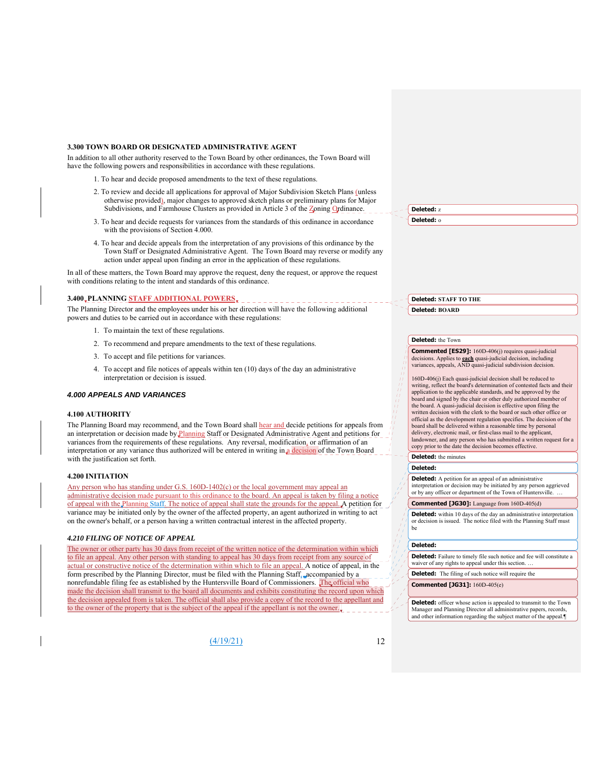**3.300 TOWN BOARD OR DESIGNATED ADMINISTRATIVE AGENT**

In addition to all other authority reserved to the Town Board by other ordinances, the Town Board will have the following powers and responsibilities in accordance with these regulations.

1. To hear and decide proposed amendments to the text of these regulations.
2. To review and decide all applications for approval of Major Subdivision Sketch Plans (unless otherwise provided), major changes to approved sketch plans or preliminary plans for Major Subdivisions, and Farmhouse Clusters as provided in Article 3 of the Zoning Ordinance.
3. To hear and decide requests for variances from the standards of this ordinance in accordance with the provisions of Section 4.000.
4. To hear and decide appeals from the interpretation of any provisions of this ordinance by the Town Staff or Designated Administrative Agent. The Town Board may reverse or modify any action under appeal upon finding an error in the application of these regulations.

In all of these matters, the Town Board may approve the request, deny the request, or approve the request with conditions relating to the intent and standards of this ordinance.

**3.400 PLANNING STAFF ADDITIONAL POWERS**

The Planning Director and the employees under his or her direction will have the following additional powers and duties to be carried out in accordance with these regulations:

1. To maintain the text of these regulations.
2. To recommend and prepare amendments to the text of these regulations.
3. To accept and file petitions for variances.
4. To accept and file notices of appeals within ten (10) days of the day an administrative interpretation or decision is issued.

## *4.000 APPEALS AND VARIANCES*

**4.100 AUTHORITY**

The Planning Board may recommend, and the Town Board shall hear and decide petitions for appeals from an interpretation or decision made by Planning Staff or Designated Administrative Agent and petitions for variances from the requirements of these regulations. Any reversal, modification, or affirmation of an interpretation or any variance thus authorized will be entered in writing in a decision of the Town Board with the justification set forth.

**4.200 INITIATION**

Any person who has standing under G.S. 160D-1402(c) or the local government may appeal an administrative decision made pursuant to this ordinance to the board. An appeal is taken by filing a notice of appeal with the Planning Staff. The notice of appeal shall state the grounds for the appeal. A petition for variance may be initiated only by the owner of the affected property, an agent authorized in writing to act on the owner's behalf, or a person having a written contractual interest in the affected property.

***4.210 FILING OF NOTICE OF APPEAL***

The owner or other party has 30 days from receipt of the written notice of the determination within which to file an appeal. Any other person with standing to appeal has 30 days from receipt from any source of actual or constructive notice of the determination within which to file an appeal. A notice of appeal, in the form prescribed by the Planning Director, must be filed with the Planning Staff, accompanied by a nonrefundable filing fee as established by the Huntersville Board of Commissioners. The official who made the decision shall transmit to the board all documents and exhibits constituting the record upon which the decision appealed from is taken. The official shall also provide a copy of the record to the appellant and to the owner of the property that is the subject of the appeal if the appellant is not the owner.

---

Deleted: z

Deleted: o

Deleted: STAFF TO THE

Deleted: BOARD

Deleted: the Town

**Commented [ES29]:** 160D-406(j) requires quasi-judicial decisions. Applies to **each** quasi-judicial decision, including variances, appeals, AND quasi-judicial subdivision decision.

160D-406(j) Each quasi-judicial decision shall be reduced to writing, reflect the board's determination of contested facts and their application to the applicable standards, and be approved by the board and signed by the chair or other duly authorized member of the board. A quasi-judicial decision is effective upon filing the written decision with the clerk to the board or such other office or official as the development regulation specifies. The decision of the board shall be delivered within a reasonable time by personal delivery, electronic mail, or first-class mail to the applicant, landowner, and any person who has submitted a written request for a copy prior to the date the decision becomes effective.

Deleted: the minutes

Deleted:

Deleted: A petition for an appeal of an administrative interpretation or decision may be initiated by any person aggrieved or by any officer or department of the Town of Huntersville. ...

**Commented [JG30]:** Language from 160D-405(d)

Deleted: within 10 days of the day an administrative interpretation or decision is issued. The notice filed with the Planning Staff must be

Deleted:

Deleted: Failure to timely file such notice and fee will constitute a waiver of any rights to appeal under this section. ...

Deleted: The filing of such notice will require the

**Commented [JG31]:** 160D-405(e)

Deleted: officer whose action is appealed to transmit to the Town Manager and Planning Director all administrative papers, records, and other information regarding the subject matter of the appeal.¶

(4/19/21)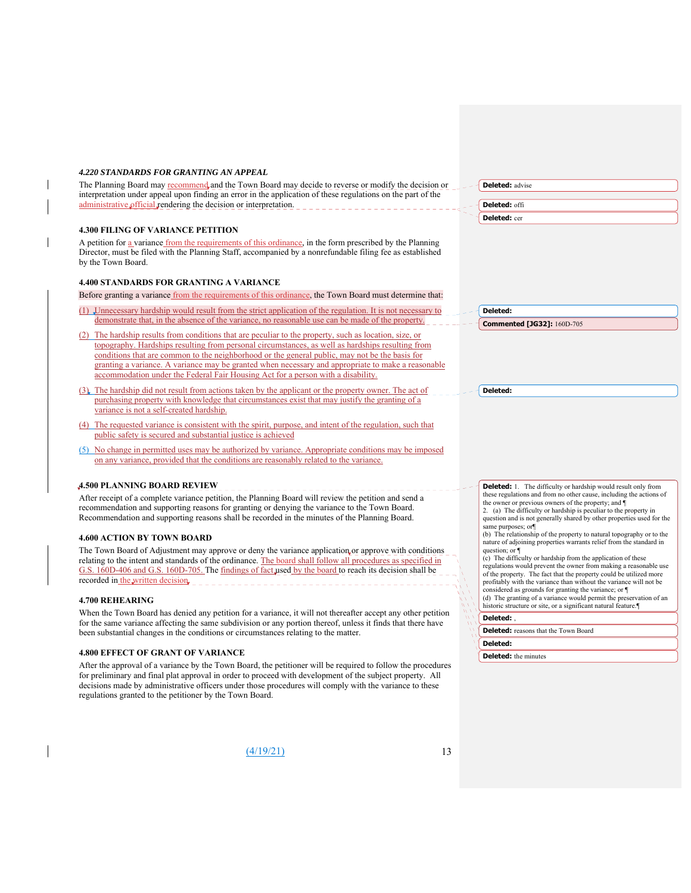### *4.220 STANDARDS FOR GRANTING AN APPEAL*

The Planning Board may recommend and the Town Board may decide to reverse or modify the decision or interpretation under appeal upon finding an error in the application of these regulations on the part of the administrative official rendering the decision or interpretation.

### 4.300 FILING OF VARIANCE PETITION

A petition for a variance from the requirements of this ordinance, in the form prescribed by the Planning Director, must be filed with the Planning Staff, accompanied by a nonrefundable filing fee as established by the Town Board.

### 4.400 STANDARDS FOR GRANTING A VARIANCE

Before granting a variance from the requirements of this ordinance, the Town Board must determine that:

(1) Unnecessary hardship would result from the strict application of the regulation. It is not necessary to demonstrate that, in the absence of the variance, no reasonable use can be made of the property.

(2) The hardship results from conditions that are peculiar to the property, such as location, size, or topography. Hardships resulting from personal circumstances, as well as hardships resulting from conditions that are common to the neighborhood or the general public, may not be the basis for granting a variance. A variance may be granted when necessary and appropriate to make a reasonable accommodation under the Federal Fair Housing Act for a person with a disability.

(3) The hardship did not result from actions taken by the applicant or the property owner. The act of purchasing property with knowledge that circumstances exist that may justify the granting of a variance is not a self-created hardship.

(4) The requested variance is consistent with the spirit, purpose, and intent of the regulation, such that public safety is secured and substantial justice is achieved

(5) No change in permitted uses may be authorized by variance. Appropriate conditions may be imposed on any variance, provided that the conditions are reasonably related to the variance.

### 4.500 PLANNING BOARD REVIEW

After receipt of a complete variance petition, the Planning Board will review the petition and send a recommendation and supporting reasons for granting or denying the variance to the Town Board. Recommendation and supporting reasons shall be recorded in the minutes of the Planning Board.

### 4.600 ACTION BY TOWN BOARD

The Town Board of Adjustment may approve or deny the variance application or approve with conditions relating to the intent and standards of the ordinance. The board shall follow all procedures as specified in G.S. 160D-406 and G.S. 160D-705. The findings of fact used by the board to reach its decision shall be recorded in the written decision.

### 4.700 REHEARING

When the Town Board has denied any petition for a variance, it will not thereafter accept any other petition for the same variance affecting the same subdivision or any portion thereof, unless it finds that there have been substantial changes in the conditions or circumstances relating to the matter.

### 4.800 EFFECT OF GRANT OF VARIANCE

After the approval of a variance by the Town Board, the petitioner will be required to follow the procedures for preliminary and final plat approval in order to proceed with development of the subject property. All decisions made by administrative officers under those procedures will comply with the variance to these regulations granted to the petitioner by the Town Board.

---

Deleted: advise

Deleted: offi

Deleted: cer

Deleted:

Commented [JG32]: 160D-705

Deleted:

Deleted: 1. The difficulty or hardship would result only from these regulations and from no other cause, including the actions of the owner or previous owners of the property; and
2. (a) The difficulty or hardship is peculiar to the property in question and is not generally shared by other properties used for the same purposes; or
(b) The relationship of the property to natural topography or to the nature of adjoining properties warrants relief from the standard in question; or
(c) The difficulty or hardship from the application of these regulations would prevent the owner from making a reasonable use of the property. The fact that the property could be utilized more profitably with the variance than without the variance will not be considered as grounds for granting the variance; or
(d) The granting of a variance would permit the preservation of an historic structure or site, or a significant natural feature.

Deleted: ,

Deleted: reasons that the Town Board

Deleted:

Deleted: the minutes

(4/19/21)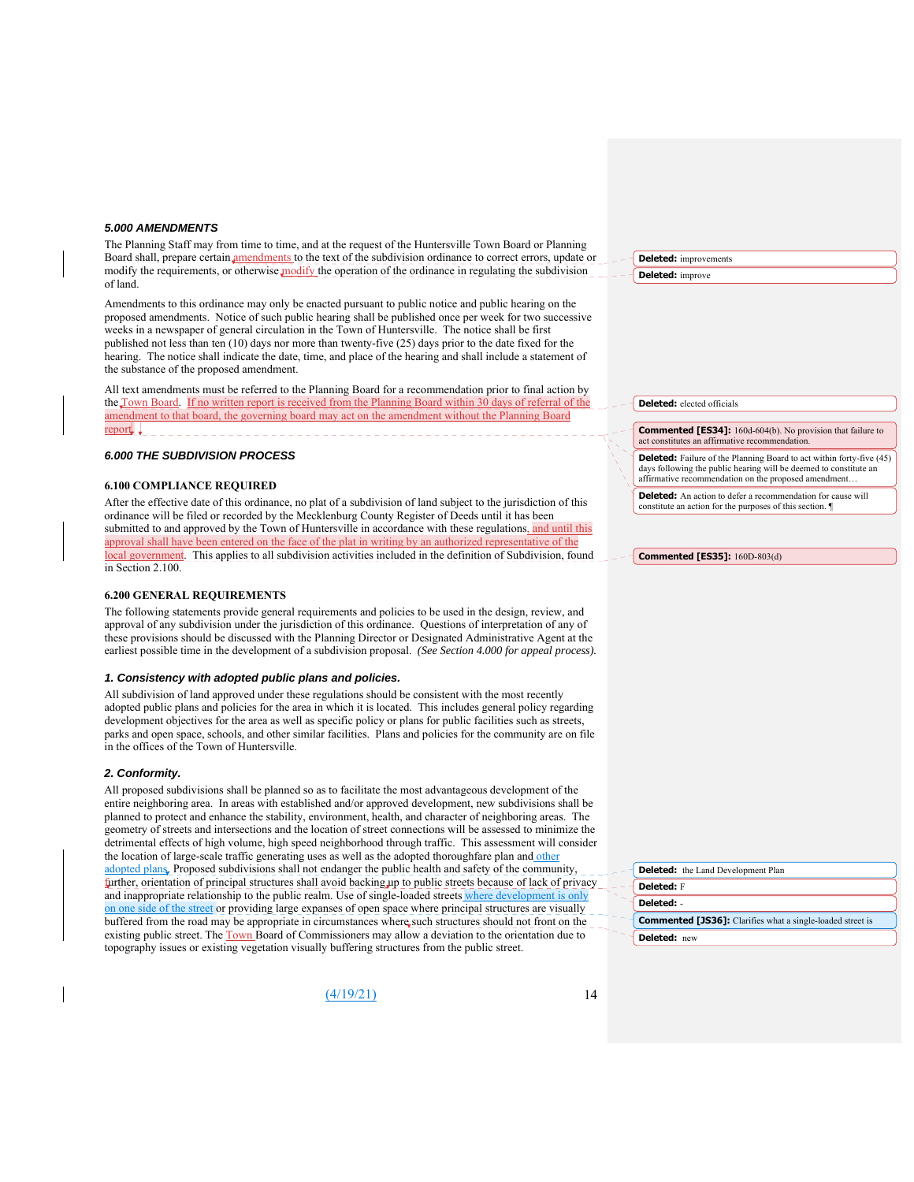### *5.000 AMENDMENTS*

The Planning Staff may from time to time, and at the request of the Huntersville Town Board or Planning Board shall, prepare certain amendments to the text of the subdivision ordinance to correct errors, update or modify the requirements, or otherwise modify the operation of the ordinance in regulating the subdivision of land.

Amendments to this ordinance may only be enacted pursuant to public notice and public hearing on the proposed amendments. Notice of such public hearing shall be published once per week for two successive weeks in a newspaper of general circulation in the Town of Huntersville. The notice shall be first published not less than ten (10) days nor more than twenty-five (25) days prior to the date fixed for the hearing. The notice shall indicate the date, time, and place of the hearing and shall include a statement of the substance of the proposed amendment.

All text amendments must be referred to the Planning Board for a recommendation prior to final action by the Town Board. If no written report is received from the Planning Board within 30 days of referral of the amendment to that board, the governing board may act on the amendment without the Planning Board report.

### *6.000 THE SUBDIVISION PROCESS*

#### 6.100 COMPLIANCE REQUIRED

After the effective date of this ordinance, no plat of a subdivision of land subject to the jurisdiction of this ordinance will be filed or recorded by the Mecklenburg County Register of Deeds until it has been submitted to and approved by the Town of Huntersville in accordance with these regulations, and until this approval shall have been entered on the face of the plat in writing by an authorized representative of the local government. This applies to all subdivision activities included in the definition of Subdivision, found in Section 2.100.

#### 6.200 GENERAL REQUIREMENTS

The following statements provide general requirements and policies to be used in the design, review, and approval of any subdivision under the jurisdiction of this ordinance. Questions of interpretation of any of these provisions should be discussed with the Planning Director or Designated Administrative Agent at the earliest possible time in the development of a subdivision proposal. *(See Section 4.000 for appeal process).*

##### *1. Consistency with adopted public plans and policies.*

All subdivision of land approved under these regulations should be consistent with the most recently adopted public plans and policies for the area in which it is located. This includes general policy regarding development objectives for the area as well as specific policy or plans for public facilities such as streets, parks and open space, schools, and other similar facilities. Plans and policies for the community are on file in the offices of the Town of Huntersville.

##### *2. Conformity.*

All proposed subdivisions shall be planned so as to facilitate the most advantageous development of the entire neighboring area. In areas with established and/or approved development, new subdivisions shall be planned to protect and enhance the stability, environment, health, and character of neighboring areas. The geometry of streets and intersections and the location of street connections will be assessed to minimize the detrimental effects of high volume, high speed neighborhood through traffic. This assessment will consider the location of large-scale traffic generating uses as well as the adopted thoroughfare plan and other adopted plans. Proposed subdivisions shall not endanger the public health and safety of the community, further, orientation of principal structures shall avoid backing up to public streets because of lack of privacy and inappropriate relationship to the public realm. Use of single-loaded streets where development is only on one side of the street or providing large expanses of open space where principal structures are visually buffered from the road may be appropriate in circumstances where such structures should not front on the existing public street. The Town Board of Commissioners may allow a deviation to the orientation due to topography issues or existing vegetation visually buffering structures from the public street.

(4/19/21)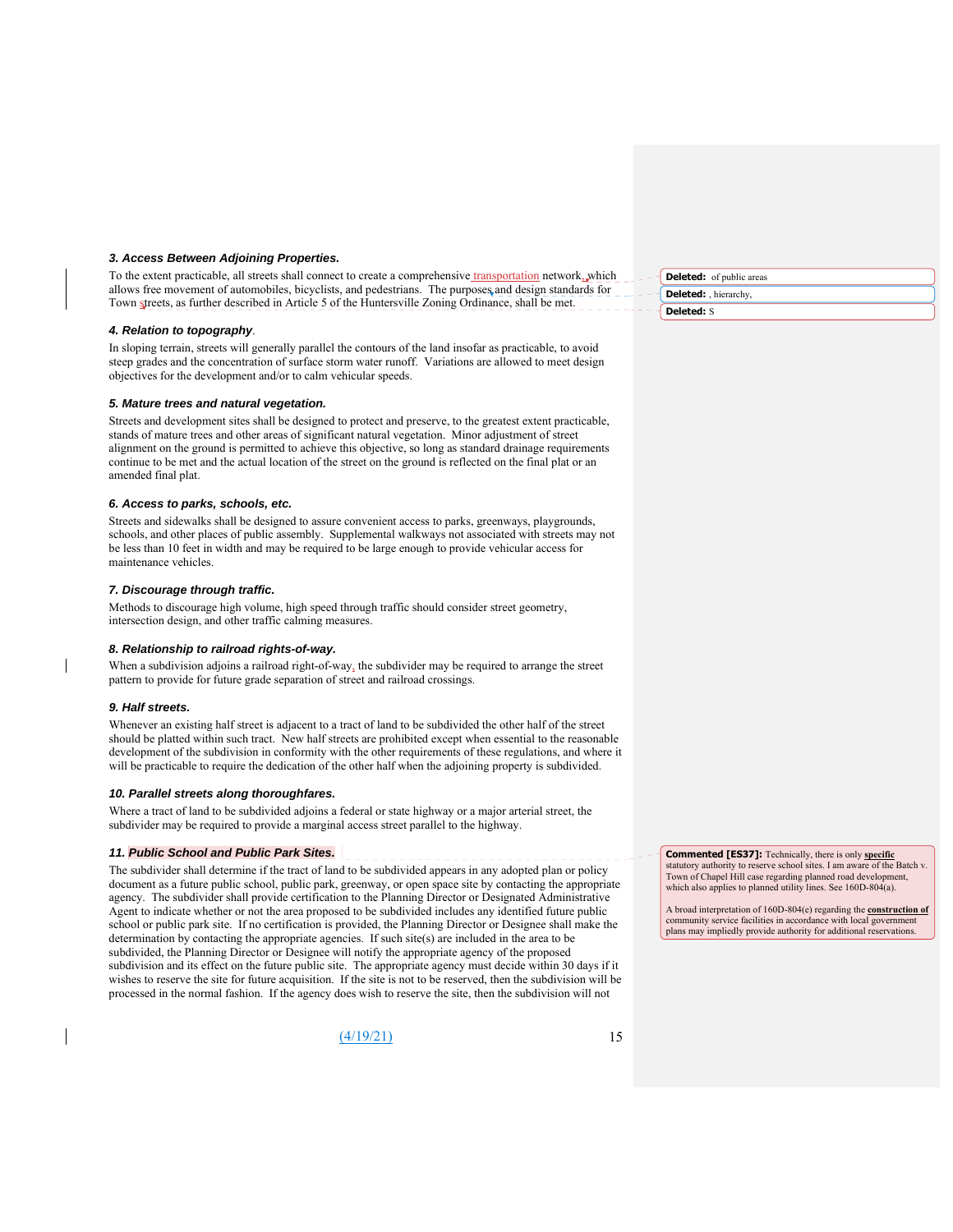### *3. Access Between Adjoining Properties.*

To the extent practicable, all streets shall connect to create a comprehensive transportation network, which allows free movement of automobiles, bicyclists, and pedestrians. The purposes and design standards for Town streets, as further described in Article 5 of the Huntersville Zoning Ordinance, shall be met.

### *4. Relation to topography.*

In sloping terrain, streets will generally parallel the contours of the land insofar as practicable, to avoid steep grades and the concentration of surface storm water runoff. Variations are allowed to meet design objectives for the development and/or to calm vehicular speeds.

### *5. Mature trees and natural vegetation.*

Streets and development sites shall be designed to protect and preserve, to the greatest extent practicable, stands of mature trees and other areas of significant natural vegetation. Minor adjustment of street alignment on the ground is permitted to achieve this objective, so long as standard drainage requirements continue to be met and the actual location of the street on the ground is reflected on the final plat or an amended final plat.

### *6. Access to parks, schools, etc.*

Streets and sidewalks shall be designed to assure convenient access to parks, greenways, playgrounds, schools, and other places of public assembly. Supplemental walkways not associated with streets may not be less than 10 feet in width and may be required to be large enough to provide vehicular access for maintenance vehicles.

### *7. Discourage through traffic.*

Methods to discourage high volume, high speed through traffic should consider street geometry, intersection design, and other traffic calming measures.

### *8. Relationship to railroad rights-of-way.*

When a subdivision adjoins a railroad right-of-way, the subdivider may be required to arrange the street pattern to provide for future grade separation of street and railroad crossings.

### *9. Half streets.*

Whenever an existing half street is adjacent to a tract of land to be subdivided the other half of the street should be platted within such tract. New half streets are prohibited except when essential to the reasonable development of the subdivision in conformity with the other requirements of these regulations, and where it will be practicable to require the dedication of the other half when the adjoining property is subdivided.

### *10. Parallel streets along thoroughfares.*

Where a tract of land to be subdivided adjoins a federal or state highway or a major arterial street, the subdivider may be required to provide a marginal access street parallel to the highway.

### *11. Public School and Public Park Sites.*

The subdivider shall determine if the tract of land to be subdivided appears in any adopted plan or policy document as a future public school, public park, greenway, or open space site by contacting the appropriate agency. The subdivider shall provide certification to the Planning Director or Designated Administrative Agent to indicate whether or not the area proposed to be subdivided includes any identified future public school or public park site. If no certification is provided, the Planning Director or Designee shall make the determination by contacting the appropriate agencies. If such site(s) are included in the area to be subdivided, the Planning Director or Designee will notify the appropriate agency of the proposed subdivision and its effect on the future public site. The appropriate agency must decide within 30 days if it wishes to reserve the site for future acquisition. If the site is not to be reserved, then the subdivision will be processed in the normal fashion. If the agency does wish to reserve the site, then the subdivision will not

Deleted: of public areas

Deleted: , hierarchy,

Deleted: S

Commented [ES37]: Technically, there is only **specific** statutory authority to reserve school sites. I am aware of the Batch v. Town of Chapel Hill case regarding planned road development, which also applies to planned utility lines. See 160D-804(a).

A broad interpretation of 160D-804(e) regarding the **construction of** community service facilities in accordance with local government plans may impliedly provide authority for additional reservations.

(4/19/21)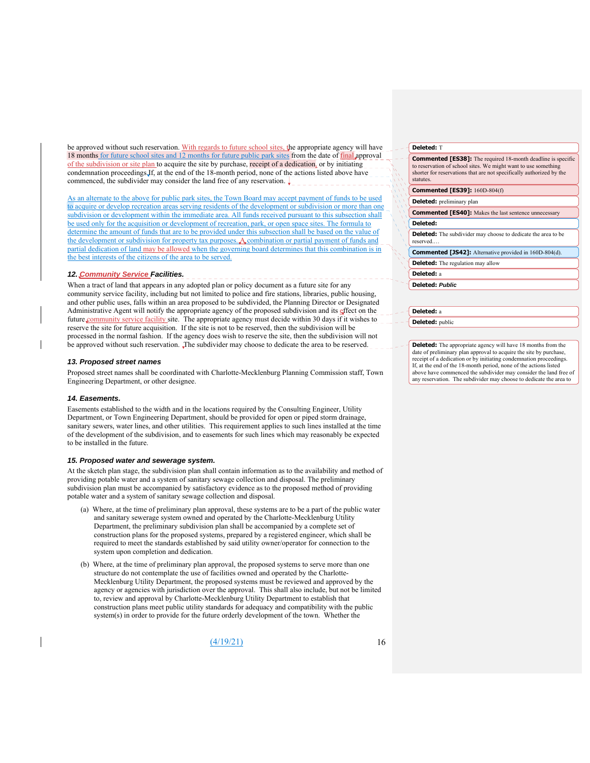be approved without such reservation. With regards to future school sites, the appropriate agency will have 18 months for future school sites and 12 months for future public park sites from the date of final approval of the subdivision or site plan to acquire the site by purchase, receipt of a dedication, or by initiating condemnation proceedings. If, at the end of the 18-month period, none of the actions listed above have commenced, the subdivider may consider the land free of any reservation.

As an alternate to the above for public park sites, the Town Board may accept payment of funds to be used to acquire or develop recreation areas serving residents of the development or subdivision or more than one subdivision or development within the immediate area. All funds received pursuant to this subsection shall be used only for the acquisition or development of recreation, park, or open space sites. The formula to determine the amount of funds that are to be provided under this subsection shall be based on the value of the development or subdivision for property tax purposes. A combination or partial payment of funds and partial dedication of land may be allowed when the governing board determines that this combination is in the best interests of the citizens of the area to be served.

### *12. Community Service Facilities.*

When a tract of land that appears in any adopted plan or policy document as a future site for any community service facility, including but not limited to police and fire stations, libraries, public housing, and other public uses, falls within an area proposed to be subdivided, the Planning Director or Designated Administrative Agent will notify the appropriate agency of the proposed subdivision and its effect on the future community service facility site. The appropriate agency must decide within 30 days if it wishes to reserve the site for future acquisition. If the site is not to be reserved, then the subdivision will be processed in the normal fashion. If the agency does wish to reserve the site, then the subdivision will not be approved without such reservation. The subdivider may choose to dedicate the area to be reserved.

### *13. Proposed street names*

Proposed street names shall be coordinated with Charlotte-Mecklenburg Planning Commission staff, Town Engineering Department, or other designee.

### *14. Easements.*

Easements established to the width and in the locations required by the Consulting Engineer, Utility Department, or Town Engineering Department, should be provided for open or piped storm drainage, sanitary sewers, water lines, and other utilities. This requirement applies to such lines installed at the time of the development of the subdivision, and to easements for such lines which may reasonably be expected to be installed in the future.

### *15. Proposed water and sewerage system.*

At the sketch plan stage, the subdivision plan shall contain information as to the availability and method of providing potable water and a system of sanitary sewage collection and disposal. The preliminary subdivision plan must be accompanied by satisfactory evidence as to the proposed method of providing potable water and a system of sanitary sewage collection and disposal.

(a) Where, at the time of preliminary plan approval, these systems are to be a part of the public water and sanitary sewerage system owned and operated by the Charlotte-Mecklenburg Utility Department, the preliminary subdivision plan shall be accompanied by a complete set of construction plans for the proposed systems, prepared by a registered engineer, which shall be required to meet the standards established by said utility owner/operator for connection to the system upon completion and dedication.

(b) Where, at the time of preliminary plan approval, the proposed systems to serve more than one structure do not contemplate the use of facilities owned and operated by the Charlotte-Mecklenburg Utility Department, the proposed systems must be reviewed and approved by the agency or agencies with jurisdiction over the approval. This shall also include, but not be limited to, review and approval by Charlotte-Mecklenburg Utility Department to establish that construction plans meet public utility standards for adequacy and compatibility with the public system(s) in order to provide for the future orderly development of the town. Whether the

(4/19/21)

**Deleted:** T

**Commented [ES38]:** The required 18-month deadline is specific to reservation of school sites. We might want to use something shorter for reservations that are not specifically authorized by the statutes.

**Commented [ES39]:** 160D-804(f)

**Deleted:** preliminary plan

**Commented [ES40]:** Makes the last sentence unnecessary

**Deleted:**

**Deleted:** The subdivider may choose to dedicate the area to be reserved.…

**Commented [JS42]:** Alternative provided in 160D-804(d).

**Deleted:** The regulation may allow

**Deleted:** a

**Deleted:** *Public*

**Deleted:** a

**Deleted:** public

**Deleted:** The appropriate agency will have 18 months from the date of preliminary plan approval to acquire the site by purchase, receipt of a dedication or by initiating condemnation proceedings. If, at the end of the 18-month period, none of the actions listed above have commenced the subdivider may consider the land free of any reservation. The subdivider may choose to dedicate the area to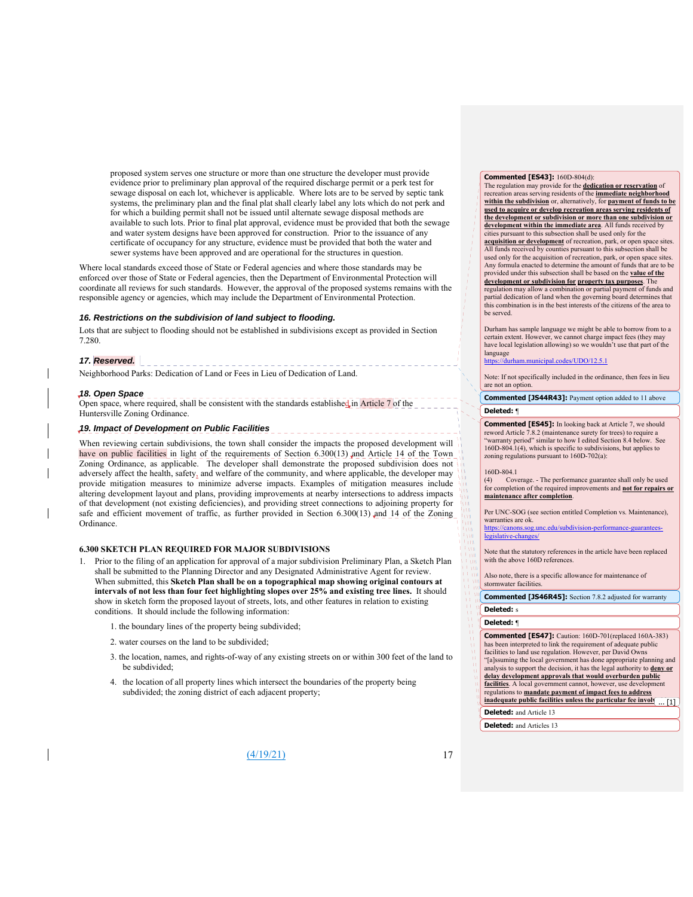proposed system serves one structure or more than one structure the developer must provide evidence prior to preliminary plan approval of the required discharge permit or a perk test for sewage disposal on each lot, whichever is applicable. Where lots are to be served by septic tank systems, the preliminary plan and the final plat shall clearly label any lots which do not perk and for which a building permit shall not be issued until alternate sewage disposal methods are available to such lots. Prior to final plat approval, evidence must be provided that both the sewage and water system designs have been approved for construction. Prior to the issuance of any certificate of occupancy for any structure, evidence must be provided that both the water and sewer systems have been approved and are operational for the structures in question.

Where local standards exceed those of State or Federal agencies and where those standards may be enforced over those of State or Federal agencies, then the Department of Environmental Protection will coordinate all reviews for such standards. However, the approval of the proposed systems remains with the responsible agency or agencies, which may include the Department of Environmental Protection.

### *16. Restrictions on the subdivision of land subject to flooding.*

Lots that are subject to flooding should not be established in subdivisions except as provided in Section 7.280.

### *17. Reserved.*

Neighborhood Parks: Dedication of Land or Fees in Lieu of Dedication of Land.

### *18. Open Space*

Open space, where required, shall be consistent with the standards established in Article 7 of the Huntersville Zoning Ordinance.

### *19. Impact of Development on Public Facilities*

When reviewing certain subdivisions, the town shall consider the impacts the proposed development will have on public facilities in light of the requirements of Section 6.300(13) and Article 14 of the Town Zoning Ordinance, as applicable. The developer shall demonstrate the proposed subdivision does not adversely affect the health, safety, and welfare of the community, and where applicable, the developer may provide mitigation measures to minimize adverse impacts. Examples of mitigation measures include altering development layout and plans, providing improvements at nearby intersections to address impacts of that development (not existing deficiencies), and providing street connections to adjoining property for safe and efficient movement of traffic, as further provided in Section 6.300(13) and 14 of the Zoning Ordinance.

## 6.300 SKETCH PLAN REQUIRED FOR MAJOR SUBDIVISIONS

1. Prior to the filing of an application for approval of a major subdivision Preliminary Plan, a Sketch Plan shall be submitted to the Planning Director and any Designated Administrative Agent for review. When submitted, this **Sketch Plan shall be on a topographical map showing original contours at intervals of not less than four feet highlighting slopes over 25% and existing tree lines.** It should show in sketch form the proposed layout of streets, lots, and other features in relation to existing conditions. It should include the following information:

   1. the boundary lines of the property being subdivided;
   2. water courses on the land to be subdivided;
   3. the location, names, and rights-of-way of any existing streets on or within 300 feet of the land to be subdivided;
   4. the location of all property lines which intersect the boundaries of the property being subdivided; the zoning district of each adjacent property;

(4/19/21)

---

**Commented [ES43]:** 160D-804(d):
The regulation may provide for the **dedication or reservation** of recreation areas serving residents of the **immediate neighborhood within the subdivision** or, alternatively, for **payment of funds to be used to acquire or develop recreation areas serving residents of the development or subdivision or more than one subdivision or development within the immediate area**. All funds received by cities pursuant to this subsection shall be used only for the **acquisition or development** of recreation, park, or open space sites. All funds received by counties pursuant to this subsection shall be used only for the acquisition of recreation, park, or open space sites. Any formula enacted to determine the amount of funds that are to be provided under this subsection shall be based on the **value of the development or subdivision for property tax purposes**. The regulation may allow a combination or partial payment of funds and partial dedication of land when the governing board determines that this combination is in the best interests of the citizens of the area to be served.

Durham has sample language we might be able to borrow from to a certain extent. However, we cannot charge impact fees (they may have local legislation allowing) so we wouldn't use that part of the language
https://durham.municipal.codes/UDO/12.5.1

Note: If not specifically included in the ordinance, then fees in lieu are not an option.

**Commented [JS44R43]:** Payment option added to 11 above

**Deleted:** ¶

**Commented [ES45]:** In looking back at Article 7, we should reword Article 7.8.2 (maintenance surety for trees) to require a "warranty period" similar to how I edited Section 8.4 below. See 160D-804.1(4), which is specific to subdivisions, but applies to zoning regulations pursuant to 160D-702(a):

160D-804.1
(4) Coverage. - The performance guarantee shall only be used for completion of the required improvements and **not for repairs or maintenance after completion**.

Per UNC-SOG (see section entitled Completion vs. Maintenance), warranties are ok.
https://canons.sog.unc.edu/subdivision-performance-guarantees-legislative-changes/

Note that the statutory references in the article have been replaced with the above 160D references.

Also note, there is a specific allowance for maintenance of stormwater facilities.

**Commented [JS46R45]:** Section 7.8.2 adjusted for warranty

**Deleted:** s

**Deleted:** ¶

**Commented [ES47]:** Caution: 160D-701(replaced 160A-383) has been interpreted to link the requirement of adequate public facilities to land use regulation. However, per David Owns "[a]ssuming the local government has done appropriate planning and analysis to support the decision, it has the legal authority to **deny or delay development approvals that would overburden public facilities**. A local government cannot, however, use development regulations to **mandate payment of impact fees to address inadequate public facilities unless the particular fee involv** ... [1]

**Deleted:** and Article 13

**Deleted:** and Articles 13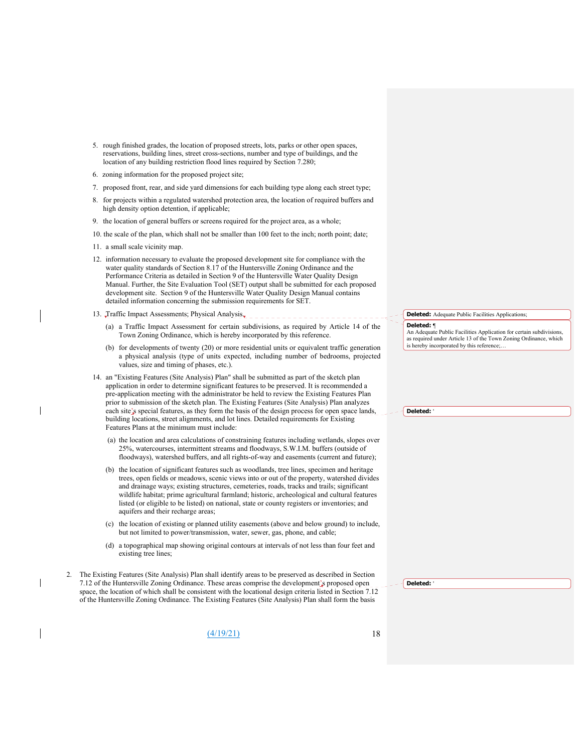5. rough finished grades, the location of proposed streets, lots, parks or other open spaces, reservations, building lines, street cross-sections, number and type of buildings, and the location of any building restriction flood lines required by Section 7.280;

6. zoning information for the proposed project site;

7. proposed front, rear, and side yard dimensions for each building type along each street type;

8. for projects within a regulated watershed protection area, the location of required buffers and high density option detention, if applicable;

9. the location of general buffers or screens required for the project area, as a whole;

10. the scale of the plan, which shall not be smaller than 100 feet to the inch; north point; date;

11. a small scale vicinity map.

12. information necessary to evaluate the proposed development site for compliance with the water quality standards of Section 8.17 of the Huntersville Zoning Ordinance and the Performance Criteria as detailed in Section 9 of the Huntersville Water Quality Design Manual. Further, the Site Evaluation Tool (SET) output shall be submitted for each proposed development site. Section 9 of the Huntersville Water Quality Design Manual contains detailed information concerning the submission requirements for SET.

13. Traffic Impact Assessments; Physical Analysis

    (a) a Traffic Impact Assessment for certain subdivisions, as required by Article 14 of the Town Zoning Ordinance, which is hereby incorporated by this reference.

    (b) for developments of twenty (20) or more residential units or equivalent traffic generation a physical analysis (type of units expected, including number of bedrooms, projected values, size and timing of phases, etc.).

14. an "Existing Features (Site Analysis) Plan" shall be submitted as part of the sketch plan application in order to determine significant features to be preserved. It is recommended a pre-application meeting with the administrator be held to review the Existing Features Plan prior to submission of the sketch plan. The Existing Features (Site Analysis) Plan analyzes each site's special features, as they form the basis of the design process for open space lands, building locations, street alignments, and lot lines. Detailed requirements for Existing Features Plans at the minimum must include:

    (a) the location and area calculations of constraining features including wetlands, slopes over 25%, watercourses, intermittent streams and floodways, S.W.I.M. buffers (outside of floodways), watershed buffers, and all rights-of-way and easements (current and future);

    (b) the location of significant features such as woodlands, tree lines, specimen and heritage trees, open fields or meadows, scenic views into or out of the property, watershed divides and drainage ways; existing structures, cemeteries, roads, tracks and trails; significant wildlife habitat; prime agricultural farmland; historic, archeological and cultural features listed (or eligible to be listed) on national, state or county registers or inventories; and aquifers and their recharge areas;

    (c) the location of existing or planned utility easements (above and below ground) to include, but not limited to power/transmission, water, sewer, gas, phone, and cable;

    (d) a topographical map showing original contours at intervals of not less than four feet and existing tree lines;

2. The Existing Features (Site Analysis) Plan shall identify areas to be preserved as described in Section 7.12 of the Huntersville Zoning Ordinance. These areas comprise the development's proposed open space, the location of which shall be consistent with the locational design criteria listed in Section 7.12 of the Huntersville Zoning Ordinance. The Existing Features (Site Analysis) Plan shall form the basis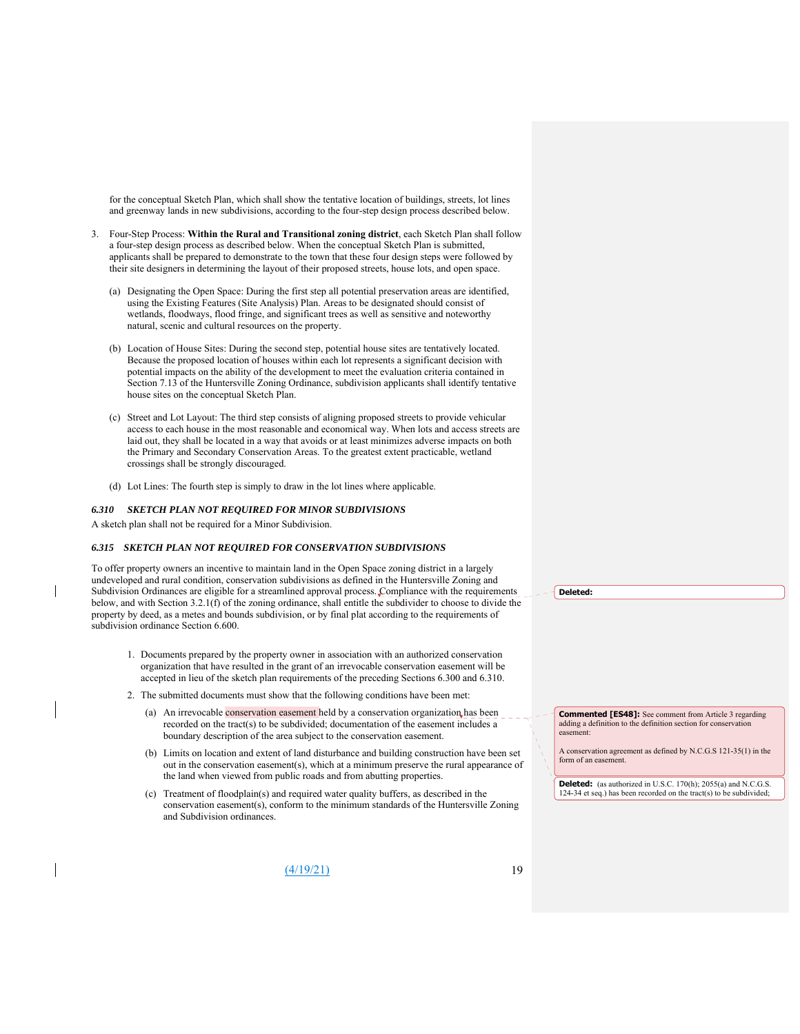for the conceptual Sketch Plan, which shall show the tentative location of buildings, streets, lot lines and greenway lands in new subdivisions, according to the four-step design process described below.

3. Four-Step Process: **Within the Rural and Transitional zoning district**, each Sketch Plan shall follow a four-step design process as described below. When the conceptual Sketch Plan is submitted, applicants shall be prepared to demonstrate to the town that these four design steps were followed by their site designers in determining the layout of their proposed streets, house lots, and open space.

   (a) Designating the Open Space: During the first step all potential preservation areas are identified, using the Existing Features (Site Analysis) Plan. Areas to be designated should consist of wetlands, floodways, flood fringe, and significant trees as well as sensitive and noteworthy natural, scenic and cultural resources on the property.

   (b) Location of House Sites: During the second step, potential house sites are tentatively located. Because the proposed location of houses within each lot represents a significant decision with potential impacts on the ability of the development to meet the evaluation criteria contained in Section 7.13 of the Huntersville Zoning Ordinance, subdivision applicants shall identify tentative house sites on the conceptual Sketch Plan.

   (c) Street and Lot Layout: The third step consists of aligning proposed streets to provide vehicular access to each house in the most reasonable and economical way. When lots and access streets are laid out, they shall be located in a way that avoids or at least minimizes adverse impacts on both the Primary and Secondary Conservation Areas. To the greatest extent practicable, wetland crossings shall be strongly discouraged.

   (d) Lot Lines: The fourth step is simply to draw in the lot lines where applicable.

### *6.310 SKETCH PLAN NOT REQUIRED FOR MINOR SUBDIVISIONS*

A sketch plan shall not be required for a Minor Subdivision.

### *6.315 SKETCH PLAN NOT REQUIRED FOR CONSERVATION SUBDIVISIONS*

To offer property owners an incentive to maintain land in the Open Space zoning district in a largely undeveloped and rural condition, conservation subdivisions as defined in the Huntersville Zoning and Subdivision Ordinances are eligible for a streamlined approval process. Compliance with the requirements below, and with Section 3.2.1(f) of the zoning ordinance, shall entitle the subdivider to choose to divide the property by deed, as a metes and bounds subdivision, or by final plat according to the requirements of subdivision ordinance Section 6.600.

1. Documents prepared by the property owner in association with an authorized conservation organization that have resulted in the grant of an irrevocable conservation easement will be accepted in lieu of the sketch plan requirements of the preceding Sections 6.300 and 6.310.

2. The submitted documents must show that the following conditions have been met:

   (a) An irrevocable conservation easement held by a conservation organization has been recorded on the tract(s) to be subdivided; documentation of the easement includes a boundary description of the area subject to the conservation easement.

   (b) Limits on location and extent of land disturbance and building construction have been set out in the conservation easement(s), which at a minimum preserve the rural appearance of the land when viewed from public roads and from abutting properties.

   (c) Treatment of floodplain(s) and required water quality buffers, as described in the conservation easement(s), conform to the minimum standards of the Huntersville Zoning and Subdivision ordinances.

Deleted:

**Commented [ES48]:** See comment from Article 3 regarding adding a definition to the definition section for conservation easement:

A conservation agreement as defined by N.C.G.S 121-35(1) in the form of an easement.

**Deleted:** (as authorized in U.S.C. 170(h); 2055(a) and N.C.G.S. 124-34 et seq.) has been recorded on the tract(s) to be subdivided;

(4/19/21)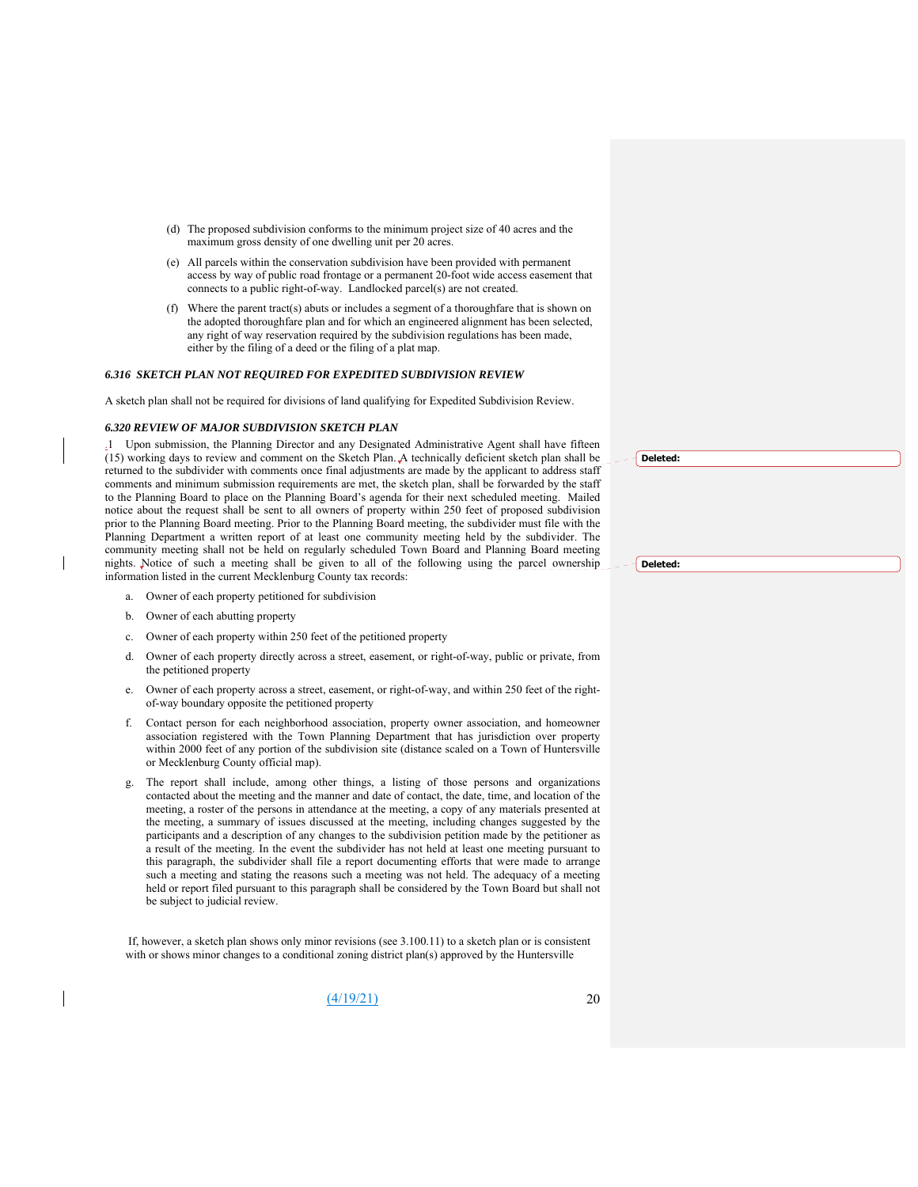(d) The proposed subdivision conforms to the minimum project size of 40 acres and the maximum gross density of one dwelling unit per 20 acres.

(e) All parcels within the conservation subdivision have been provided with permanent access by way of public road frontage or a permanent 20-foot wide access easement that connects to a public right-of-way. Landlocked parcel(s) are not created.

(f) Where the parent tract(s) abuts or includes a segment of a thoroughfare that is shown on the adopted thoroughfare plan and for which an engineered alignment has been selected, any right of way reservation required by the subdivision regulations has been made, either by the filing of a deed or the filing of a plat map.

### *6.316 SKETCH PLAN NOT REQUIRED FOR EXPEDITED SUBDIVISION REVIEW*

A sketch plan shall not be required for divisions of land qualifying for Expedited Subdivision Review.

### *6.320 REVIEW OF MAJOR SUBDIVISION SKETCH PLAN*

.1 Upon submission, the Planning Director and any Designated Administrative Agent shall have fifteen (15) working days to review and comment on the Sketch Plan. A technically deficient sketch plan shall be returned to the subdivider with comments once final adjustments are made by the applicant to address staff comments and minimum submission requirements are met, the sketch plan, shall be forwarded by the staff to the Planning Board to place on the Planning Board's agenda for their next scheduled meeting. Mailed notice about the request shall be sent to all owners of property within 250 feet of proposed subdivision prior to the Planning Board meeting. Prior to the Planning Board meeting, the subdivider must file with the Planning Department a written report of at least one community meeting held by the subdivider. The community meeting shall not be held on regularly scheduled Town Board and Planning Board meeting nights. Notice of such a meeting shall be given to all of the following using the parcel ownership information listed in the current Mecklenburg County tax records:

a. Owner of each property petitioned for subdivision

b. Owner of each abutting property

c. Owner of each property within 250 feet of the petitioned property

d. Owner of each property directly across a street, easement, or right-of-way, public or private, from the petitioned property

e. Owner of each property across a street, easement, or right-of-way, and within 250 feet of the right-of-way boundary opposite the petitioned property

f. Contact person for each neighborhood association, property owner association, and homeowner association registered with the Town Planning Department that has jurisdiction over property within 2000 feet of any portion of the subdivision site (distance scaled on a Town of Huntersville or Mecklenburg County official map).

g. The report shall include, among other things, a listing of those persons and organizations contacted about the meeting and the manner and date of contact, the date, time, and location of the meeting, a roster of the persons in attendance at the meeting, a copy of any materials presented at the meeting, a summary of issues discussed at the meeting, including changes suggested by the participants and a description of any changes to the subdivision petition made by the petitioner as a result of the meeting. In the event the subdivider has not held at least one meeting pursuant to this paragraph, the subdivider shall file a report documenting efforts that were made to arrange such a meeting and stating the reasons such a meeting was not held. The adequacy of a meeting held or report filed pursuant to this paragraph shall be considered by the Town Board but shall not be subject to judicial review.

If, however, a sketch plan shows only minor revisions (see 3.100.11) to a sketch plan or is consistent with or shows minor changes to a conditional zoning district plan(s) approved by the Huntersville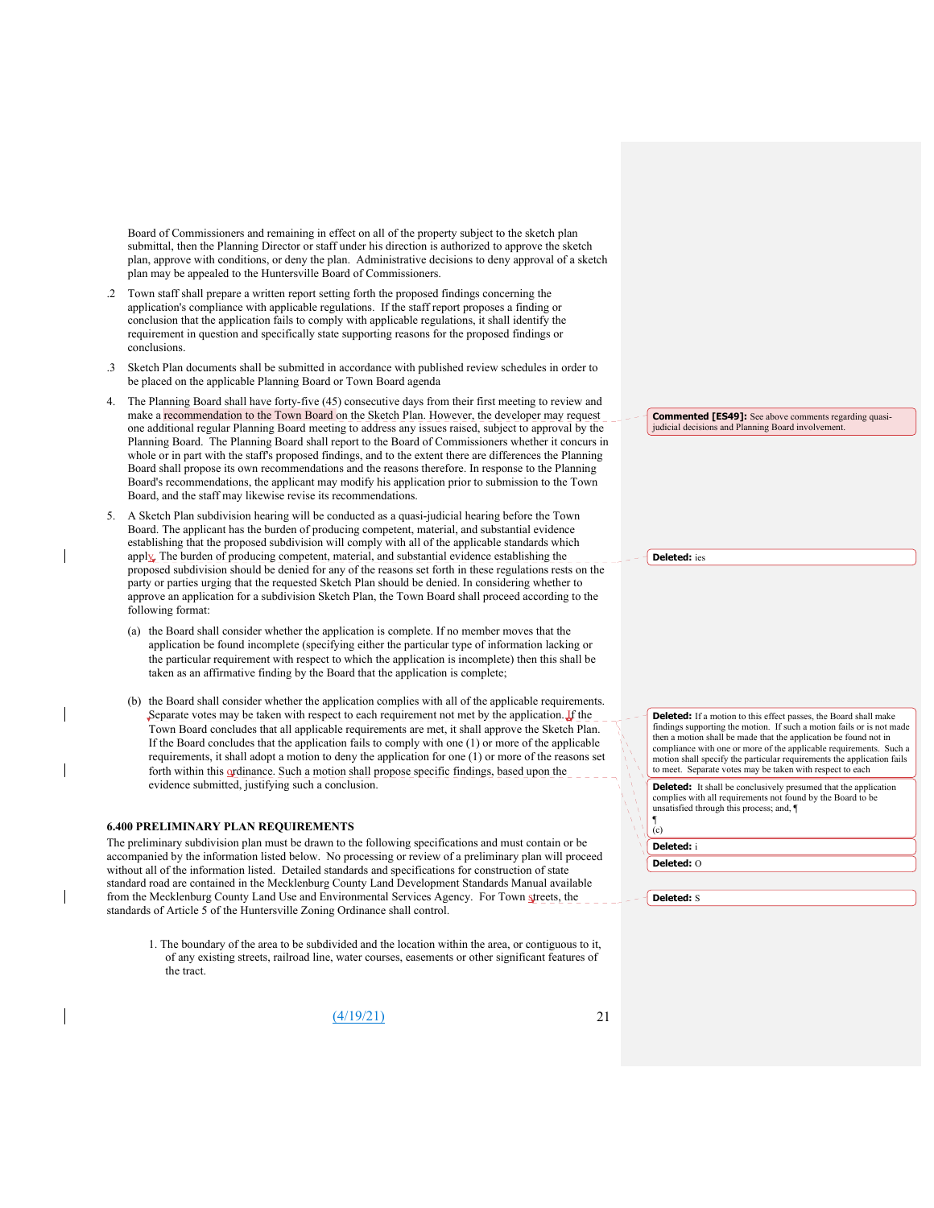Board of Commissioners and remaining in effect on all of the property subject to the sketch plan submittal, then the Planning Director or staff under his direction is authorized to approve the sketch plan, approve with conditions, or deny the plan. Administrative decisions to deny approval of a sketch plan may be appealed to the Huntersville Board of Commissioners.

.2 Town staff shall prepare a written report setting forth the proposed findings concerning the application's compliance with applicable regulations. If the staff report proposes a finding or conclusion that the application fails to comply with applicable regulations, it shall identify the requirement in question and specifically state supporting reasons for the proposed findings or conclusions.

.3 Sketch Plan documents shall be submitted in accordance with published review schedules in order to be placed on the applicable Planning Board or Town Board agenda

4. The Planning Board shall have forty-five (45) consecutive days from their first meeting to review and make a recommendation to the Town Board on the Sketch Plan. However, the developer may request one additional regular Planning Board meeting to address any issues raised, subject to approval by the Planning Board. The Planning Board shall report to the Board of Commissioners whether it concurs in whole or in part with the staff's proposed findings, and to the extent there are differences the Planning Board shall propose its own recommendations and the reasons therefore. In response to the Planning Board's recommendations, the applicant may modify his application prior to submission to the Town Board, and the staff may likewise revise its recommendations.

5. A Sketch Plan subdivision hearing will be conducted as a quasi-judicial hearing before the Town Board. The applicant has the burden of producing competent, material, and substantial evidence establishing that the proposed subdivision will comply with all of the applicable standards which apply. The burden of producing competent, material, and substantial evidence establishing the proposed subdivision should be denied for any of the reasons set forth in these regulations rests on the party or parties urging that the requested Sketch Plan should be denied. In considering whether to approve an application for a subdivision Sketch Plan, the Town Board shall proceed according to the following format:

   (a) the Board shall consider whether the application is complete. If no member moves that the application be found incomplete (specifying either the particular type of information lacking or the particular requirement with respect to which the application is incomplete) then this shall be taken as an affirmative finding by the Board that the application is complete;

   (b) the Board shall consider whether the application complies with all of the applicable requirements. Separate votes may be taken with respect to each requirement not met by the application. If the Town Board concludes that all applicable requirements are met, it shall approve the Sketch Plan. If the Board concludes that the application fails to comply with one (1) or more of the applicable requirements, it shall adopt a motion to deny the application for one (1) or more of the reasons set forth within this ordinance. Such a motion shall propose specific findings, based upon the evidence submitted, justifying such a conclusion.

### 6.400 PRELIMINARY PLAN REQUIREMENTS

The preliminary subdivision plan must be drawn to the following specifications and must contain or be accompanied by the information listed below. No processing or review of a preliminary plan will proceed without all of the information listed. Detailed standards and specifications for construction of state standard road are contained in the Mecklenburg County Land Development Standards Manual available from the Mecklenburg County Land Use and Environmental Services Agency. For Town streets, the standards of Article 5 of the Huntersville Zoning Ordinance shall control.

1. The boundary of the area to be subdivided and the location within the area, or contiguous to it, of any existing streets, railroad line, water courses, easements or other significant features of the tract.

**Commented [ES49]:** See above comments regarding quasi-judicial decisions and Planning Board involvement.

**Deleted:** ies

**Deleted:** If a motion to this effect passes, the Board shall make findings supporting the motion. If such a motion fails or is not made then a motion shall be made that the application be found not in compliance with one or more of the applicable requirements. Such a motion shall specify the particular requirements the application fails to meet. Separate votes may be taken with respect to each

**Deleted:** It shall be conclusively presumed that the application complies with all requirements not found by the Board to be unsatisfied through this process; and, ¶ ¶ (c)

**Deleted:** i

**Deleted:** O

**Deleted:** S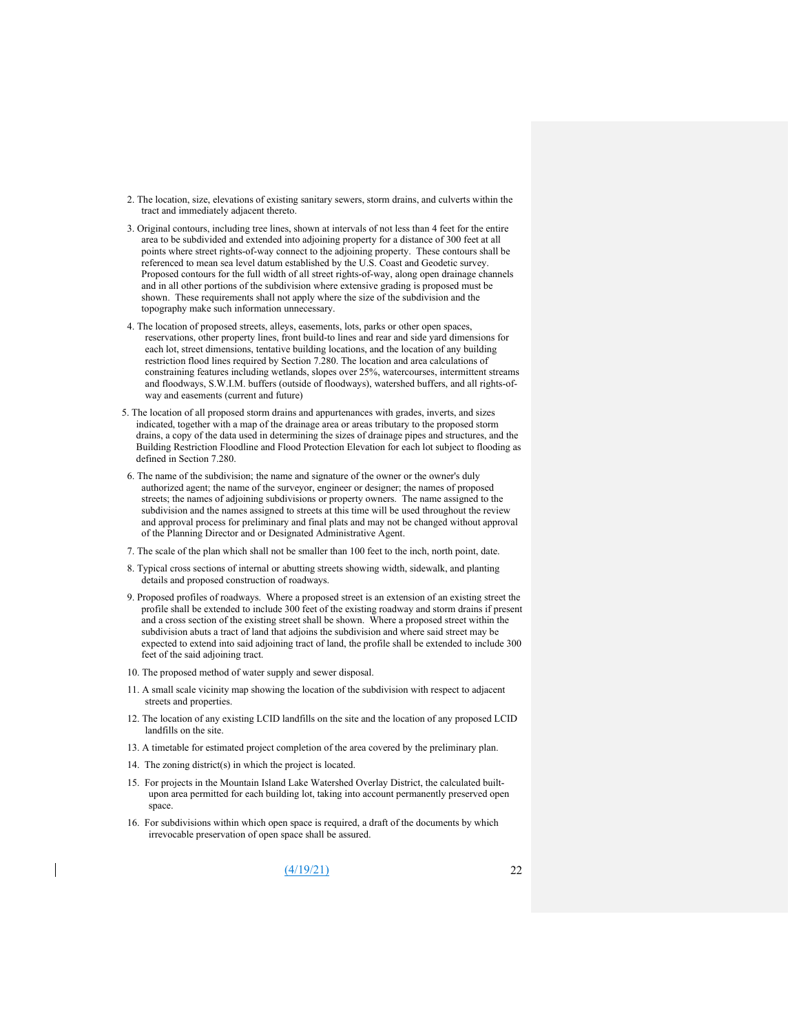2. The location, size, elevations of existing sanitary sewers, storm drains, and culverts within the tract and immediately adjacent thereto.

3. Original contours, including tree lines, shown at intervals of not less than 4 feet for the entire area to be subdivided and extended into adjoining property for a distance of 300 feet at all points where street rights-of-way connect to the adjoining property. These contours shall be referenced to mean sea level datum established by the U.S. Coast and Geodetic survey. Proposed contours for the full width of all street rights-of-way, along open drainage channels and in all other portions of the subdivision where extensive grading is proposed must be shown. These requirements shall not apply where the size of the subdivision and the topography make such information unnecessary.

4. The location of proposed streets, alleys, easements, lots, parks or other open spaces, reservations, other property lines, front build-to lines and rear and side yard dimensions for each lot, street dimensions, tentative building locations, and the location of any building restriction flood lines required by Section 7.280. The location and area calculations of constraining features including wetlands, slopes over 25%, watercourses, intermittent streams and floodways, S.W.I.M. buffers (outside of floodways), watershed buffers, and all rights-of-way and easements (current and future)

5. The location of all proposed storm drains and appurtenances with grades, inverts, and sizes indicated, together with a map of the drainage area or areas tributary to the proposed storm drains, a copy of the data used in determining the sizes of drainage pipes and structures, and the Building Restriction Floodline and Flood Protection Elevation for each lot subject to flooding as defined in Section 7.280.

6. The name of the subdivision; the name and signature of the owner or the owner's duly authorized agent; the name of the surveyor, engineer or designer; the names of proposed streets; the names of adjoining subdivisions or property owners. The name assigned to the subdivision and the names assigned to streets at this time will be used throughout the review and approval process for preliminary and final plats and may not be changed without approval of the Planning Director and or Designated Administrative Agent.

7. The scale of the plan which shall not be smaller than 100 feet to the inch, north point, date.

8. Typical cross sections of internal or abutting streets showing width, sidewalk, and planting details and proposed construction of roadways.

9. Proposed profiles of roadways. Where a proposed street is an extension of an existing street the profile shall be extended to include 300 feet of the existing roadway and storm drains if present and a cross section of the existing street shall be shown. Where a proposed street within the subdivision abuts a tract of land that adjoins the subdivision and where said street may be expected to extend into said adjoining tract of land, the profile shall be extended to include 300 feet of the said adjoining tract.

10. The proposed method of water supply and sewer disposal.

11. A small scale vicinity map showing the location of the subdivision with respect to adjacent streets and properties.

12. The location of any existing LCID landfills on the site and the location of any proposed LCID landfills on the site.

13. A timetable for estimated project completion of the area covered by the preliminary plan.

14. The zoning district(s) in which the project is located.

15. For projects in the Mountain Island Lake Watershed Overlay District, the calculated built-upon area permitted for each building lot, taking into account permanently preserved open space.

16. For subdivisions within which open space is required, a draft of the documents by which irrevocable preservation of open space shall be assured.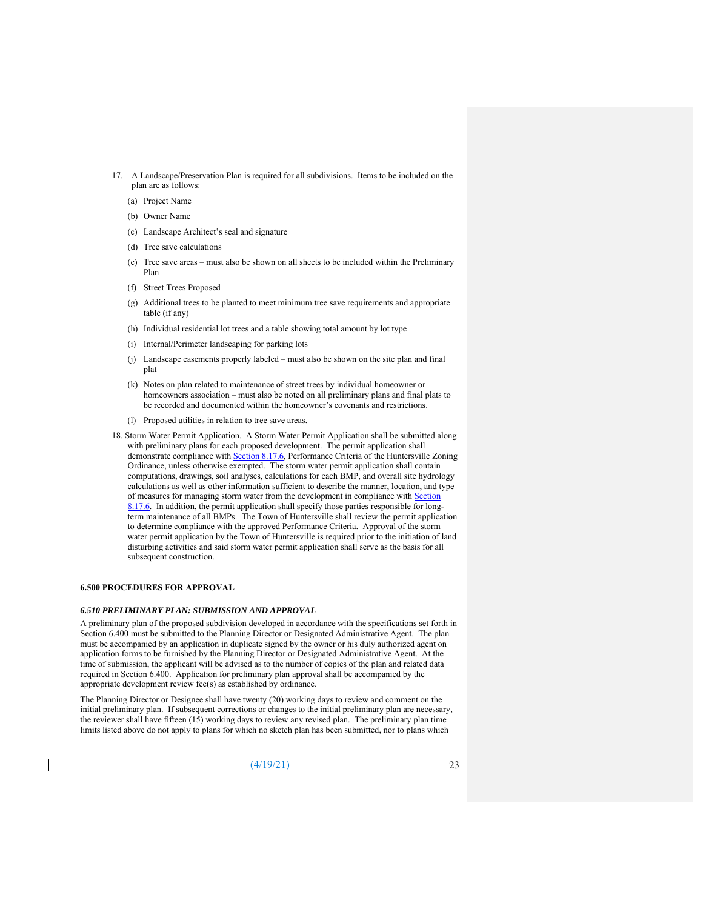17. A Landscape/Preservation Plan is required for all subdivisions. Items to be included on the plan are as follows:

    (a) Project Name

    (b) Owner Name

    (c) Landscape Architect's seal and signature

    (d) Tree save calculations

    (e) Tree save areas – must also be shown on all sheets to be included within the Preliminary Plan

    (f) Street Trees Proposed

    (g) Additional trees to be planted to meet minimum tree save requirements and appropriate table (if any)

    (h) Individual residential lot trees and a table showing total amount by lot type

    (i) Internal/Perimeter landscaping for parking lots

    (j) Landscape easements properly labeled – must also be shown on the site plan and final plat

    (k) Notes on plan related to maintenance of street trees by individual homeowner or homeowners association – must also be noted on all preliminary plans and final plats to be recorded and documented within the homeowner's covenants and restrictions.

    (l) Proposed utilities in relation to tree save areas.

18. Storm Water Permit Application. A Storm Water Permit Application shall be submitted along with preliminary plans for each proposed development. The permit application shall demonstrate compliance with Section 8.17.6, Performance Criteria of the Huntersville Zoning Ordinance, unless otherwise exempted. The storm water permit application shall contain computations, drawings, soil analyses, calculations for each BMP, and overall site hydrology calculations as well as other information sufficient to describe the manner, location, and type of measures for managing storm water from the development in compliance with Section 8.17.6. In addition, the permit application shall specify those parties responsible for long-term maintenance of all BMPs. The Town of Huntersville shall review the permit application to determine compliance with the approved Performance Criteria. Approval of the storm water permit application by the Town of Huntersville is required prior to the initiation of land disturbing activities and said storm water permit application shall serve as the basis for all subsequent construction.

## 6.500 PROCEDURES FOR APPROVAL

### *6.510 PRELIMINARY PLAN: SUBMISSION AND APPROVAL*

A preliminary plan of the proposed subdivision developed in accordance with the specifications set forth in Section 6.400 must be submitted to the Planning Director or Designated Administrative Agent. The plan must be accompanied by an application in duplicate signed by the owner or his duly authorized agent on application forms to be furnished by the Planning Director or Designated Administrative Agent. At the time of submission, the applicant will be advised as to the number of copies of the plan and related data required in Section 6.400. Application for preliminary plan approval shall be accompanied by the appropriate development review fee(s) as established by ordinance.

The Planning Director or Designee shall have twenty (20) working days to review and comment on the initial preliminary plan. If subsequent corrections or changes to the initial preliminary plan are necessary, the reviewer shall have fifteen (15) working days to review any revised plan. The preliminary plan time limits listed above do not apply to plans for which no sketch plan has been submitted, nor to plans which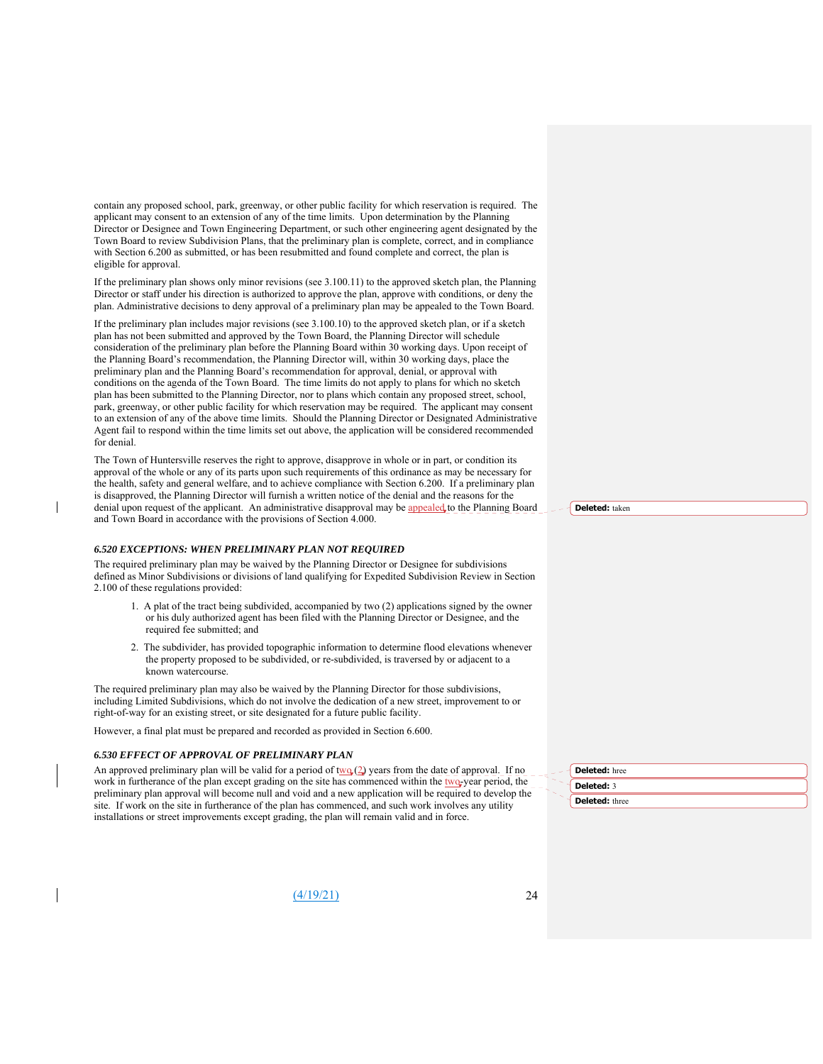contain any proposed school, park, greenway, or other public facility for which reservation is required. The applicant may consent to an extension of any of the time limits. Upon determination by the Planning Director or Designee and Town Engineering Department, or such other engineering agent designated by the Town Board to review Subdivision Plans, that the preliminary plan is complete, correct, and in compliance with Section 6.200 as submitted, or has been resubmitted and found complete and correct, the plan is eligible for approval.

If the preliminary plan shows only minor revisions (see 3.100.11) to the approved sketch plan, the Planning Director or staff under his direction is authorized to approve the plan, approve with conditions, or deny the plan. Administrative decisions to deny approval of a preliminary plan may be appealed to the Town Board.

If the preliminary plan includes major revisions (see 3.100.10) to the approved sketch plan, or if a sketch plan has not been submitted and approved by the Town Board, the Planning Director will schedule consideration of the preliminary plan before the Planning Board within 30 working days. Upon receipt of the Planning Board's recommendation, the Planning Director will, within 30 working days, place the preliminary plan and the Planning Board's recommendation for approval, denial, or approval with conditions on the agenda of the Town Board. The time limits do not apply to plans for which no sketch plan has been submitted to the Planning Director, nor to plans which contain any proposed street, school, park, greenway, or other public facility for which reservation may be required. The applicant may consent to an extension of any of the above time limits. Should the Planning Director or Designated Administrative Agent fail to respond within the time limits set out above, the application will be considered recommended for denial.

The Town of Huntersville reserves the right to approve, disapprove in whole or in part, or condition its approval of the whole or any of its parts upon such requirements of this ordinance as may be necessary for the health, safety and general welfare, and to achieve compliance with Section 6.200. If a preliminary plan is disapproved, the Planning Director will furnish a written notice of the denial and the reasons for the denial upon request of the applicant. An administrative disapproval may be appealed to the Planning Board and Town Board in accordance with the provisions of Section 4.000.

### *6.520 EXCEPTIONS: WHEN PRELIMINARY PLAN NOT REQUIRED*

The required preliminary plan may be waived by the Planning Director or Designee for subdivisions defined as Minor Subdivisions or divisions of land qualifying for Expedited Subdivision Review in Section 2.100 of these regulations provided:

1. A plat of the tract being subdivided, accompanied by two (2) applications signed by the owner or his duly authorized agent has been filed with the Planning Director or Designee, and the required fee submitted; and
2. The subdivider, has provided topographic information to determine flood elevations whenever the property proposed to be subdivided, or re-subdivided, is traversed by or adjacent to a known watercourse.

The required preliminary plan may also be waived by the Planning Director for those subdivisions, including Limited Subdivisions, which do not involve the dedication of a new street, improvement to or right-of-way for an existing street, or site designated for a future public facility.

However, a final plat must be prepared and recorded as provided in Section 6.600.

### *6.530 EFFECT OF APPROVAL OF PRELIMINARY PLAN*

An approved preliminary plan will be valid for a period of two (2) years from the date of approval. If no work in furtherance of the plan except grading on the site has commenced within the two-year period, the preliminary plan approval will become null and void and a new application will be required to develop the site. If work on the site in furtherance of the plan has commenced, and such work involves any utility installations or street improvements except grading, the plan will remain valid and in force.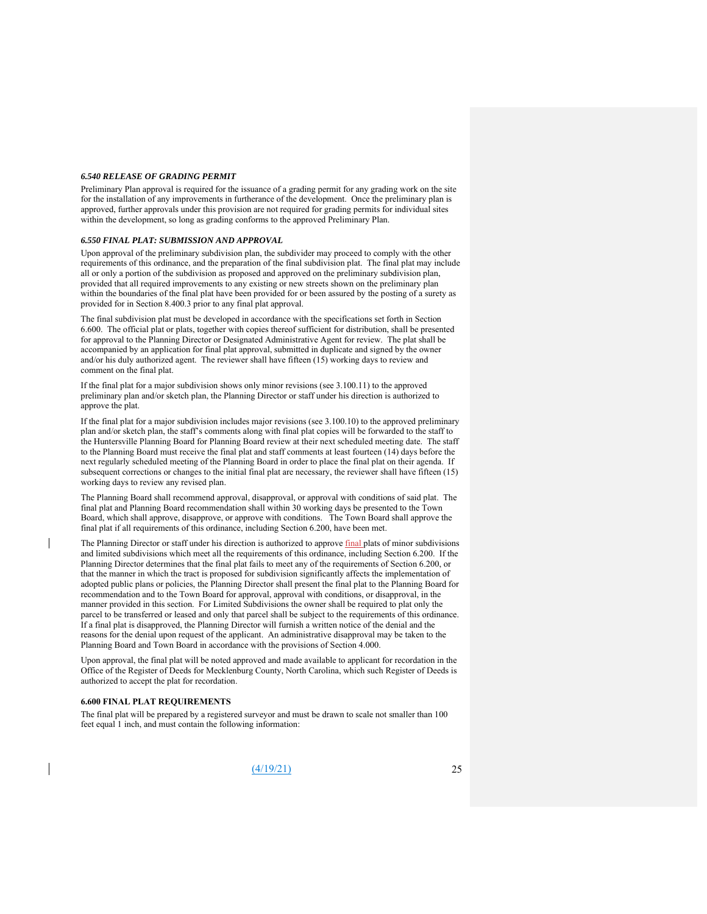### *6.540 RELEASE OF GRADING PERMIT*

Preliminary Plan approval is required for the issuance of a grading permit for any grading work on the site for the installation of any improvements in furtherance of the development. Once the preliminary plan is approved, further approvals under this provision are not required for grading permits for individual sites within the development, so long as grading conforms to the approved Preliminary Plan.

### *6.550 FINAL PLAT: SUBMISSION AND APPROVAL*

Upon approval of the preliminary subdivision plan, the subdivider may proceed to comply with the other requirements of this ordinance, and the preparation of the final subdivision plat. The final plat may include all or only a portion of the subdivision as proposed and approved on the preliminary subdivision plan, provided that all required improvements to any existing or new streets shown on the preliminary plan within the boundaries of the final plat have been provided for or been assured by the posting of a surety as provided for in Section 8.400.3 prior to any final plat approval.

The final subdivision plat must be developed in accordance with the specifications set forth in Section 6.600. The official plat or plats, together with copies thereof sufficient for distribution, shall be presented for approval to the Planning Director or Designated Administrative Agent for review. The plat shall be accompanied by an application for final plat approval, submitted in duplicate and signed by the owner and/or his duly authorized agent. The reviewer shall have fifteen (15) working days to review and comment on the final plat.

If the final plat for a major subdivision shows only minor revisions (see 3.100.11) to the approved preliminary plan and/or sketch plan, the Planning Director or staff under his direction is authorized to approve the plat.

If the final plat for a major subdivision includes major revisions (see 3.100.10) to the approved preliminary plan and/or sketch plan, the staff's comments along with final plat copies will be forwarded to the staff to the Huntersville Planning Board for Planning Board review at their next scheduled meeting date. The staff to the Planning Board must receive the final plat and staff comments at least fourteen (14) days before the next regularly scheduled meeting of the Planning Board in order to place the final plat on their agenda. If subsequent corrections or changes to the initial final plat are necessary, the reviewer shall have fifteen (15) working days to review any revised plan.

The Planning Board shall recommend approval, disapproval, or approval with conditions of said plat. The final plat and Planning Board recommendation shall within 30 working days be presented to the Town Board, which shall approve, disapprove, or approve with conditions. The Town Board shall approve the final plat if all requirements of this ordinance, including Section 6.200, have been met.

The Planning Director or staff under his direction is authorized to approve final plats of minor subdivisions and limited subdivisions which meet all the requirements of this ordinance, including Section 6.200. If the Planning Director determines that the final plat fails to meet any of the requirements of Section 6.200, or that the manner in which the tract is proposed for subdivision significantly affects the implementation of adopted public plans or policies, the Planning Director shall present the final plat to the Planning Board for recommendation and to the Town Board for approval, approval with conditions, or disapproval, in the manner provided in this section. For Limited Subdivisions the owner shall be required to plat only the parcel to be transferred or leased and only that parcel shall be subject to the requirements of this ordinance. If a final plat is disapproved, the Planning Director will furnish a written notice of the denial and the reasons for the denial upon request of the applicant. An administrative disapproval may be taken to the Planning Board and Town Board in accordance with the provisions of Section 4.000.

Upon approval, the final plat will be noted approved and made available to applicant for recordation in the Office of the Register of Deeds for Mecklenburg County, North Carolina, which such Register of Deeds is authorized to accept the plat for recordation.

### **6.600 FINAL PLAT REQUIREMENTS**

The final plat will be prepared by a registered surveyor and must be drawn to scale not smaller than 100 feet equal 1 inch, and must contain the following information: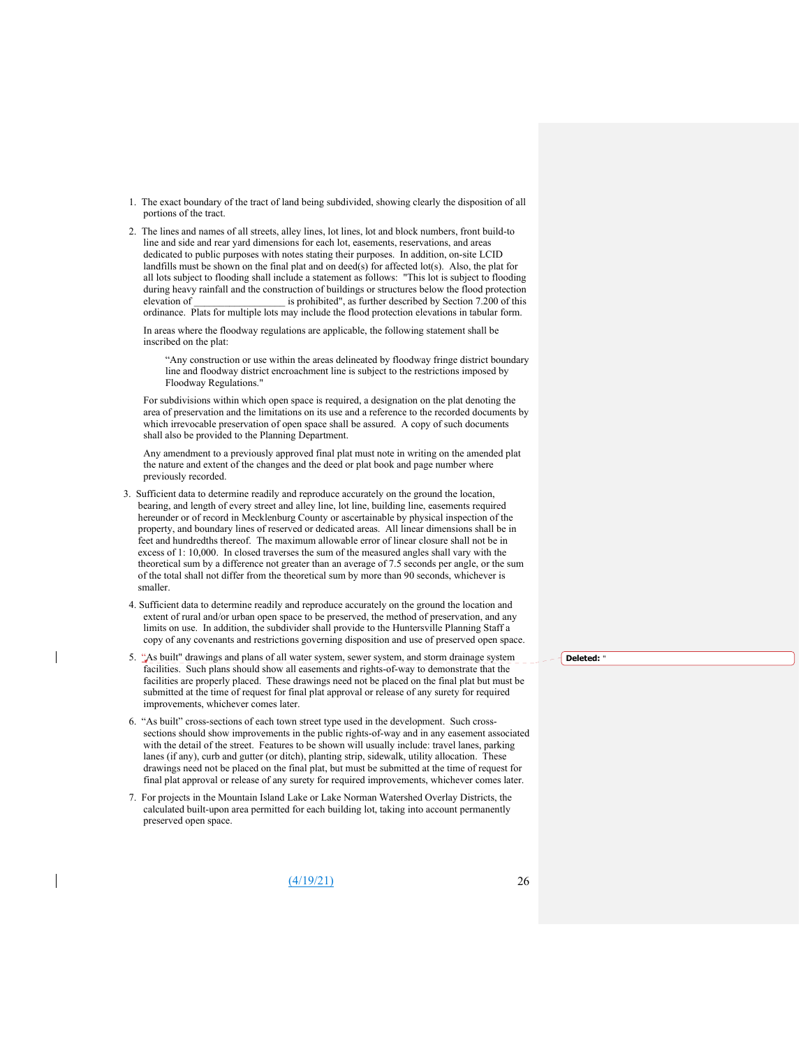1. The exact boundary of the tract of land being subdivided, showing clearly the disposition of all portions of the tract.

2. The lines and names of all streets, alley lines, lot lines, lot and block numbers, front build-to line and side and rear yard dimensions for each lot, easements, reservations, and areas dedicated to public purposes with notes stating their purposes. In addition, on-site LCID landfills must be shown on the final plat and on deed(s) for affected lot(s). Also, the plat for all lots subject to flooding shall include a statement as follows: "This lot is subject to flooding during heavy rainfall and the construction of buildings or structures below the flood protection elevation of __________________ is prohibited", as further described by Section 7.200 of this ordinance. Plats for multiple lots may include the flood protection elevations in tabular form.

   In areas where the floodway regulations are applicable, the following statement shall be inscribed on the plat:

   > "Any construction or use within the areas delineated by floodway fringe district boundary line and floodway district encroachment line is subject to the restrictions imposed by Floodway Regulations."

   For subdivisions within which open space is required, a designation on the plat denoting the area of preservation and the limitations on its use and a reference to the recorded documents by which irrevocable preservation of open space shall be assured. A copy of such documents shall also be provided to the Planning Department.

   Any amendment to a previously approved final plat must note in writing on the amended plat the nature and extent of the changes and the deed or plat book and page number where previously recorded.

3. Sufficient data to determine readily and reproduce accurately on the ground the location, bearing, and length of every street and alley line, lot line, building line, easements required hereunder or of record in Mecklenburg County or ascertainable by physical inspection of the property, and boundary lines of reserved or dedicated areas. All linear dimensions shall be in feet and hundredths thereof. The maximum allowable error of linear closure shall not be in excess of 1: 10,000. In closed traverses the sum of the measured angles shall vary with the theoretical sum by a difference not greater than an average of 7.5 seconds per angle, or the sum of the total shall not differ from the theoretical sum by more than 90 seconds, whichever is smaller.

4. Sufficient data to determine readily and reproduce accurately on the ground the location and extent of rural and/or urban open space to be preserved, the method of preservation, and any limits on use. In addition, the subdivider shall provide to the Huntersville Planning Staff a copy of any covenants and restrictions governing disposition and use of preserved open space.

5. "As built" drawings and plans of all water system, sewer system, and storm drainage system facilities. Such plans should show all easements and rights-of-way to demonstrate that the facilities are properly placed. These drawings need not be placed on the final plat but must be submitted at the time of request for final plat approval or release of any surety for required improvements, whichever comes later.

6. "As built" cross-sections of each town street type used in the development. Such cross-sections should show improvements in the public rights-of-way and in any easement associated with the detail of the street. Features to be shown will usually include: travel lanes, parking lanes (if any), curb and gutter (or ditch), planting strip, sidewalk, utility allocation. These drawings need not be placed on the final plat, but must be submitted at the time of request for final plat approval or release of any surety for required improvements, whichever comes later.

7. For projects in the Mountain Island Lake or Lake Norman Watershed Overlay Districts, the calculated built-upon area permitted for each building lot, taking into account permanently preserved open space.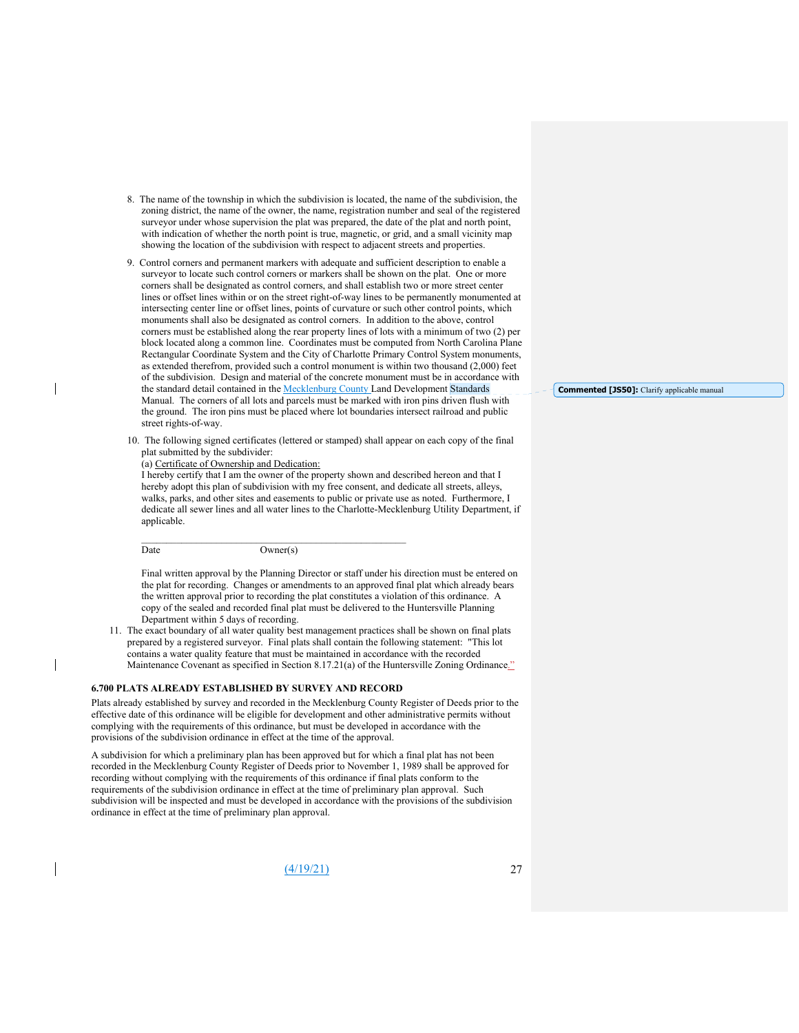8. The name of the township in which the subdivision is located, the name of the subdivision, the zoning district, the name of the owner, the name, registration number and seal of the registered surveyor under whose supervision the plat was prepared, the date of the plat and north point, with indication of whether the north point is true, magnetic, or grid, and a small vicinity map showing the location of the subdivision with respect to adjacent streets and properties.

9. Control corners and permanent markers with adequate and sufficient description to enable a surveyor to locate such control corners or markers shall be shown on the plat. One or more corners shall be designated as control corners, and shall establish two or more street center lines or offset lines within or on the street right-of-way lines to be permanently monumented at intersecting center line or offset lines, points of curvature or such other control points, which monuments shall also be designated as control corners. In addition to the above, control corners must be established along the rear property lines of lots with a minimum of two (2) per block located along a common line. Coordinates must be computed from North Carolina Plane Rectangular Coordinate System and the City of Charlotte Primary Control System monuments, as extended therefrom, provided such a control monument is within two thousand (2,000) feet of the subdivision. Design and material of the concrete monument must be in accordance with the standard detail contained in the Mecklenburg County Land Development Standards Manual. The corners of all lots and parcels must be marked with iron pins driven flush with the ground. The iron pins must be placed where lot boundaries intersect railroad and public street rights-of-way.

**Commented [JS50]:** Clarify applicable manual

10. The following signed certificates (lettered or stamped) shall appear on each copy of the final plat submitted by the subdivider:

    (a) Certificate of Ownership and Dedication:

    I hereby certify that I am the owner of the property shown and described hereon and that I hereby adopt this plan of subdivision with my free consent, and dedicate all streets, alleys, walks, parks, and other sites and easements to public or private use as noted. Furthermore, I dedicate all sewer lines and all water lines to the Charlotte-Mecklenburg Utility Department, if applicable.

    ______________________________________________________

    Date                                        Owner(s)

    Final written approval by the Planning Director or staff under his direction must be entered on the plat for recording. Changes or amendments to an approved final plat which already bears the written approval prior to recording the plat constitutes a violation of this ordinance. A copy of the sealed and recorded final plat must be delivered to the Huntersville Planning Department within 5 days of recording.

11. The exact boundary of all water quality best management practices shall be shown on final plats prepared by a registered surveyor. Final plats shall contain the following statement: "This lot contains a water quality feature that must be maintained in accordance with the recorded Maintenance Covenant as specified in Section 8.17.21(a) of the Huntersville Zoning Ordinance."

**6.700 PLATS ALREADY ESTABLISHED BY SURVEY AND RECORD**

Plats already established by survey and recorded in the Mecklenburg County Register of Deeds prior to the effective date of this ordinance will be eligible for development and other administrative permits without complying with the requirements of this ordinance, but must be developed in accordance with the provisions of the subdivision ordinance in effect at the time of the approval.

A subdivision for which a preliminary plan has been approved but for which a final plat has not been recorded in the Mecklenburg County Register of Deeds prior to November 1, 1989 shall be approved for recording without complying with the requirements of this ordinance if final plats conform to the requirements of the subdivision ordinance in effect at the time of preliminary plan approval. Such subdivision will be inspected and must be developed in accordance with the provisions of the subdivision ordinance in effect at the time of preliminary plan approval.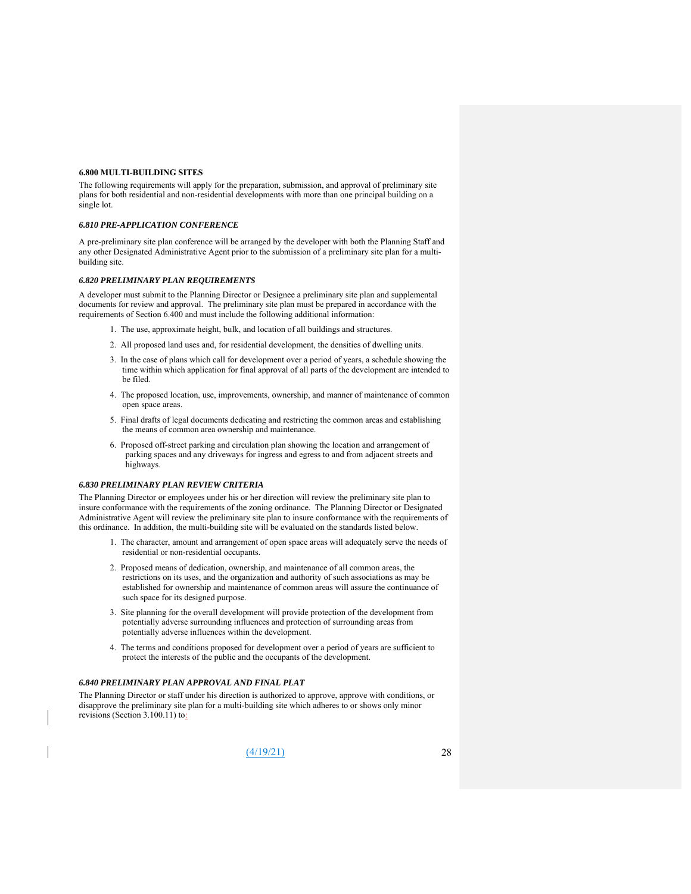## 6.800 MULTI-BUILDING SITES

The following requirements will apply for the preparation, submission, and approval of preliminary site plans for both residential and non-residential developments with more than one principal building on a single lot.

### *6.810 PRE-APPLICATION CONFERENCE*

A pre-preliminary site plan conference will be arranged by the developer with both the Planning Staff and any other Designated Administrative Agent prior to the submission of a preliminary site plan for a multi-building site.

### *6.820 PRELIMINARY PLAN REQUIREMENTS*

A developer must submit to the Planning Director or Designee a preliminary site plan and supplemental documents for review and approval. The preliminary site plan must be prepared in accordance with the requirements of Section 6.400 and must include the following additional information:

1. The use, approximate height, bulk, and location of all buildings and structures.
2. All proposed land uses and, for residential development, the densities of dwelling units.
3. In the case of plans which call for development over a period of years, a schedule showing the time within which application for final approval of all parts of the development are intended to be filed.
4. The proposed location, use, improvements, ownership, and manner of maintenance of common open space areas.
5. Final drafts of legal documents dedicating and restricting the common areas and establishing the means of common area ownership and maintenance.
6. Proposed off-street parking and circulation plan showing the location and arrangement of parking spaces and any driveways for ingress and egress to and from adjacent streets and highways.

### *6.830 PRELIMINARY PLAN REVIEW CRITERIA*

The Planning Director or employees under his or her direction will review the preliminary site plan to insure conformance with the requirements of the zoning ordinance. The Planning Director or Designated Administrative Agent will review the preliminary site plan to insure conformance with the requirements of this ordinance. In addition, the multi-building site will be evaluated on the standards listed below.

1. The character, amount and arrangement of open space areas will adequately serve the needs of residential or non-residential occupants.
2. Proposed means of dedication, ownership, and maintenance of all common areas, the restrictions on its uses, and the organization and authority of such associations as may be established for ownership and maintenance of common areas will assure the continuance of such space for its designed purpose.
3. Site planning for the overall development will provide protection of the development from potentially adverse surrounding influences and protection of surrounding areas from potentially adverse influences within the development.
4. The terms and conditions proposed for development over a period of years are sufficient to protect the interests of the public and the occupants of the development.

### *6.840 PRELIMINARY PLAN APPROVAL AND FINAL PLAT*

The Planning Director or staff under his direction is authorized to approve, approve with conditions, or disapprove the preliminary site plan for a multi-building site which adheres to or shows only minor revisions (Section 3.100.11) to: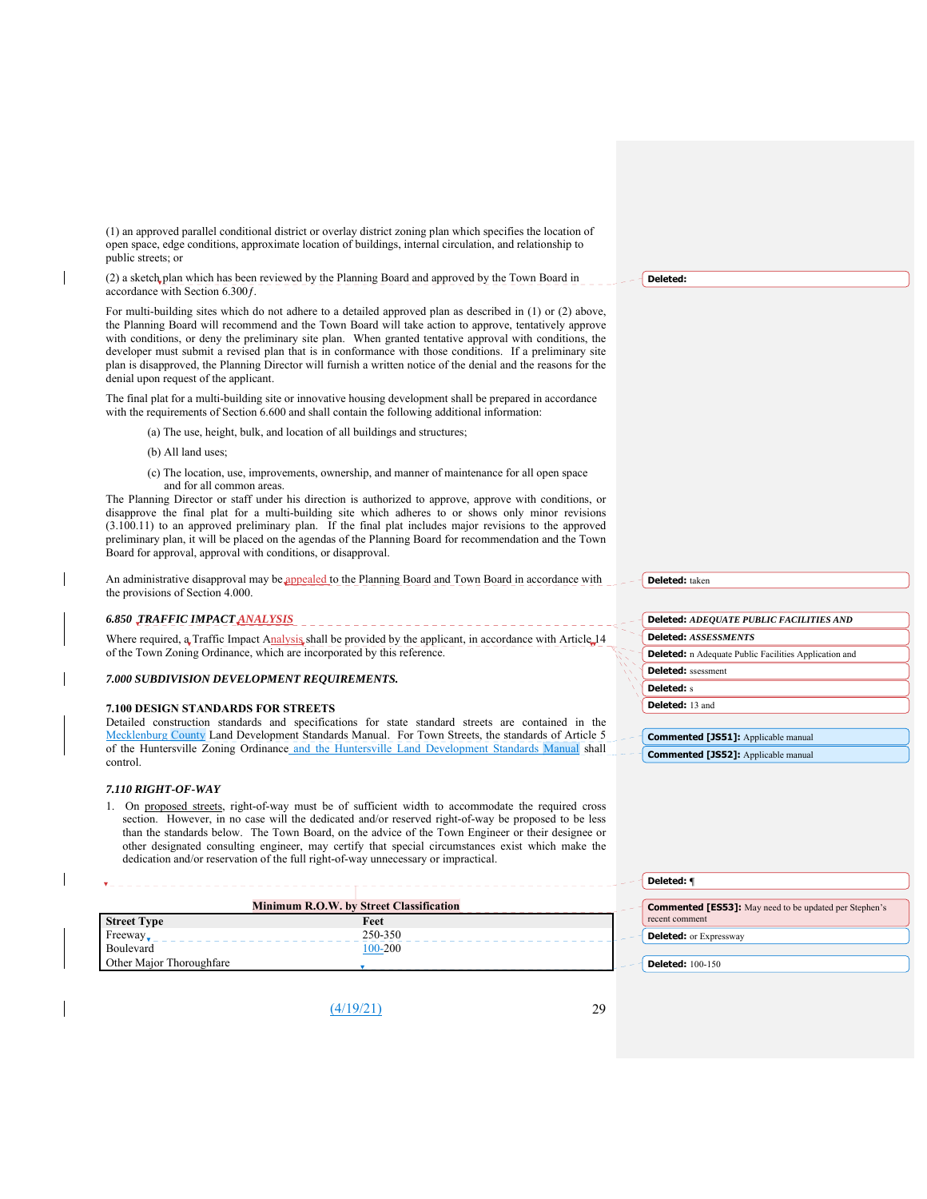(1) an approved parallel conditional district or overlay district zoning plan which specifies the location of open space, edge conditions, approximate location of buildings, internal circulation, and relationship to public streets; or

(2) a sketch plan which has been reviewed by the Planning Board and approved by the Town Board in accordance with Section 6.300*f*.

For multi-building sites which do not adhere to a detailed approved plan as described in (1) or (2) above, the Planning Board will recommend and the Town Board will take action to approve, tentatively approve with conditions, or deny the preliminary site plan. When granted tentative approval with conditions, the developer must submit a revised plan that is in conformance with those conditions. If a preliminary site plan is disapproved, the Planning Director will furnish a written notice of the denial and the reasons for the denial upon request of the applicant.

The final plat for a multi-building site or innovative housing development shall be prepared in accordance with the requirements of Section 6.600 and shall contain the following additional information:

(a) The use, height, bulk, and location of all buildings and structures;

(b) All land uses;

(c) The location, use, improvements, ownership, and manner of maintenance for all open space and for all common areas.

The Planning Director or staff under his direction is authorized to approve, approve with conditions, or disapprove the final plat for a multi-building site which adheres to or shows only minor revisions (3.100.11) to an approved preliminary plan. If the final plat includes major revisions to the approved preliminary plan, it will be placed on the agendas of the Planning Board for recommendation and the Town Board for approval, approval with conditions, or disapproval.

An administrative disapproval may be appealed to the Planning Board and Town Board in accordance with the provisions of Section 4.000.

### *6.850 TRAFFIC IMPACT ANALYSIS*

Where required, a Traffic Impact Analysis shall be provided by the applicant, in accordance with Article 14 of the Town Zoning Ordinance, which are incorporated by this reference.

## *7.000 SUBDIVISION DEVELOPMENT REQUIREMENTS.*

### 7.100 DESIGN STANDARDS FOR STREETS

Detailed construction standards and specifications for state standard streets are contained in the Mecklenburg County Land Development Standards Manual. For Town Streets, the standards of Article 5 of the Huntersville Zoning Ordinance and the Huntersville Land Development Standards Manual shall control.

### *7.110 RIGHT-OF-WAY*

1. On proposed streets, right-of-way must be of sufficient width to accommodate the required cross section. However, in no case will the dedicated and/or reserved right-of-way be proposed to be less than the standards below. The Town Board, on the advice of the Town Engineer or their designee or other designated consulting engineer, may certify that special circumstances exist which make the dedication and/or reservation of the full right-of-way unnecessary or impractical.

**Minimum R.O.W. by Street Classification**

| Street Type | Feet |
|---|---|
| Freeway | 250-350 |
| Boulevard | 100-200 |
| Other Major Thoroughfare | |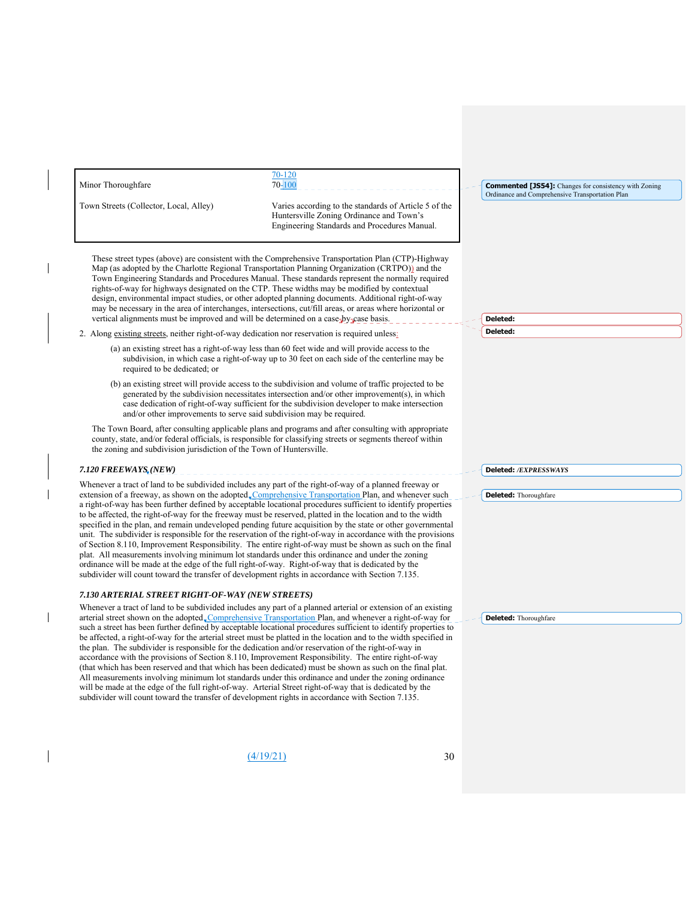| Minor Thoroughfare | 70-120 |
|---|---|
| Town Streets (Collector, Local, Alley) | Varies according to the standards of Article 5 of the Huntersville Zoning Ordinance and Town's Engineering Standards and Procedures Manual. |

These street types (above) are consistent with the Comprehensive Transportation Plan (CTP)-Highway Map (as adopted by the Charlotte Regional Transportation Planning Organization (CRTPO)) and the Town Engineering Standards and Procedures Manual. These standards represent the normally required rights-of-way for highways designated on the CTP. These widths may be modified by contextual design, environmental impact studies, or other adopted planning documents. Additional right-of-way may be necessary in the area of interchanges, intersections, cut/fill areas, or areas where horizontal or vertical alignments must be improved and will be determined on a case by case basis.

2. Along existing streets, neither right-of-way dedication nor reservation is required unless:

   (a) an existing street has a right-of-way less than 60 feet wide and will provide access to the subdivision, in which case a right-of-way up to 30 feet on each side of the centerline may be required to be dedicated; or

   (b) an existing street will provide access to the subdivision and volume of traffic projected to be generated by the subdivision necessitates intersection and/or other improvement(s), in which case dedication of right-of-way sufficient for the subdivision developer to make intersection and/or other improvements to serve said subdivision may be required.

The Town Board, after consulting applicable plans and programs and after consulting with appropriate county, state, and/or federal officials, is responsible for classifying streets or segments thereof within the zoning and subdivision jurisdiction of the Town of Huntersville.

### *7.120 FREEWAYS (NEW)*

Whenever a tract of land to be subdivided includes any part of the right-of-way of a planned freeway or extension of a freeway, as shown on the adopted Comprehensive Transportation Plan, and whenever such a right-of-way has been further defined by acceptable locational procedures sufficient to identify properties to be affected, the right-of-way for the freeway must be reserved, platted in the location and to the width specified in the plan, and remain undeveloped pending future acquisition by the state or other governmental unit. The subdivider is responsible for the reservation of the right-of-way in accordance with the provisions of Section 8.110, Improvement Responsibility. The entire right-of-way must be shown as such on the final plat. All measurements involving minimum lot standards under this ordinance and under the zoning ordinance will be made at the edge of the full right-of-way. Right-of-way that is dedicated by the subdivider will count toward the transfer of development rights in accordance with Section 7.135.

### *7.130 ARTERIAL STREET RIGHT-OF-WAY (NEW STREETS)*

Whenever a tract of land to be subdivided includes any part of a planned arterial or extension of an existing arterial street shown on the adopted Comprehensive Transportation Plan, and whenever a right-of-way for such a street has been further defined by acceptable locational procedures sufficient to identify properties to be affected, a right-of-way for the arterial street must be platted in the location and to the width specified in the plan. The subdivider is responsible for the dedication and/or reservation of the right-of-way in accordance with the provisions of Section 8.110, Improvement Responsibility. The entire right-of-way (that which has been reserved and that which has been dedicated) must be shown as such on the final plat. All measurements involving minimum lot standards under this ordinance and under the zoning ordinance will be made at the edge of the full right-of-way. Arterial Street right-of-way that is dedicated by the subdivider will count toward the transfer of development rights in accordance with Section 7.135.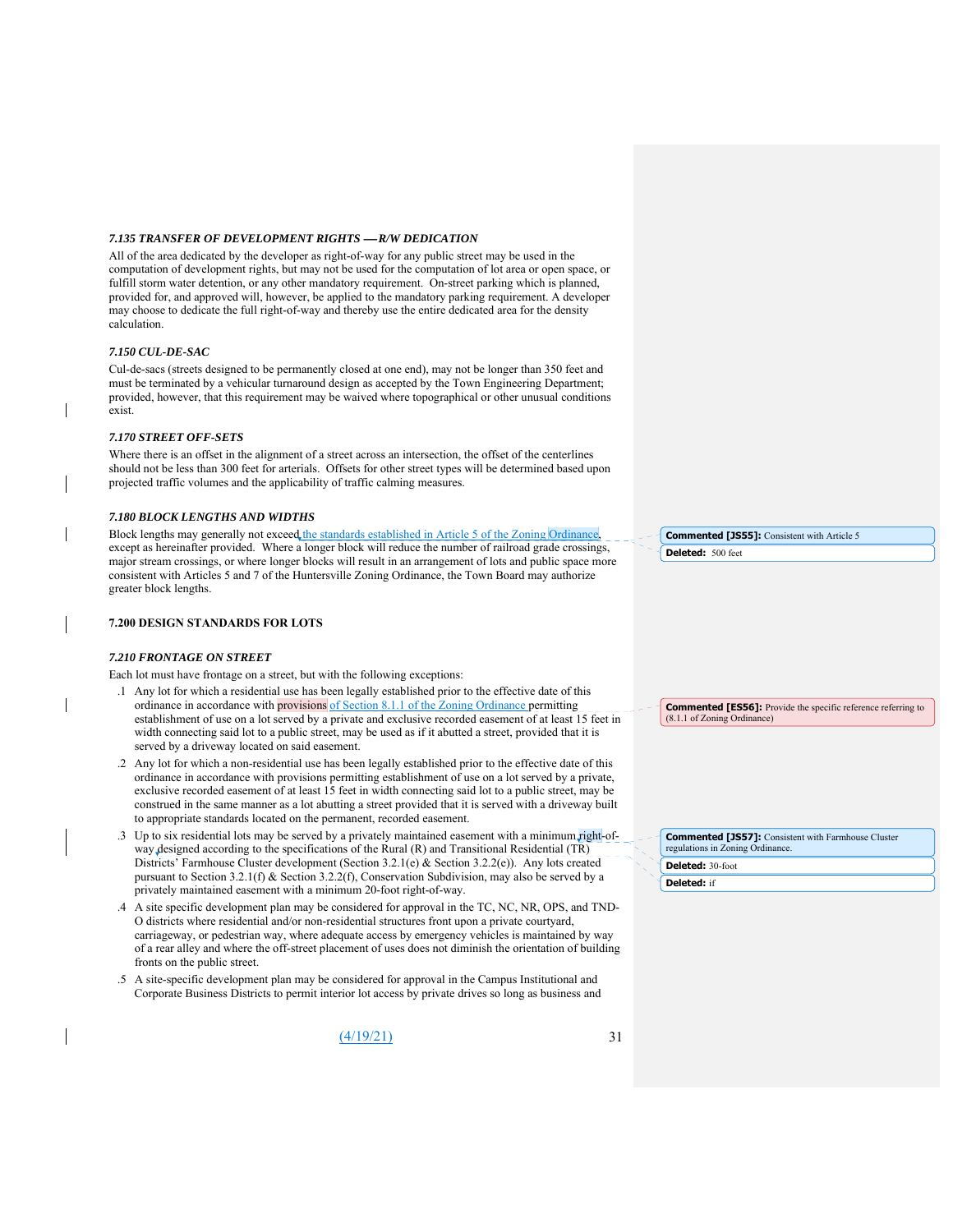### *7.135 TRANSFER OF DEVELOPMENT RIGHTS — R/W DEDICATION*

All of the area dedicated by the developer as right-of-way for any public street may be used in the computation of development rights, but may not be used for the computation of lot area or open space, or fulfill storm water detention, or any other mandatory requirement. On-street parking which is planned, provided for, and approved will, however, be applied to the mandatory parking requirement. A developer may choose to dedicate the full right-of-way and thereby use the entire dedicated area for the density calculation.

### *7.150 CUL-DE-SAC*

Cul-de-sacs (streets designed to be permanently closed at one end), may not be longer than 350 feet and must be terminated by a vehicular turnaround design as accepted by the Town Engineering Department; provided, however, that this requirement may be waived where topographical or other unusual conditions exist.

### *7.170 STREET OFF-SETS*

Where there is an offset in the alignment of a street across an intersection, the offset of the centerlines should not be less than 300 feet for arterials. Offsets for other street types will be determined based upon projected traffic volumes and the applicability of traffic calming measures.

### *7.180 BLOCK LENGTHS AND WIDTHS*

Block lengths may generally not exceed the standards established in Article 5 of the Zoning Ordinance, except as hereinafter provided. Where a longer block will reduce the number of railroad grade crossings, major stream crossings, or where longer blocks will result in an arrangement of lots and public space more consistent with Articles 5 and 7 of the Huntersville Zoning Ordinance, the Town Board may authorize greater block lengths.

## 7.200 DESIGN STANDARDS FOR LOTS

### *7.210 FRONTAGE ON STREET*

Each lot must have frontage on a street, but with the following exceptions:

.1 Any lot for which a residential use has been legally established prior to the effective date of this ordinance in accordance with provisions of Section 8.1.1 of the Zoning Ordinance permitting establishment of use on a lot served by a private and exclusive recorded easement of at least 15 feet in width connecting said lot to a public street, may be used as if it abutted a street, provided that it is served by a driveway located on said easement.

.2 Any lot for which a non-residential use has been legally established prior to the effective date of this ordinance in accordance with provisions permitting establishment of use on a lot served by a private, exclusive recorded easement of at least 15 feet in width connecting said lot to a public street, may be construed in the same manner as a lot abutting a street provided that it is served with a driveway built to appropriate standards located on the permanent, recorded easement.

.3 Up to six residential lots may be served by a privately maintained easement with a minimum right-of-way designed according to the specifications of the Rural (R) and Transitional Residential (TR) Districts' Farmhouse Cluster development (Section 3.2.1(e) & Section 3.2.2(e)). Any lots created pursuant to Section 3.2.1(f) & Section 3.2.2(f), Conservation Subdivision, may also be served by a privately maintained easement with a minimum 20-foot right-of-way.

.4 A site specific development plan may be considered for approval in the TC, NC, NR, OPS, and TND-O districts where residential and/or non-residential structures front upon a private courtyard, carriageway, or pedestrian way, where adequate access by emergency vehicles is maintained by way of a rear alley and where the off-street placement of uses does not diminish the orientation of building fronts on the public street.

.5 A site-specific development plan may be considered for approval in the Campus Institutional and Corporate Business Districts to permit interior lot access by private drives so long as business and

**Commented [JS55]:** Consistent with Article 5

**Deleted:** 500 feet

**Commented [ES56]:** Provide the specific reference referring to (8.1.1 of Zoning Ordinance)

**Commented [JS57]:** Consistent with Farmhouse Cluster regulations in Zoning Ordinance.

**Deleted:** 30-foot

**Deleted:** if

(4/19/21)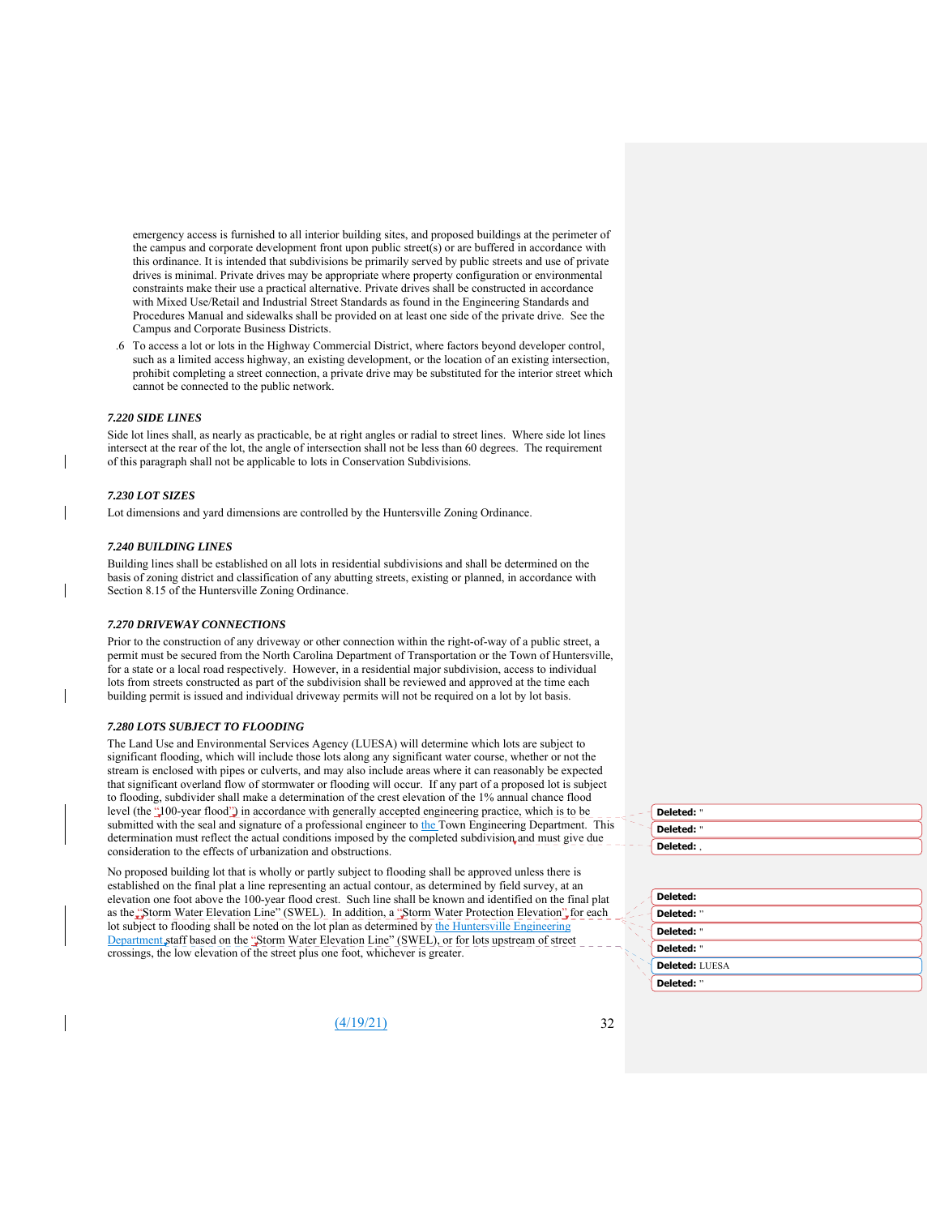emergency access is furnished to all interior building sites, and proposed buildings at the perimeter of the campus and corporate development front upon public street(s) or are buffered in accordance with this ordinance. It is intended that subdivisions be primarily served by public streets and use of private drives is minimal. Private drives may be appropriate where property configuration or environmental constraints make their use a practical alternative. Private drives shall be constructed in accordance with Mixed Use/Retail and Industrial Street Standards as found in the Engineering Standards and Procedures Manual and sidewalks shall be provided on at least one side of the private drive. See the Campus and Corporate Business Districts.

.6 To access a lot or lots in the Highway Commercial District, where factors beyond developer control, such as a limited access highway, an existing development, or the location of an existing intersection, prohibit completing a street connection, a private drive may be substituted for the interior street which cannot be connected to the public network.

### *7.220 SIDE LINES*

Side lot lines shall, as nearly as practicable, be at right angles or radial to street lines. Where side lot lines intersect at the rear of the lot, the angle of intersection shall not be less than 60 degrees. The requirement of this paragraph shall not be applicable to lots in Conservation Subdivisions.

### *7.230 LOT SIZES*

Lot dimensions and yard dimensions are controlled by the Huntersville Zoning Ordinance.

### *7.240 BUILDING LINES*

Building lines shall be established on all lots in residential subdivisions and shall be determined on the basis of zoning district and classification of any abutting streets, existing or planned, in accordance with Section 8.15 of the Huntersville Zoning Ordinance.

### *7.270 DRIVEWAY CONNECTIONS*

Prior to the construction of any driveway or other connection within the right-of-way of a public street, a permit must be secured from the North Carolina Department of Transportation or the Town of Huntersville, for a state or a local road respectively. However, in a residential major subdivision, access to individual lots from streets constructed as part of the subdivision shall be reviewed and approved at the time each building permit is issued and individual driveway permits will not be required on a lot by lot basis.

### *7.280 LOTS SUBJECT TO FLOODING*

The Land Use and Environmental Services Agency (LUESA) will determine which lots are subject to significant flooding, which will include those lots along any significant water course, whether or not the stream is enclosed with pipes or culverts, and may also include areas where it can reasonably be expected that significant overland flow of stormwater or flooding will occur. If any part of a proposed lot is subject to flooding, subdivider shall make a determination of the crest elevation of the 1% annual chance flood level (the "100-year flood") in accordance with generally accepted engineering practice, which is to be submitted with the seal and signature of a professional engineer to the Town Engineering Department. This determination must reflect the actual conditions imposed by the completed subdivision and must give due consideration to the effects of urbanization and obstructions.

No proposed building lot that is wholly or partly subject to flooding shall be approved unless there is established on the final plat a line representing an actual contour, as determined by field survey, at an elevation one foot above the 100-year flood crest. Such line shall be known and identified on the final plat as the "Storm Water Elevation Line" (SWEL). In addition, a "Storm Water Protection Elevation" for each lot subject to flooding shall be noted on the lot plan as determined by the Huntersville Engineering Department staff based on the "Storm Water Elevation Line" (SWEL), or for lots upstream of street crossings, the low elevation of the street plus one foot, whichever is greater.

(4/19/21)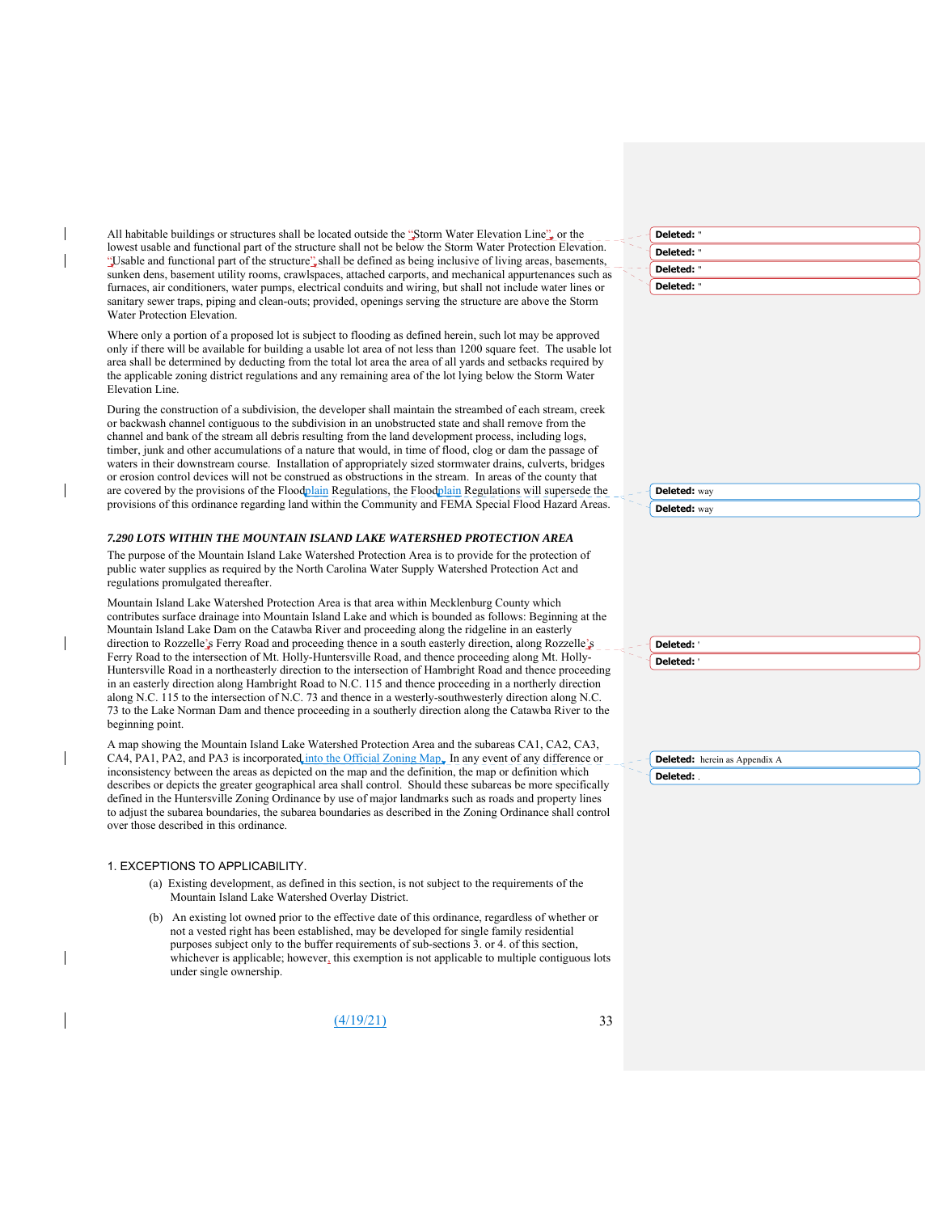All habitable buildings or structures shall be located outside the "Storm Water Elevation Line", or the lowest usable and functional part of the structure shall not be below the Storm Water Protection Elevation. "Usable and functional part of the structure" shall be defined as being inclusive of living areas, basements, sunken dens, basement utility rooms, crawlspaces, attached carports, and mechanical appurtenances such as furnaces, air conditioners, water pumps, electrical conduits and wiring, but shall not include water lines or sanitary sewer traps, piping and clean-outs; provided, openings serving the structure are above the Storm Water Protection Elevation.

Where only a portion of a proposed lot is subject to flooding as defined herein, such lot may be approved only if there will be available for building a usable lot area of not less than 1200 square feet. The usable lot area shall be determined by deducting from the total lot area the area of all yards and setbacks required by the applicable zoning district regulations and any remaining area of the lot lying below the Storm Water Elevation Line.

During the construction of a subdivision, the developer shall maintain the streambed of each stream, creek or backwash channel contiguous to the subdivision in an unobstructed state and shall remove from the channel and bank of the stream all debris resulting from the land development process, including logs, timber, junk and other accumulations of a nature that would, in time of flood, clog or dam the passage of waters in their downstream course. Installation of appropriately sized stormwater drains, culverts, bridges or erosion control devices will not be construed as obstructions in the stream. In areas of the county that are covered by the provisions of the Floodplain Regulations, the Floodplain Regulations will supersede the provisions of this ordinance regarding land within the Community and FEMA Special Flood Hazard Areas.

### *7.290 LOTS WITHIN THE MOUNTAIN ISLAND LAKE WATERSHED PROTECTION AREA*

The purpose of the Mountain Island Lake Watershed Protection Area is to provide for the protection of public water supplies as required by the North Carolina Water Supply Watershed Protection Act and regulations promulgated thereafter.

Mountain Island Lake Watershed Protection Area is that area within Mecklenburg County which contributes surface drainage into Mountain Island Lake and which is bounded as follows: Beginning at the Mountain Island Lake Dam on the Catawba River and proceeding along the ridgeline in an easterly direction to Rozzelle's Ferry Road and proceeding thence in a south easterly direction, along Rozzelle's Ferry Road to the intersection of Mt. Holly-Huntersville Road, and thence proceeding along Mt. Holly-Huntersville Road in a northeasterly direction to the intersection of Hambright Road and thence proceeding in an easterly direction along Hambright Road to N.C. 115 and thence proceeding in a northerly direction along N.C. 115 to the intersection of N.C. 73 and thence in a westerly-southwesterly direction along N.C. 73 to the Lake Norman Dam and thence proceeding in a southerly direction along the Catawba River to the beginning point.

A map showing the Mountain Island Lake Watershed Protection Area and the subareas CA1, CA2, CA3, CA4, PA1, PA2, and PA3 is incorporated into the Official Zoning Map. In any event of any difference or inconsistency between the areas as depicted on the map and the definition, the map or definition which describes or depicts the greater geographical area shall control. Should these subareas be more specifically defined in the Huntersville Zoning Ordinance by use of major landmarks such as roads and property lines to adjust the subarea boundaries, the subarea boundaries as described in the Zoning Ordinance shall control over those described in this ordinance.

1. EXCEPTIONS TO APPLICABILITY.

(a) Existing development, as defined in this section, is not subject to the requirements of the Mountain Island Lake Watershed Overlay District.

(b) An existing lot owned prior to the effective date of this ordinance, regardless of whether or not a vested right has been established, may be developed for single family residential purposes subject only to the buffer requirements of sub-sections 3. or 4. of this section, whichever is applicable; however, this exemption is not applicable to multiple contiguous lots under single ownership.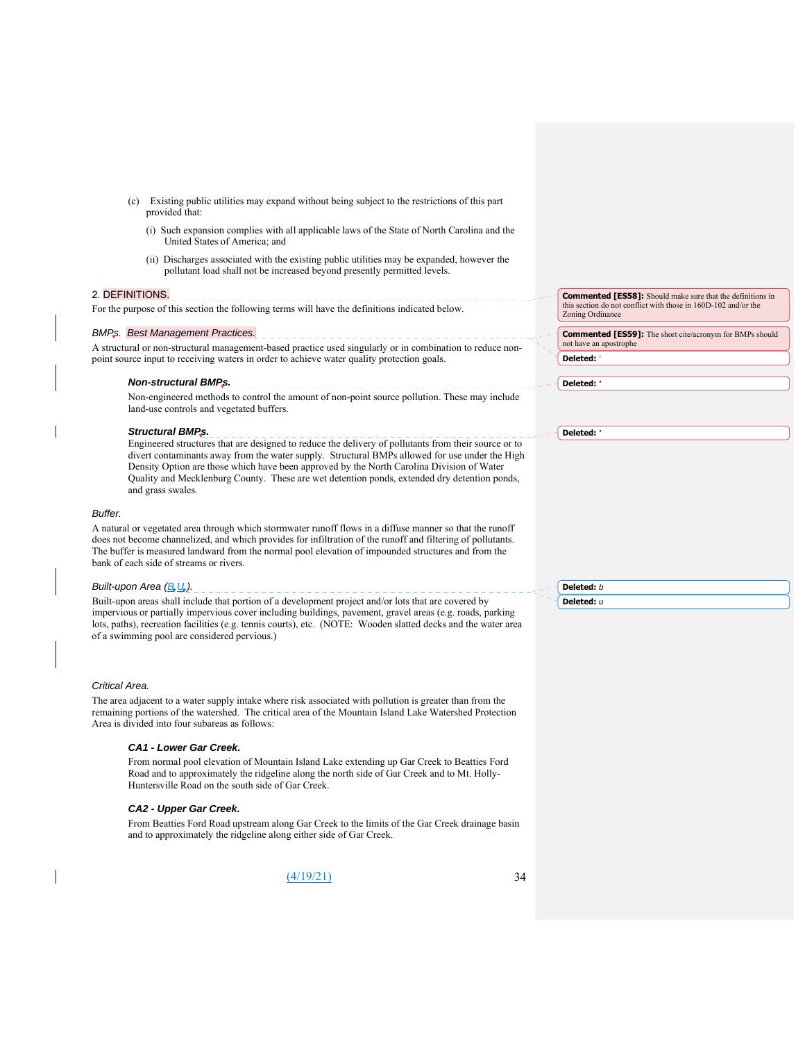(c) Existing public utilities may expand without being subject to the restrictions of this part provided that:

(i) Such expansion complies with all applicable laws of the State of North Carolina and the United States of America; and

(ii) Discharges associated with the existing public utilities may be expanded, however the pollutant load shall not be increased beyond presently permitted levels.

## 2. DEFINITIONS.

For the purpose of this section the following terms will have the definitions indicated below.

*BMPs. Best Management Practices.*

A structural or non-structural management-based practice used singularly or in combination to reduce non-point source input to receiving waters in order to achieve water quality protection goals.

***Non-structural BMPs.***

Non-engineered methods to control the amount of non-point source pollution. These may include land-use controls and vegetated buffers.

***Structural BMPs.***

Engineered structures that are designed to reduce the delivery of pollutants from their source or to divert contaminants away from the water supply. Structural BMPs allowed for use under the High Density Option are those which have been approved by the North Carolina Division of Water Quality and Mecklenburg County. These are wet detention ponds, extended dry detention ponds, and grass swales.

*Buffer.*

A natural or vegetated area through which stormwater runoff flows in a diffuse manner so that the runoff does not become channelized, and which provides for infiltration of the runoff and filtering of pollutants. The buffer is measured landward from the normal pool elevation of impounded structures and from the bank of each side of streams or rivers.

*Built-upon Area (B.U.).*

Built-upon areas shall include that portion of a development project and/or lots that are covered by impervious or partially impervious cover including buildings, pavement, gravel areas (e.g. roads, parking lots, paths), recreation facilities (e.g. tennis courts), etc. (NOTE: Wooden slatted decks and the water area of a swimming pool are considered pervious.)

*Critical Area.*

The area adjacent to a water supply intake where risk associated with pollution is greater than from the remaining portions of the watershed. The critical area of the Mountain Island Lake Watershed Protection Area is divided into four subareas as follows:

***CA1 - Lower Gar Creek.***

From normal pool elevation of Mountain Island Lake extending up Gar Creek to Beatties Ford Road and to approximately the ridgeline along the north side of Gar Creek and to Mt. Holly-Huntersville Road on the south side of Gar Creek.

***CA2 - Upper Gar Creek.***

From Beatties Ford Road upstream along Gar Creek to the limits of the Gar Creek drainage basin and to approximately the ridgeline along either side of Gar Creek.

(4/19/21)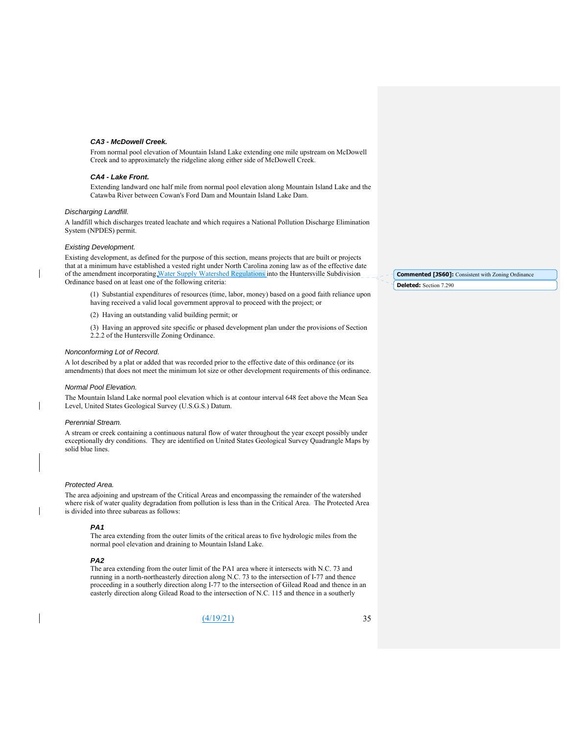#### *CA3 - McDowell Creek.*

From normal pool elevation of Mountain Island Lake extending one mile upstream on McDowell Creek and to approximately the ridgeline along either side of McDowell Creek.

#### *CA4 - Lake Front.*

Extending landward one half mile from normal pool elevation along Mountain Island Lake and the Catawba River between Cowan's Ford Dam and Mountain Island Lake Dam.

*Discharging Landfill.*

A landfill which discharges treated leachate and which requires a National Pollution Discharge Elimination System (NPDES) permit.

*Existing Development.*

Existing development, as defined for the purpose of this section, means projects that are built or projects that at a minimum have established a vested right under North Carolina zoning law as of the effective date of the amendment incorporating Water Supply Watershed Regulations into the Huntersville Subdivision Ordinance based on at least one of the following criteria:

(1) Substantial expenditures of resources (time, labor, money) based on a good faith reliance upon having received a valid local government approval to proceed with the project; or

(2) Having an outstanding valid building permit; or

(3) Having an approved site specific or phased development plan under the provisions of Section 2.2.2 of the Huntersville Zoning Ordinance.

**Commented [JS60]:** Consistent with Zoning Ordinance

**Deleted:** Section 7.290

*Nonconforming Lot of Record.*

A lot described by a plat or added that was recorded prior to the effective date of this ordinance (or its amendments) that does not meet the minimum lot size or other development requirements of this ordinance.

*Normal Pool Elevation.*

The Mountain Island Lake normal pool elevation which is at contour interval 648 feet above the Mean Sea Level, United States Geological Survey (U.S.G.S.) Datum.

*Perennial Stream.*

A stream or creek containing a continuous natural flow of water throughout the year except possibly under exceptionally dry conditions. They are identified on United States Geological Survey Quadrangle Maps by solid blue lines.

*Protected Area.*

The area adjoining and upstream of the Critical Areas and encompassing the remainder of the watershed where risk of water quality degradation from pollution is less than in the Critical Area. The Protected Area is divided into three subareas as follows:

#### *PA1*

The area extending from the outer limits of the critical areas to five hydrologic miles from the normal pool elevation and draining to Mountain Island Lake.

#### *PA2*

The area extending from the outer limit of the PA1 area where it intersects with N.C. 73 and running in a north-northeasterly direction along N.C. 73 to the intersection of I-77 and thence proceeding in a southerly direction along I-77 to the intersection of Gilead Road and thence in an easterly direction along Gilead Road to the intersection of N.C. 115 and thence in a southerly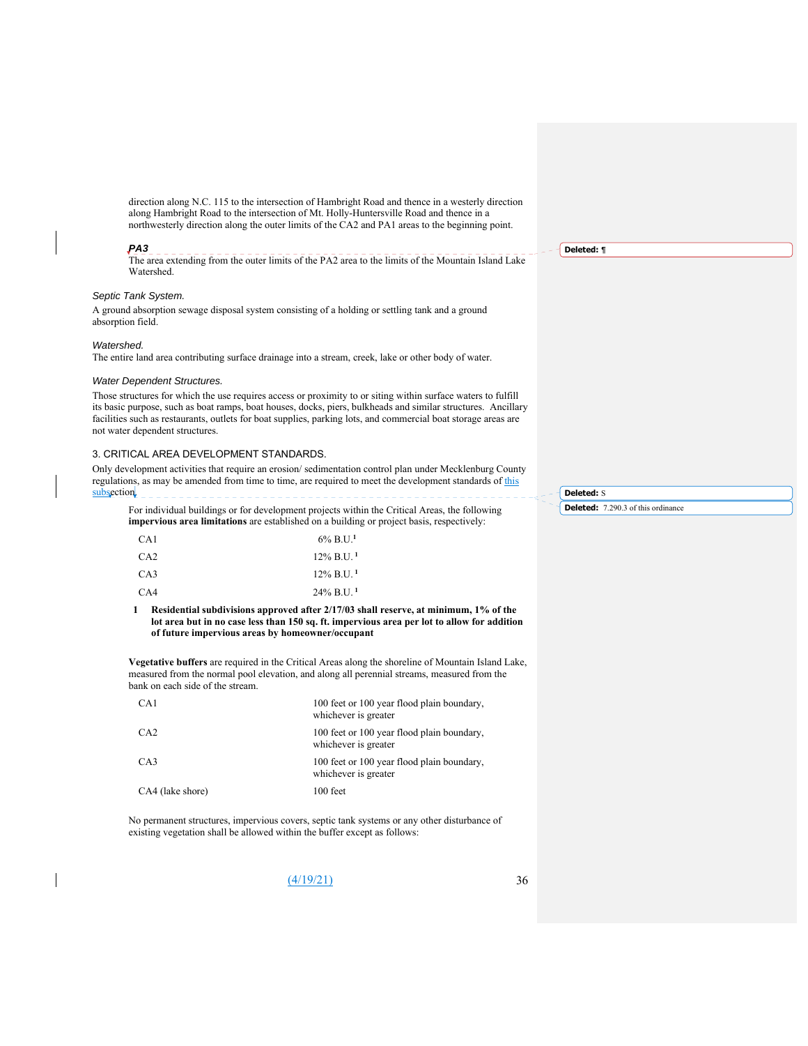direction along N.C. 115 to the intersection of Hambright Road and thence in a westerly direction along Hambright Road to the intersection of Mt. Holly-Huntersville Road and thence in a northwesterly direction along the outer limits of the CA2 and PA1 areas to the beginning point.

*PA3*

The area extending from the outer limits of the PA2 area to the limits of the Mountain Island Lake Watershed.

*Septic Tank System.*

A ground absorption sewage disposal system consisting of a holding or settling tank and a ground absorption field.

*Watershed.*

The entire land area contributing surface drainage into a stream, creek, lake or other body of water.

*Water Dependent Structures.*

Those structures for which the use requires access or proximity to or siting within surface waters to fulfill its basic purpose, such as boat ramps, boat houses, docks, piers, bulkheads and similar structures. Ancillary facilities such as restaurants, outlets for boat supplies, parking lots, and commercial boat storage areas are not water dependent structures.

## 3. CRITICAL AREA DEVELOPMENT STANDARDS.

Only development activities that require an erosion/ sedimentation control plan under Mecklenburg County regulations, as may be amended from time to time, are required to meet the development standards of this subsection.

For individual buildings or for development projects within the Critical Areas, the following **impervious area limitations** are established on a building or project basis, respectively:

| | |
|---|---|
| CA1 | 6% B.U.[1] |
| CA2 | 12% B.U.[1] |
| CA3 | 12% B.U.[1] |
| CA4 | 24% B.U.[1] |

**1 Residential subdivisions approved after 2/17/03 shall reserve, at minimum, 1% of the lot area but in no case less than 150 sq. ft. impervious area per lot to allow for addition of future impervious areas by homeowner/occupant**

**Vegetative buffers** are required in the Critical Areas along the shoreline of Mountain Island Lake, measured from the normal pool elevation, and along all perennial streams, measured from the bank on each side of the stream.

| | |
|---|---|
| CA1 | 100 feet or 100 year flood plain boundary, whichever is greater |
| CA2 | 100 feet or 100 year flood plain boundary, whichever is greater |
| CA3 | 100 feet or 100 year flood plain boundary, whichever is greater |
| CA4 (lake shore) | 100 feet |

No permanent structures, impervious covers, septic tank systems or any other disturbance of existing vegetation shall be allowed within the buffer except as follows: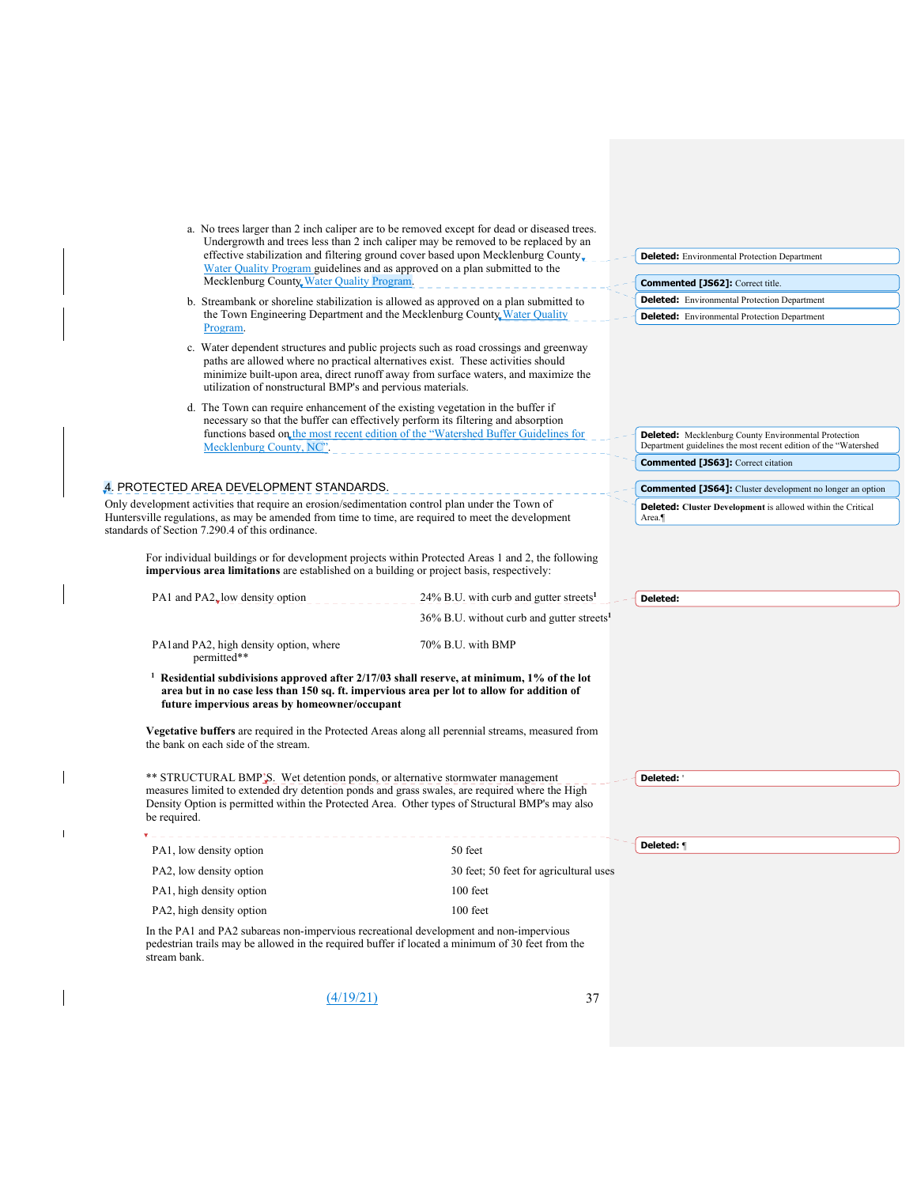a. No trees larger than 2 inch caliper are to be removed except for dead or diseased trees. Undergrowth and trees less than 2 inch caliper may be removed to be replaced by an effective stabilization and filtering ground cover based upon Mecklenburg County Water Quality Program guidelines and as approved on a plan submitted to the Mecklenburg County Water Quality Program.

b. Streambank or shoreline stabilization is allowed as approved on a plan submitted to the Town Engineering Department and the Mecklenburg County Water Quality Program.

c. Water dependent structures and public projects such as road crossings and greenway paths are allowed where no practical alternatives exist. These activities should minimize built-upon area, direct runoff away from surface waters, and maximize the utilization of nonstructural BMP's and pervious materials.

d. The Town can require enhancement of the existing vegetation in the buffer if necessary so that the buffer can effectively perform its filtering and absorption functions based on the most recent edition of the "Watershed Buffer Guidelines for Mecklenburg County, NC".

## 4. PROTECTED AREA DEVELOPMENT STANDARDS.

Only development activities that require an erosion/sedimentation control plan under the Town of Huntersville regulations, as may be amended from time to time, are required to meet the development standards of Section 7.290.4 of this ordinance.

For individual buildings or for development projects within Protected Areas 1 and 2, the following **impervious area limitations** are established on a building or project basis, respectively:

| | |
|---|---|
| PA1 and PA2, low density option | 24% B.U. with curb and gutter streets[1] |
| | 36% B.U. without curb and gutter streets[1] |
| PA1and PA2, high density option, where permitted** | 70% B.U. with BMP |

[1] **Residential subdivisions approved after 2/17/03 shall reserve, at minimum, 1% of the lot area but in no case less than 150 sq. ft. impervious area per lot to allow for addition of future impervious areas by homeowner/occupant**

**Vegetative buffers** are required in the Protected Areas along all perennial streams, measured from the bank on each side of the stream.

** STRUCTURAL BMP'S. Wet detention ponds, or alternative stormwater management measures limited to extended dry detention ponds and grass swales, are required where the High Density Option is permitted within the Protected Area. Other types of Structural BMP's may also be required.

| | |
|---|---|
| PA1, low density option | 50 feet |
| PA2, low density option | 30 feet; 50 feet for agricultural uses |
| PA1, high density option | 100 feet |
| PA2, high density option | 100 feet |

In the PA1 and PA2 subareas non-impervious recreational development and non-impervious pedestrian trails may be allowed in the required buffer if located a minimum of 30 feet from the stream bank.

(4/19/21)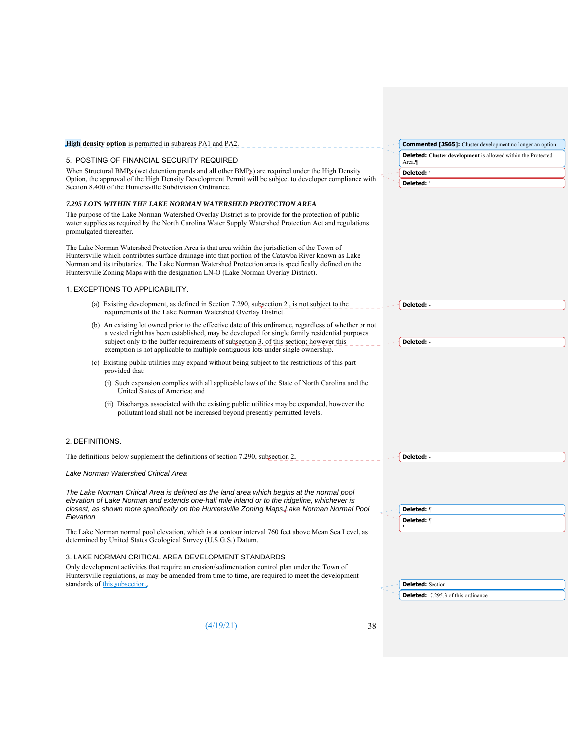**High density option** is permitted in subareas PA1 and PA2.

5. POSTING OF FINANCIAL SECURITY REQUIRED

When Structural BMPs (wet detention ponds and all other BMPs) are required under the High Density Option, the approval of the High Density Development Permit will be subject to developer compliance with Section 8.400 of the Huntersville Subdivision Ordinance.

### *7.295 LOTS WITHIN THE LAKE NORMAN WATERSHED PROTECTION AREA*

The purpose of the Lake Norman Watershed Overlay District is to provide for the protection of public water supplies as required by the North Carolina Water Supply Watershed Protection Act and regulations promulgated thereafter.

The Lake Norman Watershed Protection Area is that area within the jurisdiction of the Town of Huntersville which contributes surface drainage into that portion of the Catawba River known as Lake Norman and its tributaries. The Lake Norman Watershed Protection area is specifically defined on the Huntersville Zoning Maps with the designation LN-O (Lake Norman Overlay District).

1. EXCEPTIONS TO APPLICABILITY.

(a) Existing development, as defined in Section 7.290, subsection 2., is not subject to the requirements of the Lake Norman Watershed Overlay District.

(b) An existing lot owned prior to the effective date of this ordinance, regardless of whether or not a vested right has been established, may be developed for single family residential purposes subject only to the buffer requirements of subsection 3. of this section; however this exemption is not applicable to multiple contiguous lots under single ownership.

(c) Existing public utilities may expand without being subject to the restrictions of this part provided that:

(i) Such expansion complies with all applicable laws of the State of North Carolina and the United States of America; and

(ii) Discharges associated with the existing public utilities may be expanded, however the pollutant load shall not be increased beyond presently permitted levels.

2. DEFINITIONS.

The definitions below supplement the definitions of section 7.290, subsection 2.

*Lake Norman Watershed Critical Area*

*The Lake Norman Critical Area is defined as the land area which begins at the normal pool elevation of Lake Norman and extends one-half mile inland or to the ridgeline, whichever is closest, as shown more specifically on the Huntersville Zoning Maps.*

*Lake Norman Normal Pool Elevation*

The Lake Norman normal pool elevation, which is at contour interval 760 feet above Mean Sea Level, as determined by United States Geological Survey (U.S.G.S.) Datum.

3. LAKE NORMAN CRITICAL AREA DEVELOPMENT STANDARDS

Only development activities that require an erosion/sedimentation control plan under the Town of Huntersville regulations, as may be amended from time to time, are required to meet the development standards of this subsection.

(4/19/21)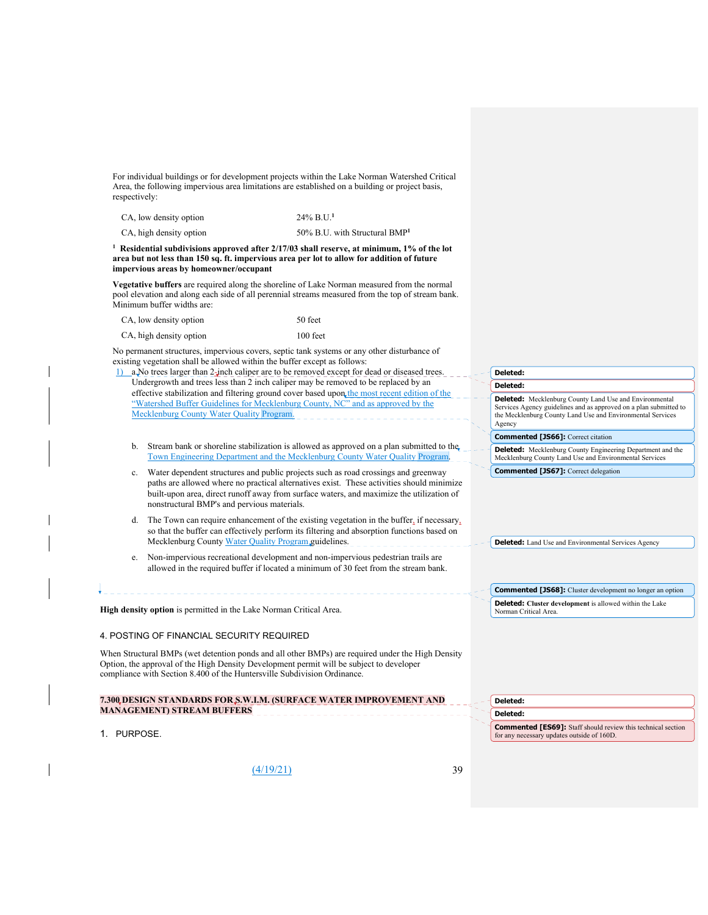For individual buildings or for development projects within the Lake Norman Watershed Critical Area, the following impervious area limitations are established on a building or project basis, respectively:

| | |
|---|---|
| CA, low density option | 24% B.U.[1] |
| CA, high density option | 50% B.U. with Structural BMP[1] |

[1] **Residential subdivisions approved after 2/17/03 shall reserve, at minimum, 1% of the lot area but not less than 150 sq. ft. impervious area per lot to allow for addition of future impervious areas by homeowner/occupant**

**Vegetative buffers** are required along the shoreline of Lake Norman measured from the normal pool elevation and along each side of all perennial streams measured from the top of stream bank. Minimum buffer widths are:

| | |
|---|---|
| CA, low density option | 50 feet |
| CA, high density option | 100 feet |

No permanent structures, impervious covers, septic tank systems or any other disturbance of existing vegetation shall be allowed within the buffer except as follows:

1) a. No trees larger than 2 inch caliper are to be removed except for dead or diseased trees. Undergrowth and trees less than 2 inch caliper may be replaced by an effective stabilization and filtering ground cover based upon the most recent edition of the "Watershed Buffer Guidelines for Mecklenburg County, NC" and as approved by the Mecklenburg County Water Quality Program.

   b. Stream bank or shoreline stabilization is allowed as approved on a plan submitted to the Town Engineering Department and the Mecklenburg County Water Quality Program.

   c. Water dependent structures and public projects such as road crossings and greenway paths are allowed where no practical alternatives exist. These activities should minimize built-upon area, direct runoff away from surface waters, and maximize the utilization of nonstructural BMP's and pervious materials.

   d. The Town can require enhancement of the existing vegetation in the buffer, if necessary, so that the buffer can effectively perform its filtering and absorption functions based on Mecklenburg County Water Quality Program guidelines.

   e. Non-impervious recreational development and non-impervious pedestrian trails are allowed in the required buffer if located a minimum of 30 feet from the stream bank.

**High density option** is permitted in the Lake Norman Critical Area.

4. POSTING OF FINANCIAL SECURITY REQUIRED

When Structural BMPs (wet detention ponds and all other BMPs) are required under the High Density Option, the approval of the High Density Development permit will be subject to developer compliance with Section 8.400 of the Huntersville Subdivision Ordinance.

**7.300 DESIGN STANDARDS FOR S.W.I.M. (SURFACE WATER IMPROVEMENT AND MANAGEMENT) STREAM BUFFERS**

1. PURPOSE.

(4/19/21)

---

**Deleted:**

**Deleted:**

**Deleted:** Mecklenburg County Land Use and Environmental Services Agency guidelines and as approved on a plan submitted to the Mecklenburg County Land Use and Environmental Services Agency

**Commented [JS66]:** Correct citation

**Deleted:** Mecklenburg County Engineering Department and the Mecklenburg County Land Use and Environmental Services

**Commented [JS67]:** Correct delegation

**Deleted:** Land Use and Environmental Services Agency

**Commented [JS68]:** Cluster development no longer an option

**Deleted:** **Cluster development** is allowed within the Lake Norman Critical Area.

**Deleted:**

**Deleted:**

**Commented [ES69]:** Staff should review this technical section for any necessary updates outside of 160D.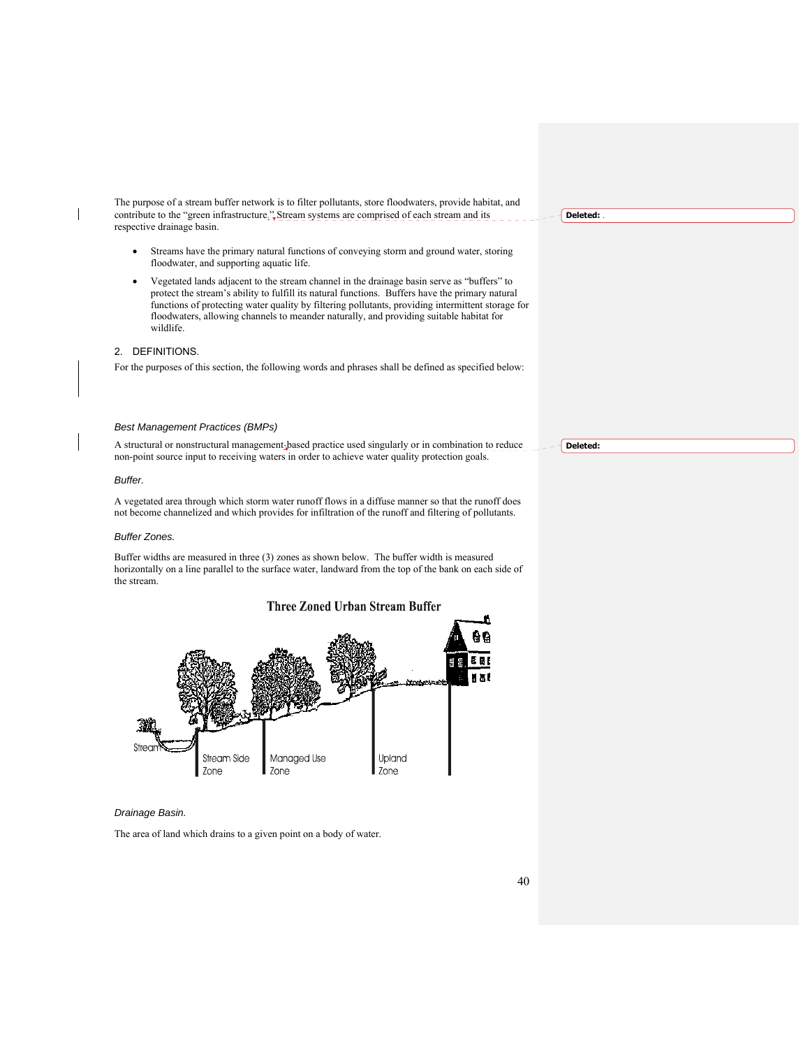The purpose of a stream buffer network is to filter pollutants, store floodwaters, provide habitat, and contribute to the "green infrastructure." Stream systems are comprised of each stream and its respective drainage basin.

- Streams have the primary natural functions of conveying storm and ground water, storing floodwater, and supporting aquatic life.
- Vegetated lands adjacent to the stream channel in the drainage basin serve as "buffers" to protect the stream's ability to fulfill its natural functions. Buffers have the primary natural functions of protecting water quality by filtering pollutants, providing intermittent storage for floodwaters, allowing channels to meander naturally, and providing suitable habitat for wildlife.

## 2. DEFINITIONS.

For the purposes of this section, the following words and phrases shall be defined as specified below:

*Best Management Practices (BMPs)*

A structural or nonstructural management-based practice used singularly or in combination to reduce non-point source input to receiving waters in order to achieve water quality protection goals.

*Buffer.*

A vegetated area through which storm water runoff flows in a diffuse manner so that the runoff does not become channelized and which provides for infiltration of the runoff and filtering of pollutants.

*Buffer Zones.*

Buffer widths are measured in three (3) zones as shown below. The buffer width is measured horizontally on a line parallel to the surface water, landward from the top of the bank on each side of the stream.

**Three Zoned Urban Stream Buffer**

Stream | Stream Side Zone | Managed Use Zone | Upland Zone

*Drainage Basin.*

The area of land which drains to a given point on a body of water.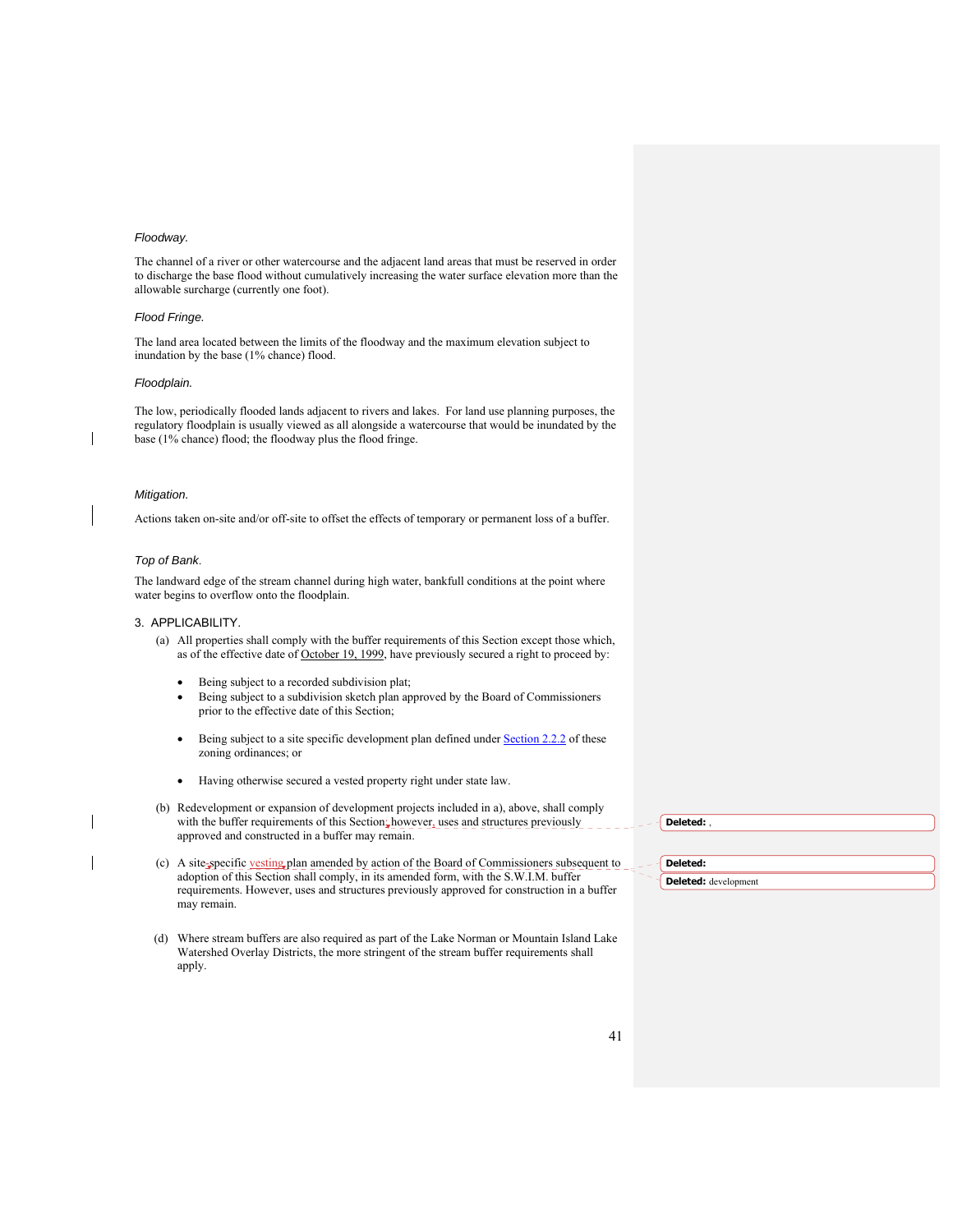*Floodway.*

The channel of a river or other watercourse and the adjacent land areas that must be reserved in order to discharge the base flood without cumulatively increasing the water surface elevation more than the allowable surcharge (currently one foot).

*Flood Fringe.*

The land area located between the limits of the floodway and the maximum elevation subject to inundation by the base (1% chance) flood.

*Floodplain.*

The low, periodically flooded lands adjacent to rivers and lakes. For land use planning purposes, the regulatory floodplain is usually viewed as all alongside a watercourse that would be inundated by the base (1% chance) flood; the floodway plus the flood fringe.

*Mitigation.*

Actions taken on-site and/or off-site to offset the effects of temporary or permanent loss of a buffer.

*Top of Bank.*

The landward edge of the stream channel during high water, bankfull conditions at the point where water begins to overflow onto the floodplain.

3. APPLICABILITY.

(a) All properties shall comply with the buffer requirements of this Section except those which, as of the effective date of October 19, 1999, have previously secured a right to proceed by:

- Being subject to a recorded subdivision plat;
- Being subject to a subdivision sketch plan approved by the Board of Commissioners prior to the effective date of this Section;
- Being subject to a site specific development plan defined under Section 2.2.2 of these zoning ordinances; or
- Having otherwise secured a vested property right under state law.

(b) Redevelopment or expansion of development projects included in a), above, shall comply with the buffer requirements of this Section; however, uses and structures previously approved and constructed in a buffer may remain.

(c) A site specific vesting plan amended by action of the Board of Commissioners subsequent to adoption of this Section shall comply, in its amended form, with the S.W.I.M. buffer requirements. However, uses and structures previously approved for construction in a buffer may remain.

(d) Where stream buffers are also required as part of the Lake Norman or Mountain Island Lake Watershed Overlay Districts, the more stringent of the stream buffer requirements shall apply.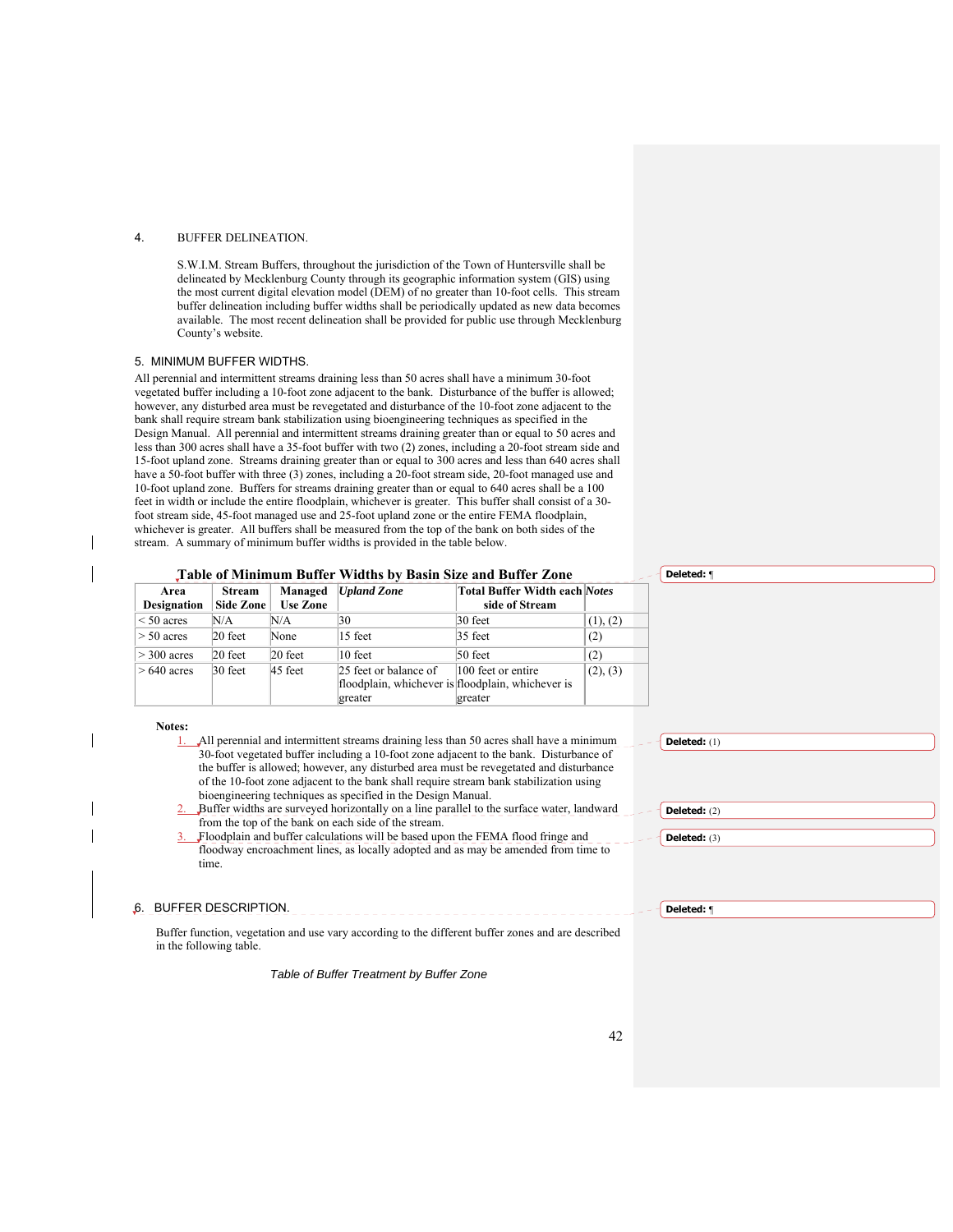4. BUFFER DELINEATION.

S.W.I.M. Stream Buffers, throughout the jurisdiction of the Town of Huntersville shall be delineated by Mecklenburg County through its geographic information system (GIS) using the most current digital elevation model (DEM) of no greater than 10-foot cells. This stream buffer delineation including buffer widths shall be periodically updated as new data becomes available. The most recent delineation shall be provided for public use through Mecklenburg County's website.

5. MINIMUM BUFFER WIDTHS.

All perennial and intermittent streams draining less than 50 acres shall have a minimum 30-foot vegetated buffer including a 10-foot zone adjacent to the bank. Disturbance of the buffer is allowed; however, any disturbed area must be revegetated and disturbance of the 10-foot zone adjacent to the bank shall require stream bank stabilization using bioengineering techniques as specified in the Design Manual. All perennial and intermittent streams draining greater than or equal to 50 acres and less than 300 acres shall have a 35-foot buffer with two (2) zones, including a 20-foot stream side and 15-foot upland zone. Streams draining greater than or equal to 300 acres and less than 640 acres shall have a 50-foot buffer with three (3) zones, including a 20-foot stream side, 20-foot managed use and 10-foot upland zone. Buffers for streams draining greater than or equal to 640 acres shall be a 100 feet in width or include the entire floodplain, whichever is greater. This buffer shall consist of a 30-foot stream side, 45-foot managed use and 25-foot upland zone or the entire FEMA floodplain, whichever is greater. All buffers shall be measured from the top of the bank on both sides of the stream. A summary of minimum buffer widths is provided in the table below.

**Table of Minimum Buffer Widths by Basin Size and Buffer Zone**

| Area Designation | Stream Side Zone | Managed Use Zone | *Upland Zone* | Total Buffer Width each side of Stream | *Notes* |
|---|---|---|---|---|---|
| < 50 acres | N/A | N/A | 30 | 30 feet | (1), (2) |
| > 50 acres | 20 feet | None | 15 feet | 35 feet | (2) |
| > 300 acres | 20 feet | 20 feet | 10 feet | 50 feet | (2) |
| > 640 acres | 30 feet | 45 feet | 25 feet or balance of floodplain, whichever is greater | 100 feet or entire floodplain, whichever is greater | (2), (3) |

**Notes:**

1. All perennial and intermittent streams draining less than 50 acres shall have a minimum 30-foot vegetated buffer including a 10-foot zone adjacent to the bank. Disturbance of the buffer is allowed; however, any disturbed area must be revegetated and disturbance of the 10-foot zone adjacent to the bank shall require stream bank stabilization using bioengineering techniques as specified in the Design Manual.
2. Buffer widths are surveyed horizontally on a line parallel to the surface water, landward from the top of the bank on each side of the stream.
3. Floodplain and buffer calculations will be based upon the FEMA flood fringe and floodway encroachment lines, as locally adopted and as may be amended from time to time.

6. BUFFER DESCRIPTION.

Buffer function, vegetation and use vary according to the different buffer zones and are described in the following table.

*Table of Buffer Treatment by Buffer Zone*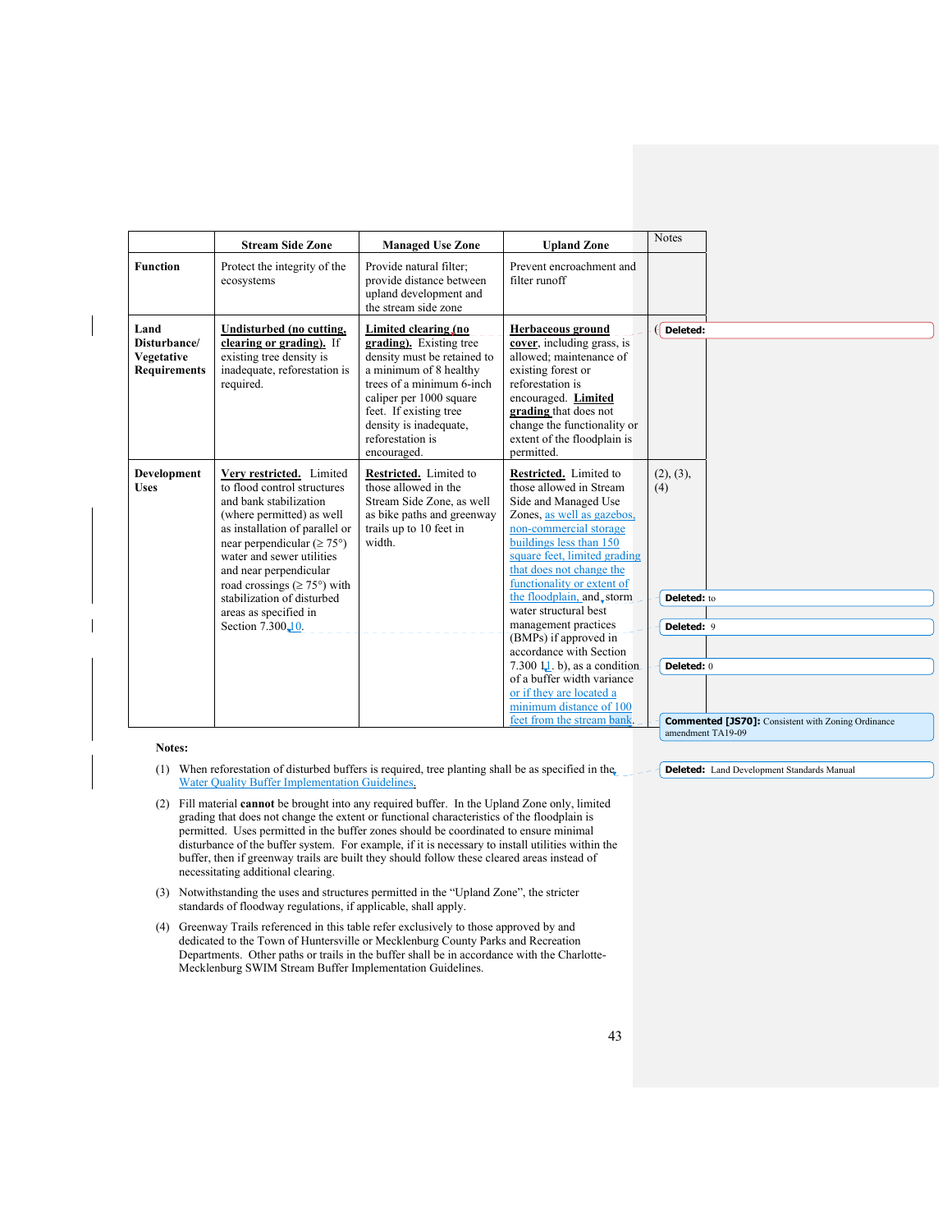| | Stream Side Zone | Managed Use Zone | Upland Zone | Notes |
|---|---|---|---|---|
| **Function** | Protect the integrity of the ecosystems | Provide natural filter; provide distance between upland development and the stream side zone | Prevent encroachment and filter runoff | |
| **Land Disturbance/ Vegetative Requirements** | **Undisturbed (no cutting, clearing or grading).** If existing tree density is inadequate, reforestation is required. | **Limited clearing (no grading).** Existing tree density must be retained to a minimum of 8 healthy trees of a minimum 6-inch caliper per 1000 square feet. If existing tree density is inadequate, reforestation is encouraged. | **Herbaceous ground cover**, including grass, is allowed; maintenance of existing forest or reforestation is encouraged. **Limited grading** that does not change the functionality or extent of the floodplain is permitted. | |
| **Development Uses** | **Very restricted.** Limited to flood control structures and bank stabilization (where permitted) as well as installation of parallel or near perpendicular (≥ 75°) water and sewer utilities and near perpendicular road crossings (≥ 75°) with stabilization of disturbed areas as specified in Section 7.300.10. | **Restricted.** Limited to those allowed in the Stream Side Zone, as well as bike paths and greenway trails up to 10 feet in width. | **Restricted.** Limited to those allowed in Stream Side and Managed Use Zones, as well as gazebos, non-commercial storage buildings less than 150 square feet, limited grading that does not change the functionality or extent of the floodplain, and storm water structural best management practices (BMPs) if approved in accordance with Section 7.300 11. b), as a condition of a buffer width variance or if they are located a minimum distance of 100 feet from the stream bank. | (2), (3), (4) |

**Notes:**

(1) When reforestation of disturbed buffers is required, tree planting shall be as specified in the Water Quality Buffer Implementation Guidelines.

(2) Fill material **cannot** be brought into any required buffer. In the Upland Zone only, limited grading that does not change the extent or functional characteristics of the floodplain is permitted. Uses permitted in the buffer zones should be coordinated to ensure minimal disturbance of the buffer system. For example, if it is necessary to install utilities within the buffer, then if greenway trails are built they should follow these cleared areas instead of necessitating additional clearing.

(3) Notwithstanding the uses and structures permitted in the "Upland Zone", the stricter standards of floodway regulations, if applicable, shall apply.

(4) Greenway Trails referenced in this table refer exclusively to those approved by and dedicated to the Town of Huntersville or Mecklenburg County Parks and Recreation Departments. Other paths or trails in the buffer shall be in accordance with the Charlotte-Mecklenburg SWIM Stream Buffer Implementation Guidelines.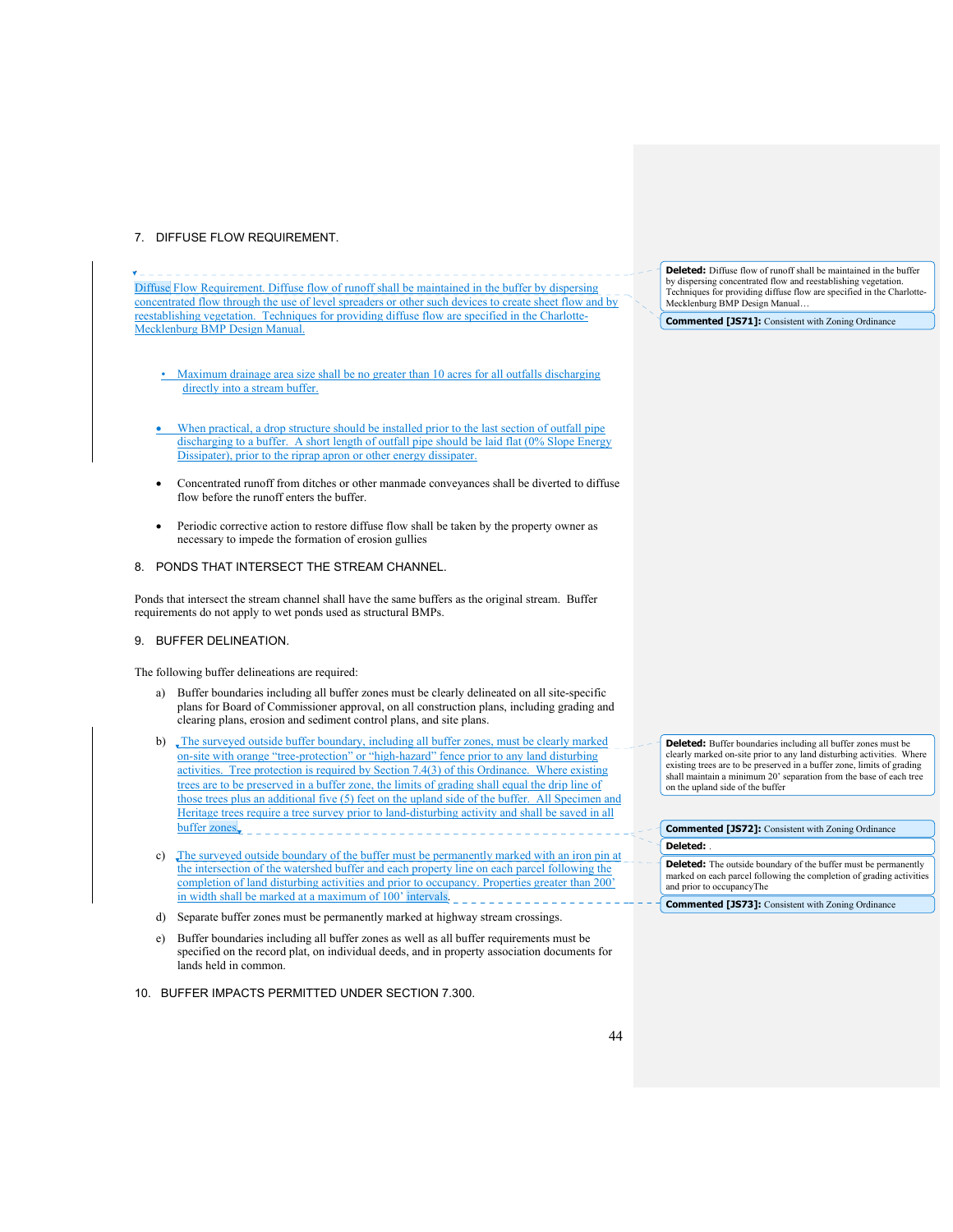7. DIFFUSE FLOW REQUIREMENT.

Diffuse Flow Requirement. Diffuse flow of runoff shall be maintained in the buffer by dispersing concentrated flow through the use of level spreaders or other such devices to create sheet flow and by reestablishing vegetation. Techniques for providing diffuse flow are specified in the Charlotte-Mecklenburg BMP Design Manual.

- Maximum drainage area size shall be no greater than 10 acres for all outfalls discharging directly into a stream buffer.
- When practical, a drop structure should be installed prior to the last section of outfall pipe discharging to a buffer. A short length of outfall pipe should be laid flat (0% Slope Energy Dissipater), prior to the riprap apron or other energy dissipater.
- Concentrated runoff from ditches or other manmade conveyances shall be diverted to diffuse flow before the runoff enters the buffer.
- Periodic corrective action to restore diffuse flow shall be taken by the property owner as necessary to impede the formation of erosion gullies

**Deleted:** Diffuse flow of runoff shall be maintained in the buffer by dispersing concentrated flow and reestablishing vegetation. Techniques for providing diffuse flow are specified in the Charlotte-Mecklenburg BMP Design Manual…

**Commented [JS71]:** Consistent with Zoning Ordinance

8. PONDS THAT INTERSECT THE STREAM CHANNEL.

Ponds that intersect the stream channel shall have the same buffers as the original stream. Buffer requirements do not apply to wet ponds used as structural BMPs.

9. BUFFER DELINEATION.

The following buffer delineations are required:

a) Buffer boundaries including all buffer zones must be clearly delineated on all site-specific plans for Board of Commissioner approval, on all construction plans, including grading and clearing plans, erosion and sediment control plans, and site plans.

b) The surveyed outside buffer boundary, including all buffer zones, must be clearly marked on-site with orange "tree-protection" or "high-hazard" fence prior to any land disturbing activities. Tree protection is required by Section 7.4(3) of this Ordinance. Where existing trees are to be preserved in a buffer zone, the limits of grading shall equal the drip line of those trees plus an additional five (5) feet on the upland side of the buffer. All Specimen and Heritage trees require a tree survey prior to land-disturbing activity and shall be saved in all buffer zones.

**Deleted:** Buffer boundaries including all buffer zones must be clearly marked on-site prior to any land disturbing activities. Where existing trees are to be preserved in a buffer zone, limits of grading shall maintain a minimum 20' separation from the base of each tree on the upland side of the buffer

**Commented [JS72]:** Consistent with Zoning Ordinance

**Deleted:** .

c) The surveyed outside boundary of the buffer must be permanently marked with an iron pin at the intersection of the watershed buffer and each property line on each parcel following the completion of land disturbing activities and prior to occupancy. Properties greater than 200' in width shall be marked at a maximum of 100' intervals.

**Deleted:** The outside boundary of the buffer must be permanently marked on each parcel following the completion of grading activities and prior to occupancyThe

**Commented [JS73]:** Consistent with Zoning Ordinance

d) Separate buffer zones must be permanently marked at highway stream crossings.

e) Buffer boundaries including all buffer zones as well as all buffer requirements must be specified on the record plat, on individual deeds, and in property association documents for lands held in common.

10. BUFFER IMPACTS PERMITTED UNDER SECTION 7.300.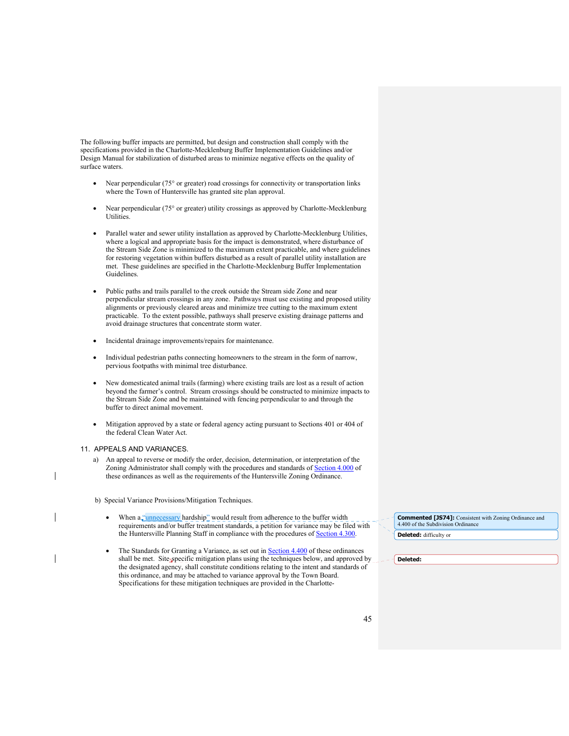The following buffer impacts are permitted, but design and construction shall comply with the specifications provided in the Charlotte-Mecklenburg Buffer Implementation Guidelines and/or Design Manual for stabilization of disturbed areas to minimize negative effects on the quality of surface waters.

- Near perpendicular (75° or greater) road crossings for connectivity or transportation links where the Town of Huntersville has granted site plan approval.

- Near perpendicular (75° or greater) utility crossings as approved by Charlotte-Mecklenburg Utilities.

- Parallel water and sewer utility installation as approved by Charlotte-Mecklenburg Utilities, where a logical and appropriate basis for the impact is demonstrated, where disturbance of the Stream Side Zone is minimized to the maximum extent practicable, and where guidelines for restoring vegetation within buffers disturbed as a result of parallel utility installation are met. These guidelines are specified in the Charlotte-Mecklenburg Buffer Implementation Guidelines.

- Public paths and trails parallel to the creek outside the Stream side Zone and near perpendicular stream crossings in any zone. Pathways must use existing and proposed utility alignments or previously cleared areas and minimize tree cutting to the maximum extent practicable. To the extent possible, pathways shall preserve existing drainage patterns and avoid drainage structures that concentrate storm water.

- Incidental drainage improvements/repairs for maintenance.

- Individual pedestrian paths connecting homeowners to the stream in the form of narrow, pervious footpaths with minimal tree disturbance.

- New domesticated animal trails (farming) where existing trails are lost as a result of action beyond the farmer's control. Stream crossings should be constructed to minimize impacts to the Stream Side Zone and be maintained with fencing perpendicular to and through the buffer to direct animal movement.

- Mitigation approved by a state or federal agency acting pursuant to Sections 401 or 404 of the federal Clean Water Act.

## 11. APPEALS AND VARIANCES.

a) An appeal to reverse or modify the order, decision, determination, or interpretation of the Zoning Administrator shall comply with the procedures and standards of Section 4.000 of these ordinances as well as the requirements of the Huntersville Zoning Ordinance.

b) Special Variance Provisions/Mitigation Techniques.

- When a "unnecessary hardship" would result from adherence to the buffer width requirements and/or buffer treatment standards, a petition for variance may be filed with the Huntersville Planning Staff in compliance with the procedures of Section 4.300.

- The Standards for Granting a Variance, as set out in Section 4.400 of these ordinances shall be met. Site-specific mitigation plans using the techniques below, and approved by the designated agency, shall constitute conditions relating to the intent and standards of this ordinance, and may be attached to variance approval by the Town Board. Specifications for these mitigation techniques are provided in the Charlotte-

Commented [JS74]: Consistent with Zoning Ordinance and 4.400 of the Subdivision Ordinance

Deleted: difficulty or

Deleted: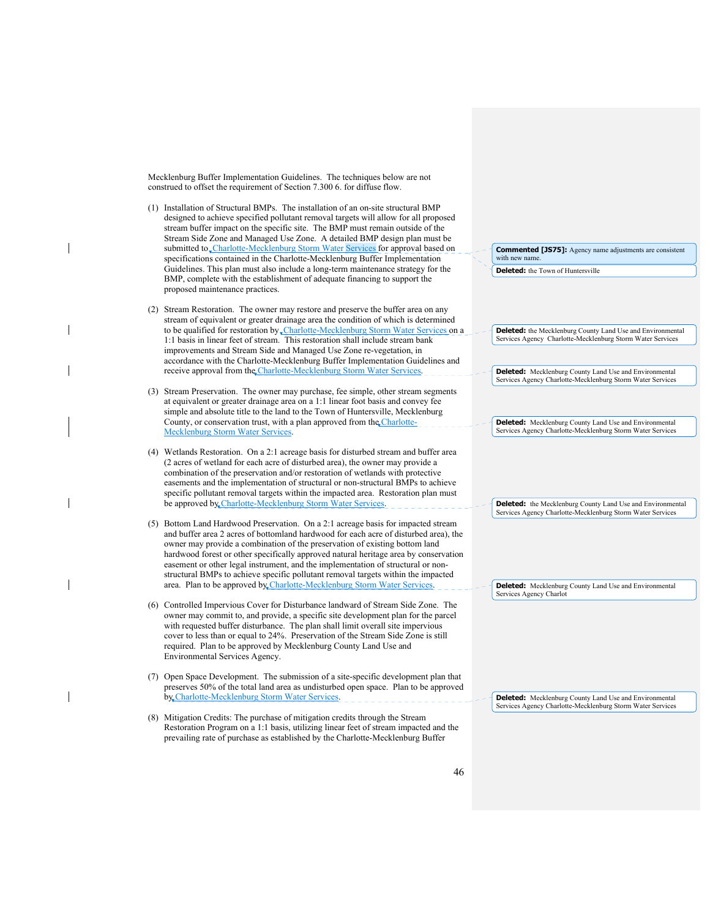Mecklenburg Buffer Implementation Guidelines. The techniques below are not construed to offset the requirement of Section 7.300 6. for diffuse flow.

(1) Installation of Structural BMPs. The installation of an on-site structural BMP designed to achieve specified pollutant removal targets will allow for all proposed stream buffer impact on the specific site. The BMP must remain outside of the Stream Side Zone and Managed Use Zone. A detailed BMP design plan must be submitted to Charlotte-Mecklenburg Storm Water Services for approval based on specifications contained in the Charlotte-Mecklenburg Buffer Implementation Guidelines. This plan must also include a long-term maintenance strategy for the BMP, complete with the establishment of adequate financing to support the proposed maintenance practices.

(2) Stream Restoration. The owner may restore and preserve the buffer area on any stream of equivalent or greater drainage area the condition of which is determined to be qualified for restoration by Charlotte-Mecklenburg Storm Water Services on a 1:1 basis in linear feet of stream. This restoration shall include stream bank improvements and Stream Side and Managed Use Zone re-vegetation, in accordance with the Charlotte-Mecklenburg Buffer Implementation Guidelines and receive approval from the Charlotte-Mecklenburg Storm Water Services.

(3) Stream Preservation. The owner may purchase, fee simple, other stream segments at equivalent or greater drainage area on a 1:1 linear foot basis and convey fee simple and absolute title to the land to the Town of Huntersville, Mecklenburg County, or conservation trust, with a plan approved from the Charlotte-Mecklenburg Storm Water Services.

(4) Wetlands Restoration. On a 2:1 acreage basis for disturbed stream and buffer area (2 acres of wetland for each acre of disturbed area), the owner may provide a combination of the preservation and/or restoration of wetlands with protective easements and the implementation of structural or non-structural BMPs to achieve specific pollutant removal targets within the impacted area. Restoration plan must be approved by Charlotte-Mecklenburg Storm Water Services.

(5) Bottom Land Hardwood Preservation. On a 2:1 acreage basis for impacted stream and buffer area 2 acres of bottomland hardwood for each acre of disturbed area), the owner may provide a combination of the preservation of existing bottom land hardwood forest or other specifically approved natural heritage area by conservation easement or other legal instrument, and the implementation of structural or non-structural BMPs to achieve specific pollutant removal targets within the impacted area. Plan to be approved by Charlotte-Mecklenburg Storm Water Services.

(6) Controlled Impervious Cover for Disturbance landward of Stream Side Zone. The owner may commit to, and provide, a specific site development plan for the parcel with requested buffer disturbance. The plan shall limit overall site impervious cover to less than or equal to 24%. Preservation of the Stream Side Zone is still required. Plan to be approved by Mecklenburg County Land Use and Environmental Services Agency.

(7) Open Space Development. The submission of a site-specific development plan that preserves 50% of the total land area as undisturbed open space. Plan to be approved by Charlotte-Mecklenburg Storm Water Services.

(8) Mitigation Credits: The purchase of mitigation credits through the Stream Restoration Program on a 1:1 basis, utilizing linear feet of stream impacted and the prevailing rate of purchase as established by the Charlotte-Mecklenburg Buffer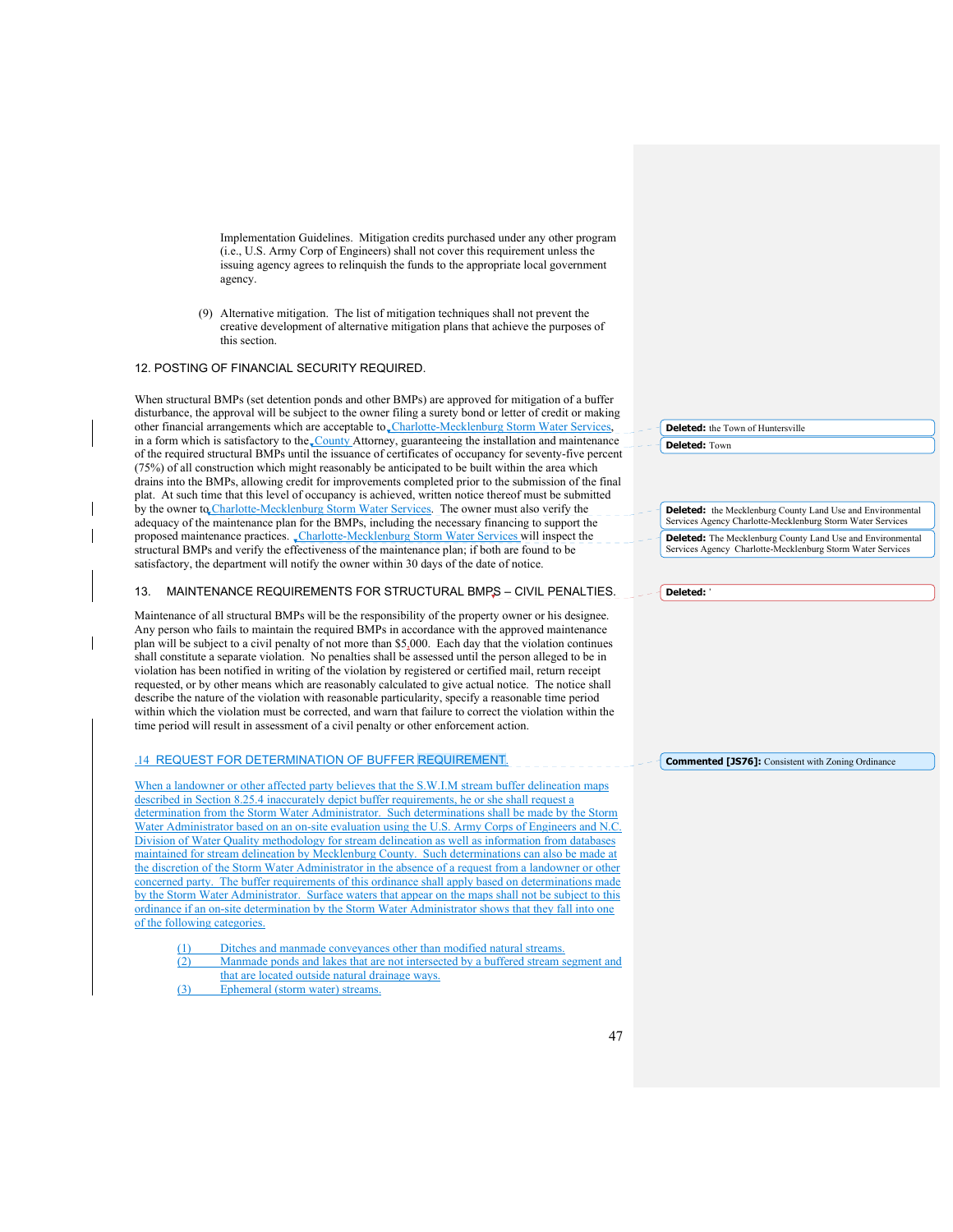Implementation Guidelines. Mitigation credits purchased under any other program (i.e., U.S. Army Corp of Engineers) shall not cover this requirement unless the issuing agency agrees to relinquish the funds to the appropriate local government agency.

(9) Alternative mitigation. The list of mitigation techniques shall not prevent the creative development of alternative mitigation plans that achieve the purposes of this section.

12. POSTING OF FINANCIAL SECURITY REQUIRED.

When structural BMPs (set detention ponds and other BMPs) are approved for mitigation of a buffer disturbance, the approval will be subject to the owner filing a surety bond or letter of credit or making other financial arrangements which are acceptable to Charlotte-Mecklenburg Storm Water Services, in a form which is satisfactory to the County Attorney, guaranteeing the installation and maintenance of the required structural BMPs until the issuance of certificates of occupancy for seventy-five percent (75%) of all construction which might reasonably be anticipated to be built within the area which drains into the BMPs, allowing credit for improvements completed prior to the submission of the final plat. At such time that this level of occupancy is achieved, written notice thereof must be submitted by the owner to Charlotte-Mecklenburg Storm Water Services. The owner must also verify the adequacy of the maintenance plan for the BMPs, including the necessary financing to support the proposed maintenance practices. Charlotte-Mecklenburg Storm Water Services will inspect the structural BMPs and verify the effectiveness of the maintenance plan; if both are found to be satisfactory, the department will notify the owner within 30 days of the date of notice.

13. MAINTENANCE REQUIREMENTS FOR STRUCTURAL BMPS – CIVIL PENALTIES.

Maintenance of all structural BMPs will be the responsibility of the property owner or his designee. Any person who fails to maintain the required BMPs in accordance with the approved maintenance plan will be subject to a civil penalty of not more than $5,000. Each day that the violation continues shall constitute a separate violation. No penalties shall be assessed until the person alleged to be in violation has been notified in writing of the violation by registered or certified mail, return receipt requested, or by other means which are reasonably calculated to give actual notice. The notice shall describe the nature of the violation with reasonable particularity, specify a reasonable time period within which the violation must be corrected, and warn that failure to correct the violation within the time period will result in assessment of a civil penalty or other enforcement action.

.14 REQUEST FOR DETERMINATION OF BUFFER REQUIREMENT.

When a landowner or other affected party believes that the S.W.I.M stream buffer delineation maps described in Section 8.25.4 inaccurately depict buffer requirements, he or she shall request a determination from the Storm Water Administrator. Such determinations shall be made by the Storm Water Administrator based on an on-site evaluation using the U.S. Army Corps of Engineers and N.C. Division of Water Quality methodology for stream delineation as well as information from databases maintained for stream delineation by Mecklenburg County. Such determinations can also be made at the discretion of the Storm Water Administrator in the absence of a request from a landowner or other concerned party. The buffer requirements of this ordinance shall apply based on determinations made by the Storm Water Administrator. Surface waters that appear on the maps shall not be subject to this ordinance if an on-site determination by the Storm Water Administrator shows that they fall into one of the following categories.

(1) Ditches and manmade conveyances other than modified natural streams.
(2) Manmade ponds and lakes that are not intersected by a buffered stream segment and that are located outside natural drainage ways.
(3) Ephemeral (storm water) streams.

Deleted: the Town of Huntersville

Deleted: Town

Deleted: the Mecklenburg County Land Use and Environmental Services Agency Charlotte-Mecklenburg Storm Water Services

Deleted: The Mecklenburg County Land Use and Environmental Services Agency Charlotte-Mecklenburg Storm Water Services

Deleted: '

Commented [JS76]: Consistent with Zoning Ordinance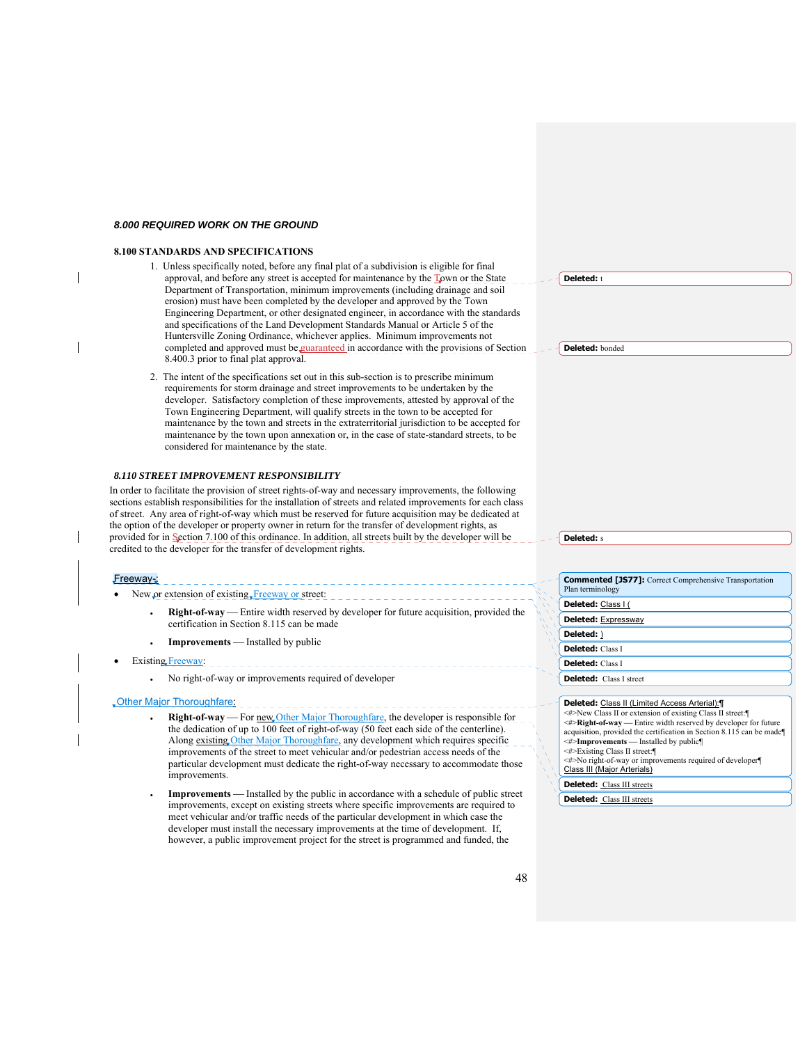*8.000 REQUIRED WORK ON THE GROUND*

**8.100 STANDARDS AND SPECIFICATIONS**

1. Unless specifically noted, before any final plat of a subdivision is eligible for final approval, and before any street is accepted for maintenance by the Town or the State Department of Transportation, minimum improvements (including drainage and soil erosion) must have been completed by the developer and approved by the Town Engineering Department, or other designated engineer, in accordance with the standards and specifications of the Land Development Standards Manual or Article 5 of the Huntersville Zoning Ordinance, whichever applies. Minimum improvements not completed and approved must be guaranteed in accordance with the provisions of Section 8.400.3 prior to final plat approval.

2. The intent of the specifications set out in this sub-section is to prescribe minimum requirements for storm drainage and street improvements to be undertaken by the developer. Satisfactory completion of these improvements, attested by approval of the Town Engineering Department, will qualify streets in the town to be accepted for maintenance by the town and streets in the extraterritorial jurisdiction to be accepted for maintenance by the town upon annexation or, in the case of state-standard streets, to be considered for maintenance by the state.

***8.110 STREET IMPROVEMENT RESPONSIBILITY***

In order to facilitate the provision of street rights-of-way and necessary improvements, the following sections establish responsibilities for the installation of streets and related improvements for each class of street. Any area of right-of-way which must be reserved for future acquisition may be dedicated at the option of the developer or property owner in return for the transfer of development rights, as provided for in Section 7.100 of this ordinance. In addition, all streets built by the developer will be credited to the developer for the transfer of development rights.

Freeway:

- New or extension of existing Freeway or street:
  - **Right-of-way** — Entire width reserved by developer for future acquisition, provided the certification in Section 8.115 can be made
  - **Improvements** — Installed by public
- Existing Freeway:
  - No right-of-way or improvements required of developer

Other Major Thoroughfare:

- **Right-of-way** — For new Other Major Thoroughfare, the developer is responsible for the dedication of up to 100 feet of right-of-way (50 feet each side of the centerline). Along existing Other Major Thoroughfare, any development which requires specific improvements of the street to meet vehicular and/or pedestrian access needs of the particular development must dedicate the right-of-way necessary to accommodate those improvements.
- **Improvements** — Installed by the public in accordance with a schedule of public street improvements, except on existing streets where specific improvements are required to meet vehicular and/or traffic needs of the particular development in which case the developer must install the necessary improvements at the time of development. If, however, a public improvement project for the street is programmed and funded, the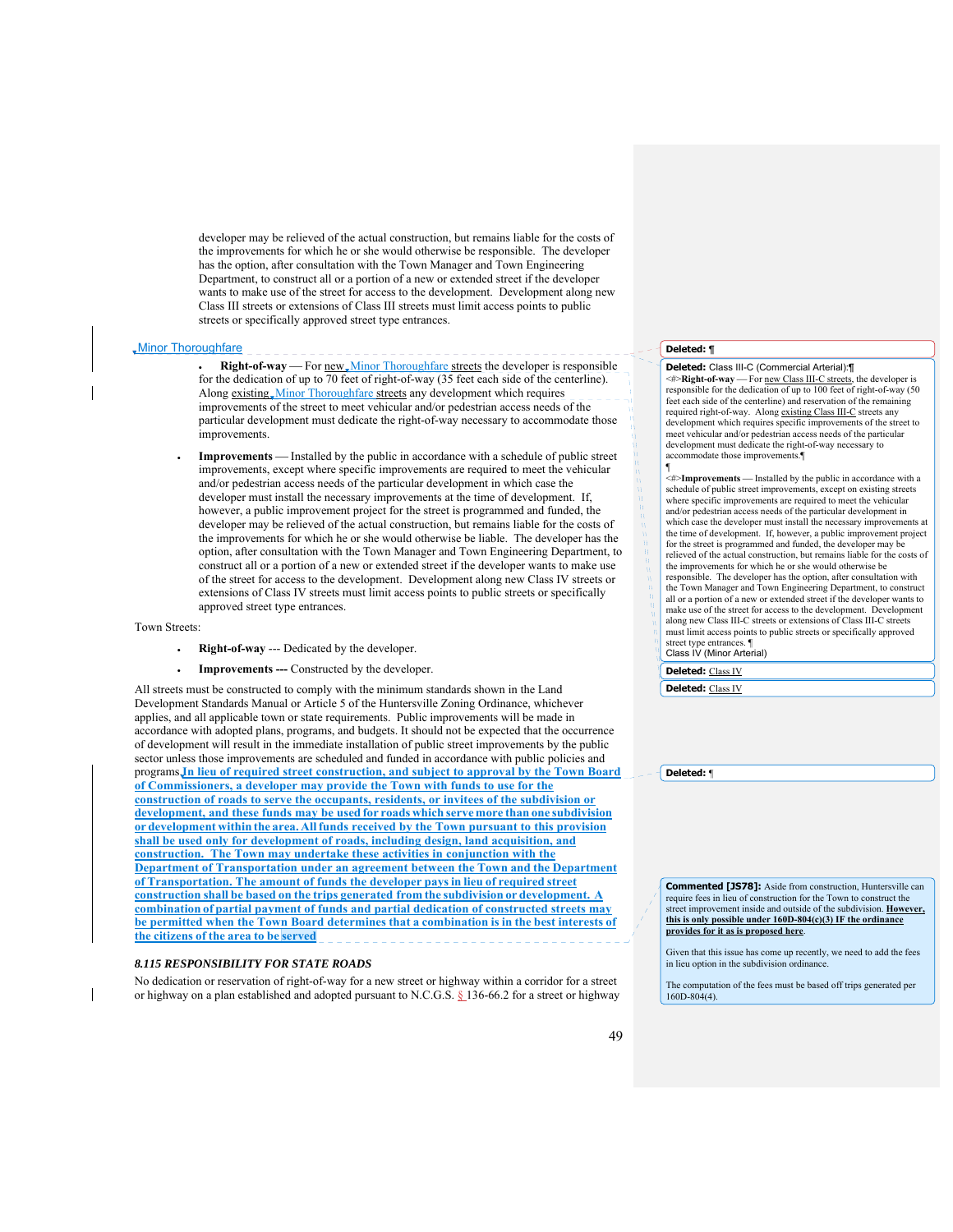developer may be relieved of the actual construction, but remains liable for the costs of the improvements for which he or she would otherwise be responsible. The developer has the option, after consultation with the Town Manager and Town Engineering Department, to construct all or a portion of a new or extended street if the developer wants to make use of the street for access to the development. Development along new Class III streets or extensions of Class III streets must limit access points to public streets or specifically approved street type entrances.

Minor Thoroughfare

- **Right-of-way** — For new Minor Thoroughfare streets the developer is responsible for the dedication of up to 70 feet of right-of-way (35 feet each side of the centerline). Along existing Minor Thoroughfare streets any development which requires improvements of the street to meet vehicular and/or pedestrian access needs of the particular development must dedicate the right-of-way necessary to accommodate those improvements.
- **Improvements** — Installed by the public in accordance with a schedule of public street improvements, except where specific improvements are required to meet the vehicular and/or pedestrian access needs of the particular development in which case the developer must install the necessary improvements at the time of development. If, however, a public improvement project for the street is programmed and funded, the developer may be relieved of the actual construction, but remains liable for the costs of the improvements for which he or she would otherwise be liable. The developer has the option, after consultation with the Town Manager and Town Engineering Department, to construct all or a portion of a new or extended street if the developer wants to make use of the street for access to the development. Development along new Class IV streets or extensions of Class IV streets must limit access points to public streets or specifically approved street type entrances.

Town Streets:

- **Right-of-way** --- Dedicated by the developer.
- **Improvements ---** Constructed by the developer.

All streets must be constructed to comply with the minimum standards shown in the Land Development Standards Manual or Article 5 of the Huntersville Zoning Ordinance, whichever applies, and all applicable town or state requirements. Public improvements will be made in accordance with adopted plans, programs, and budgets. It should not be expected that the occurrence of development will result in the immediate installation of public street improvements by the public sector unless those improvements are scheduled and funded in accordance with public policies and programs. **In lieu of required street construction, and subject to approval by the Town Board of Commissioners, a developer may provide the Town with funds to use for the construction of roads to serve the occupants, residents, or invitees of the subdivision or development, and these funds may be used for roads which serve more than one subdivision or development within the area. All funds received by the Town pursuant to this provision shall be used only for development of roads, including design, land acquisition, and construction. The Town may undertake these activities in conjunction with the Department of Transportation under an agreement between the Town and the Department of Transportation. The amount of funds the developer pays in lieu of required street construction shall be based on the trips generated from the subdivision or development. A combination of partial payment of funds and partial dedication of constructed streets may be permitted when the Town Board determines that a combination is in the best interests of the citizens of the area to be served**

### *8.115 RESPONSIBILITY FOR STATE ROADS*

No dedication or reservation of right-of-way for a new street or highway within a corridor for a street or highway on a plan established and adopted pursuant to N.C.G.S. § 136-66.2 for a street or highway

---

**Deleted:** ¶

**Deleted:** Class III-C (Commercial Arterial):¶
<#>**Right-of-way** — For new Class III-C streets, the developer is responsible for the dedication of up to 100 feet of right-of-way (50 feet each side of the centerline) and reservation of the remaining required right-of-way. Along existing Class III-C streets any development which requires specific improvements of the street to meet vehicular and/or pedestrian access needs of the particular development must dedicate the right-of-way necessary to accommodate those improvements.¶
¶
<#>**Improvements** — Installed by the public in accordance with a schedule of public street improvements, except on existing streets where specific improvements are required to meet the vehicular and/or pedestrian access needs of the particular development in which case the developer must install the necessary improvements at the time of development. If, however, a public improvement project for the street is programmed and funded, the developer may be relieved of the actual construction, but remains liable for the costs of the improvements for which he or she would otherwise be responsible. The developer has the option, after consultation with the Town Manager and Town Engineering Department, to construct all or a portion of a new or extended street if the developer wants to make use of the street for access to the development. Development along new Class III-C streets or extensions of Class III-C streets must limit access points to public streets or specifically approved street type entrances. ¶
Class IV (Minor Arterial)

**Deleted:** Class IV

**Deleted:** Class IV

**Deleted:** ¶

**Commented [JS78]:** Aside from construction, Huntersville can require fees in lieu of construction for the Town to construct the street improvement inside and outside of the subdivision. **However, this is only possible under 160D-804(c)(3) IF the ordinance provides for it as is proposed here.**

Given that this issue has come up recently, we need to add the fees in lieu option in the subdivision ordinance.

The computation of the fees must be based off trips generated per 160D-804(4).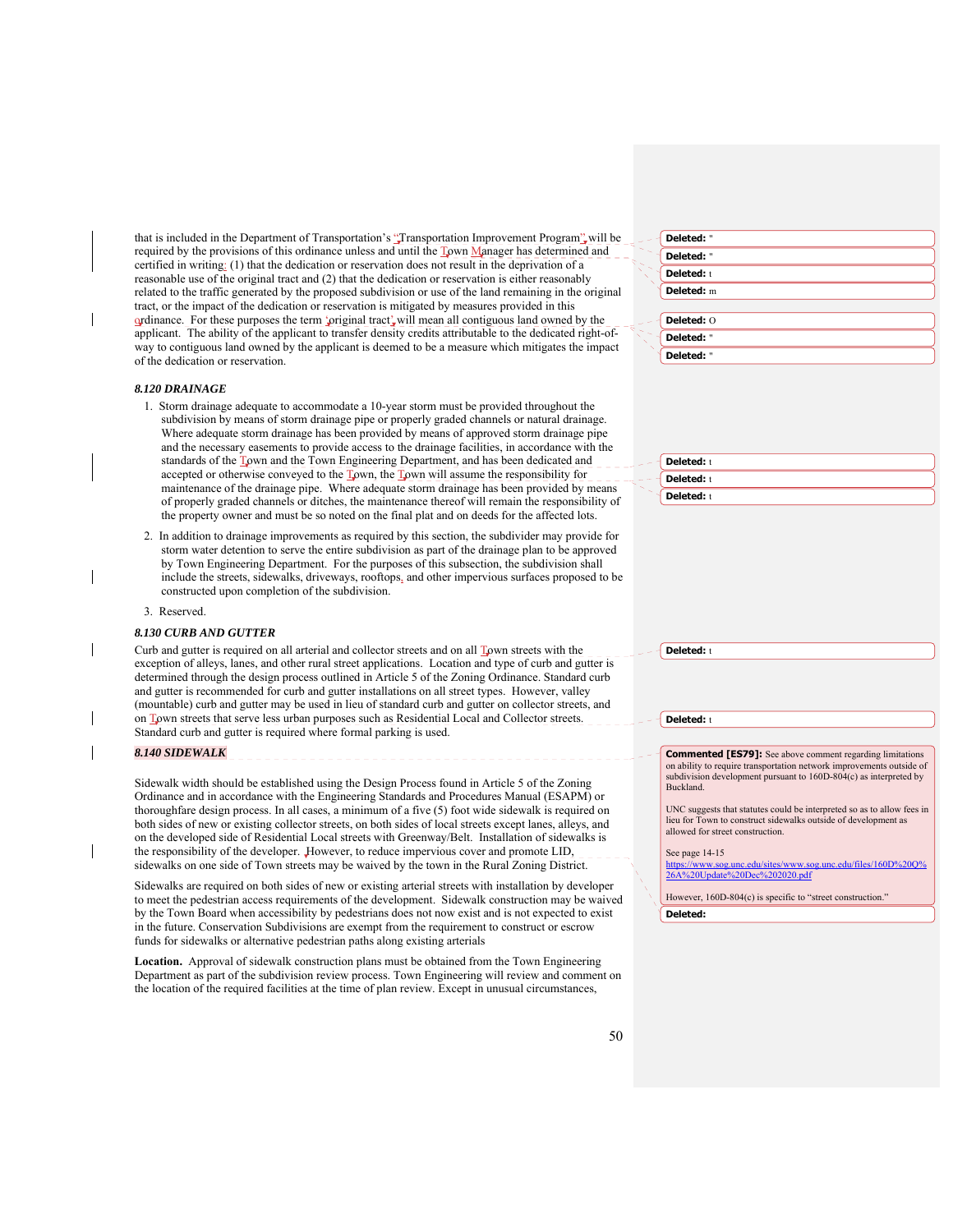that is included in the Department of Transportation's "Transportation Improvement Program" will be required by the provisions of this ordinance unless and until the Town Manager has determined and certified in writing: (1) that the dedication or reservation does not result in the deprivation of a reasonable use of the original tract and (2) that the dedication or reservation is either reasonably related to the traffic generated by the proposed subdivision or use of the land remaining in the original tract, or the impact of the dedication or reservation is mitigated by measures provided in this ordinance. For these purposes the term 'original tract' will mean all contiguous land owned by the applicant. The ability of the applicant to transfer density credits attributable to the dedicated right-of-way to contiguous land owned by the applicant is deemed to be a measure which mitigates the impact of the dedication or reservation.

### *8.120 DRAINAGE*

1. Storm drainage adequate to accommodate a 10-year storm must be provided throughout the subdivision by means of storm drainage pipe or properly graded channels or natural drainage. Where adequate storm drainage has been provided by means of approved storm drainage pipe and the necessary easements to provide access to the drainage facilities, in accordance with the standards of the Town and the Town Engineering Department, and has been dedicated and accepted or otherwise conveyed to the Town, the Town will assume the responsibility for maintenance of the drainage pipe. Where adequate storm drainage has been provided by means of properly graded channels or ditches, the maintenance thereof will remain the responsibility of the property owner and must be so noted on the final plat and on deeds for the affected lots.
2. In addition to drainage improvements as required by this section, the subdivider may provide for storm water detention to serve the entire subdivision as part of the drainage plan to be approved by Town Engineering Department. For the purposes of this subsection, the subdivision shall include the streets, sidewalks, driveways, rooftops, and other impervious surfaces proposed to be constructed upon completion of the subdivision.
3. Reserved.

### *8.130 CURB AND GUTTER*

Curb and gutter is required on all arterial and collector streets and on all Town streets with the exception of alleys, lanes, and other rural street applications. Location and type of curb and gutter is determined through the design process outlined in Article 5 of the Zoning Ordinance. Standard curb and gutter is recommended for curb and gutter installations on all street types. However, valley (mountable) curb and gutter may be used in lieu of standard curb and gutter on collector streets, and on Town streets that serve less urban purposes such as Residential Local and Collector streets. Standard curb and gutter is required where formal parking is used.

### *8.140 SIDEWALK*

Sidewalk width should be established using the Design Process found in Article 5 of the Zoning Ordinance and in accordance with the Engineering Standards and Procedures Manual (ESAPM) or thoroughfare design process. In all cases, a minimum of a five (5) foot wide sidewalk is required on both sides of new or existing collector streets, on both sides of local streets except lanes, alleys, and on the developed side of Residential Local streets with Greenway/Belt. Installation of sidewalks is the responsibility of the developer. However, to reduce impervious cover and promote LID, sidewalks on one side of Town streets may be waived by the town in the Rural Zoning District.

Sidewalks are required on both sides of new or existing arterial streets with installation by developer to meet the pedestrian access requirements of the development. Sidewalk construction may be waived by the Town Board when accessibility by pedestrians does not now exist and is not expected to exist in the future. Conservation Subdivisions are exempt from the requirement to construct or escrow funds for sidewalks or alternative pedestrian paths along existing arterials

**Location.** Approval of sidewalk construction plans must be obtained from the Town Engineering Department as part of the subdivision review process. Town Engineering will review and comment on the location of the required facilities at the time of plan review. Except in unusual circumstances,

**Commented [ES79]:** See above comment regarding limitations on ability to require transportation network improvements outside of subdivision development pursuant to 160D-804(c) as interpreted by Buckland.

UNC suggests that statutes could be interpreted so as to allow fees in lieu for Town to construct sidewalks outside of development as allowed for street construction.

See page 14-15 https://www.sog.unc.edu/sites/www.sog.unc.edu/files/160D%20Q%26A%20Update%20Dec%202020.pdf

However, 160D-804(c) is specific to "street construction."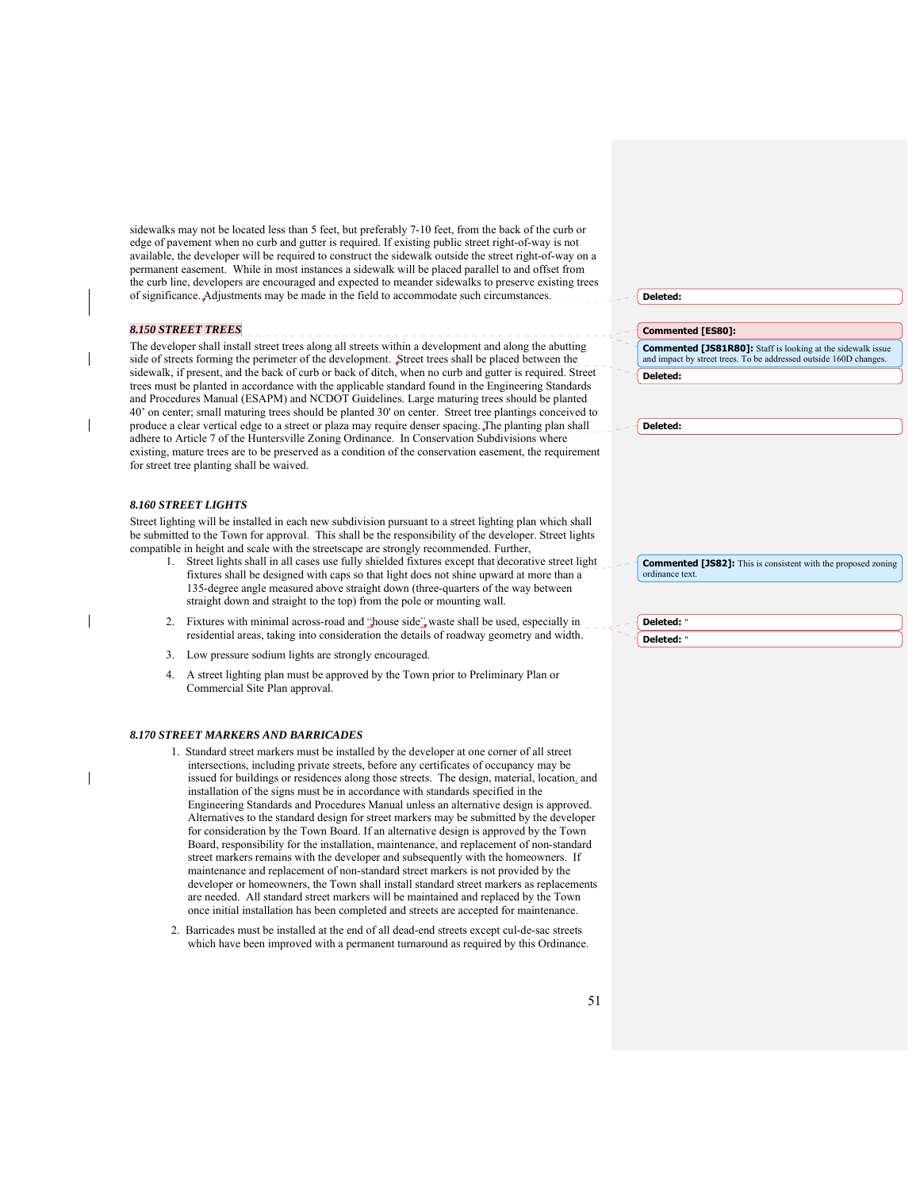sidewalks may not be located less than 5 feet, but preferably 7-10 feet, from the back of the curb or edge of pavement when no curb and gutter is required. If existing public street right-of-way is not available, the developer will be required to construct the sidewalk outside the street right-of-way on a permanent easement. While in most instances a sidewalk will be placed parallel to and offset from the curb line, developers are encouraged and expected to meander sidewalks to preserve existing trees of significance. Adjustments may be made in the field to accommodate such circumstances.

### *8.150 STREET TREES*

The developer shall install street trees along all streets within a development and along the abutting side of streets forming the perimeter of the development. Street trees shall be placed between the sidewalk, if present, and the back of curb or back of ditch, when no curb and gutter is required. Street trees must be planted in accordance with the applicable standard found in the Engineering Standards and Procedures Manual (ESAPM) and NCDOT Guidelines. Large maturing trees should be planted 40' on center; small maturing trees should be planted 30' on center. Street tree plantings conceived to produce a clear vertical edge to a street or plaza may require denser spacing. The planting plan shall adhere to Article 7 of the Huntersville Zoning Ordinance. In Conservation Subdivisions where existing, mature trees are to be preserved as a condition of the conservation easement, the requirement for street tree planting shall be waived.

### *8.160 STREET LIGHTS*

Street lighting will be installed in each new subdivision pursuant to a street lighting plan which shall be submitted to the Town for approval. This shall be the responsibility of the developer. Street lights compatible in height and scale with the streetscape are strongly recommended. Further,

1. Street lights shall in all cases use fully shielded fixtures except that decorative street light fixtures shall be designed with caps so that light does not shine upward at more than a 135-degree angle measured above straight down (three-quarters of the way between straight down and straight to the top) from the pole or mounting wall.
2. Fixtures with minimal across-road and "house side" waste shall be used, especially in residential areas, taking into consideration the details of roadway geometry and width.
3. Low pressure sodium lights are strongly encouraged.
4. A street lighting plan must be approved by the Town prior to Preliminary Plan or Commercial Site Plan approval.

### *8.170 STREET MARKERS AND BARRICADES*

1. Standard street markers must be installed by the developer at one corner of all street intersections, including private streets, before any certificates of occupancy may be issued for buildings or residences along those streets. The design, material, location, and installation of the signs must be in accordance with standards specified in the Engineering Standards and Procedures Manual unless an alternative design is approved. Alternatives to the standard design for street markers may be submitted by the developer for consideration by the Town Board. If an alternative design is approved by the Town Board, responsibility for the installation, maintenance, and replacement of non-standard street markers remains with the developer and subsequently with the homeowners. If maintenance and replacement of non-standard street markers is not provided by the developer or homeowners, the Town shall install standard street markers as replacements are needed. All standard street markers will be maintained and replaced by the Town once initial installation has been completed and streets are accepted for maintenance.
2. Barricades must be installed at the end of all dead-end streets except cul-de-sac streets which have been improved with a permanent turnaround as required by this Ordinance.

Deleted:

Commented [ES80]:

Commented [JS81R80]: Staff is looking at the sidewalk issue and impact by street trees. To be addressed outside 160D changes.

Deleted:

Deleted:

Commented [JS82]: This is consistent with the proposed zoning ordinance text.

Deleted: "

Deleted: "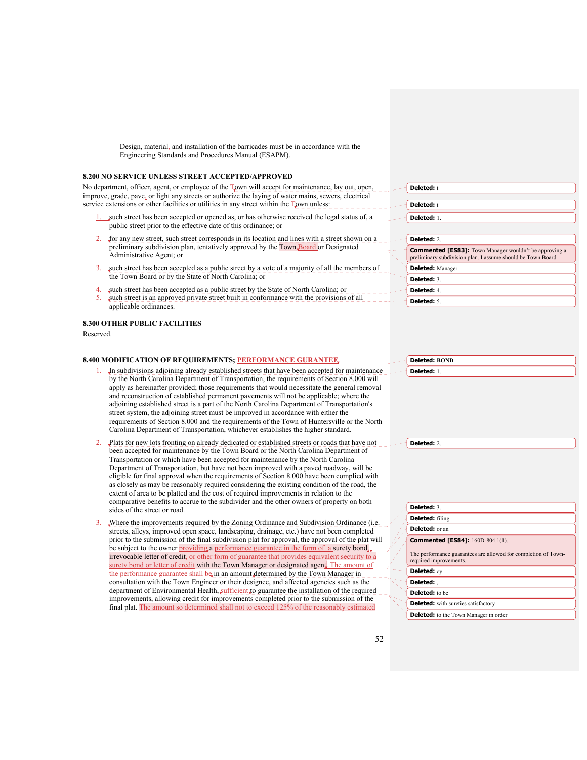Design, material, and installation of the barricades must be in accordance with the Engineering Standards and Procedures Manual (ESAPM).

**8.200 NO SERVICE UNLESS STREET ACCEPTED/APPROVED**

No department, officer, agent, or employee of the Town will accept for maintenance, lay out, open, improve, grade, pave, or light any streets or authorize the laying of water mains, sewers, electrical service extensions or other facilities or utilities in any street within the Town unless:

1. such street has been accepted or opened as, or has otherwise received the legal status of, a public street prior to the effective date of this ordinance; or
2. for any new street, such street corresponds in its location and lines with a street shown on a preliminary subdivision plan, tentatively approved by the Town Board or Designated Administrative Agent; or
3. such street has been accepted as a public street by a vote of a majority of all the members of the Town Board or by the State of North Carolina; or
4. such street has been accepted as a public street by the State of North Carolina; or
5. such street is an approved private street built in conformance with the provisions of all applicable ordinances.

**8.300 OTHER PUBLIC FACILITIES**

Reserved.

**8.400 MODIFICATION OF REQUIREMENTS; PERFORMANCE GURANTEE**

1. In subdivisions adjoining already established streets that have been accepted for maintenance by the North Carolina Department of Transportation, the requirements of Section 8.000 will apply as hereinafter provided; those requirements that would necessitate the general removal and reconstruction of established permanent pavements will not be applicable; where the adjoining established street is a part of the North Carolina Department of Transportation's street system, the adjoining street must be improved in accordance with either the requirements of Section 8.000 and the requirements of the Town of Huntersville or the North Carolina Department of Transportation, whichever establishes the higher standard.

2. Plats for new lots fronting on already dedicated or established streets or roads that have not been accepted for maintenance by the Town Board or the North Carolina Department of Transportation or which have been accepted for maintenance by the North Carolina Department of Transportation, but have not been improved with a paved roadway, will be eligible for final approval when the requirements of Section 8.000 have been complied with as closely as may be reasonably required considering the existing condition of the road, the extent of area to be platted and the cost of required improvements in relation to the comparative benefits to accrue to the subdivider and the other owners of property on both sides of the street or road.

3. Where the improvements required by the Zoning Ordinance and Subdivision Ordinance (i.e. streets, alleys, improved open space, landscaping, drainage, etc.) have not been completed prior to the submission of the final subdivision plat for approval, the approval of the plat will be subject to the owner providing a performance guarantee in the form of a surety bond, irrevocable letter of credit, or other form of guarantee that provides equivalent security to a surety bond or letter of credit with the Town Manager or designated agent. The amount of the performance guarantee shall be in an amount determined by the Town Manager in consultation with the Town Engineer or their designee, and affected agencies such as the department of Environmental Health, sufficient to guarantee the installation of the required improvements, allowing credit for improvements completed prior to the submission of the final plat. The amount so determined shall not to exceed 125% of the reasonably estimated

Deleted: t

Deleted: t

Deleted: 1.

Deleted: 2.

Commented [ES83]: Town Manager wouldn't be approving a preliminary subdivision plan. I assume should be Town Board.

Deleted: Manager

Deleted: 3.

Deleted: 4.

Deleted: 5.

Deleted: BOND

Deleted: 1.

Deleted: 2.

Deleted: 3.

Deleted: filing

Deleted: or an

Commented [ES84]: 160D-804.1(1).

The performance guarantees are allowed for completion of Town-required improvements.

Deleted: cy

Deleted: ,

Deleted: to be

Deleted: with sureties satisfactory

Deleted: to the Town Manager in order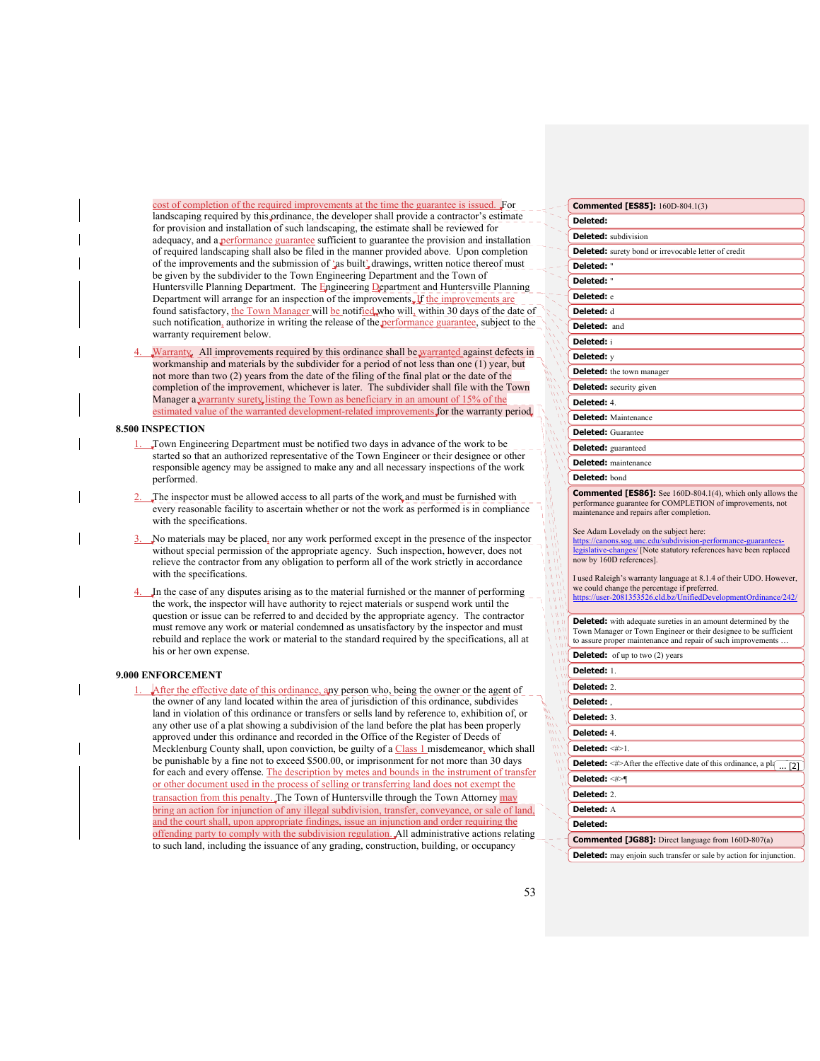cost of completion of the required improvements at the time the guarantee is issued. For landscaping required by this ordinance, the developer shall provide a contractor's estimate for provision and installation of such landscaping, the estimate shall be reviewed for adequacy, and a performance guarantee sufficient to guarantee the provision and installation of required landscaping shall also be filed in the manner provided above. Upon completion of the improvements and the submission of 'as built' drawings, written notice thereof must be given by the subdivider to the Town Engineering Department and the Town of Huntersville Planning Department. The Engineering Department and Huntersville Planning Department will arrange for an inspection of the improvements. If the improvements are found satisfactory, the Town Manager will be notified, who will, within 30 days of the date of such notification, authorize in writing the release of the performance guarantee, subject to the warranty requirement below.

4. Warranty. All improvements required by this ordinance shall be warranted against defects in workmanship and materials by the subdivider for a period of not less than one (1) year, but not more than two (2) years from the date of the filing of the final plat or the date of the completion of the improvement, whichever is later. The subdivider shall file with the Town Manager a warranty surety listing the Town as beneficiary in an amount of 15% of the estimated value of the warranted development-related improvements for the warranty period.

## 8.500 INSPECTION

1. Town Engineering Department must be notified two days in advance of the work to be started so that an authorized representative of the Town Engineer or their designee or other responsible agency may be assigned to make any and all necessary inspections of the work performed.

2. The inspector must be allowed access to all parts of the work and must be furnished with every reasonable facility to ascertain whether or not the work as performed is in compliance with the specifications.

3. No materials may be placed, nor any work performed except in the presence of the inspector without special permission of the appropriate agency. Such inspection, however, does not relieve the contractor from any obligation to perform all of the work strictly in accordance with the specifications.

4. In the case of any disputes arising as to the material furnished or the manner of performing the work, the inspector will have authority to reject materials or suspend work until the question or issue can be referred to and decided by the appropriate agency. The contractor must remove any work or material condemned as unsatisfactory by the inspector and must rebuild and replace the work or material to the standard required by the specifications, all at his or her own expense.

## 9.000 ENFORCEMENT

1. After the effective date of this ordinance, any person who, being the owner or the agent of the owner of any land located within the area of jurisdiction of this ordinance, subdivides land in violation of this ordinance or transfers or sells land by reference to, exhibition of, or any other use of a plat showing a subdivision of the land before the plat has been properly approved under this ordinance and recorded in the Office of the Register of Deeds of Mecklenburg County shall, upon conviction, be guilty of a Class 1 misdemeanor, which shall be punishable by a fine not to exceed $500.00, or imprisonment for not more than 30 days for each and every offense. The description by metes and bounds in the instrument of transfer or other document used in the process of selling or transferring land does not exempt the transaction from this penalty. The Town of Huntersville through the Town Attorney may bring an action for injunction of any illegal subdivision, transfer, conveyance, or sale of land, and the court shall, upon appropriate findings, issue an injunction and order requiring the offending party to comply with the subdivision regulation. All administrative actions relating to such land, including the issuance of any grading, construction, building, or occupancy

**Commented [ES85]:** 160D-804.1(3)

**Deleted:** 

**Deleted:** subdivision

**Deleted:** surety bond or irrevocable letter of credit

**Deleted:** "

**Deleted:** "

**Deleted:** e

**Deleted:** d

**Deleted:** and

**Deleted:** i

**Deleted:** y

**Deleted:** the town manager

**Deleted:** security given

**Deleted:** 4.

**Deleted:** Maintenance

**Deleted:** Guarantee

**Deleted:** guaranteed

**Deleted:** maintenance

**Deleted:** bond

**Commented [ES86]:** See 160D-804.1(4), which only allows the performance guarantee for COMPLETION of improvements, not maintenance and repairs after completion.

See Adam Lovelady on the subject here: https://canons.sog.unc.edu/subdivision-performance-guarantees-legislative-changes/ [Note statutory references have been replaced now by 160D references].

I used Raleigh's warranty language at 8.1.4 of their UDO. However, we could change the percentage if preferred. https://user-2081353526.cld.bz/UnifiedDevelopmentOrdinance/242/

**Deleted:** with adequate sureties in an amount determined by the Town Manager or Town Engineer or their designee to be sufficient to assure proper maintenance and repair of such improvements ...

**Deleted:** of up to two (2) years

**Deleted:** 1.

**Deleted:** 2.

**Deleted:** ,

**Deleted:** 3.

**Deleted:** 4.

**Deleted:** <#>1.

**Deleted:** <#>After the effective date of this ordinance, a pl... [2]

**Deleted:** <#>¶

**Deleted:** 2.

**Deleted:** A

**Deleted:** 

**Commented [JG88]:** Direct language from 160D-807(a)

**Deleted:** may enjoin such transfer or sale by action for injunction.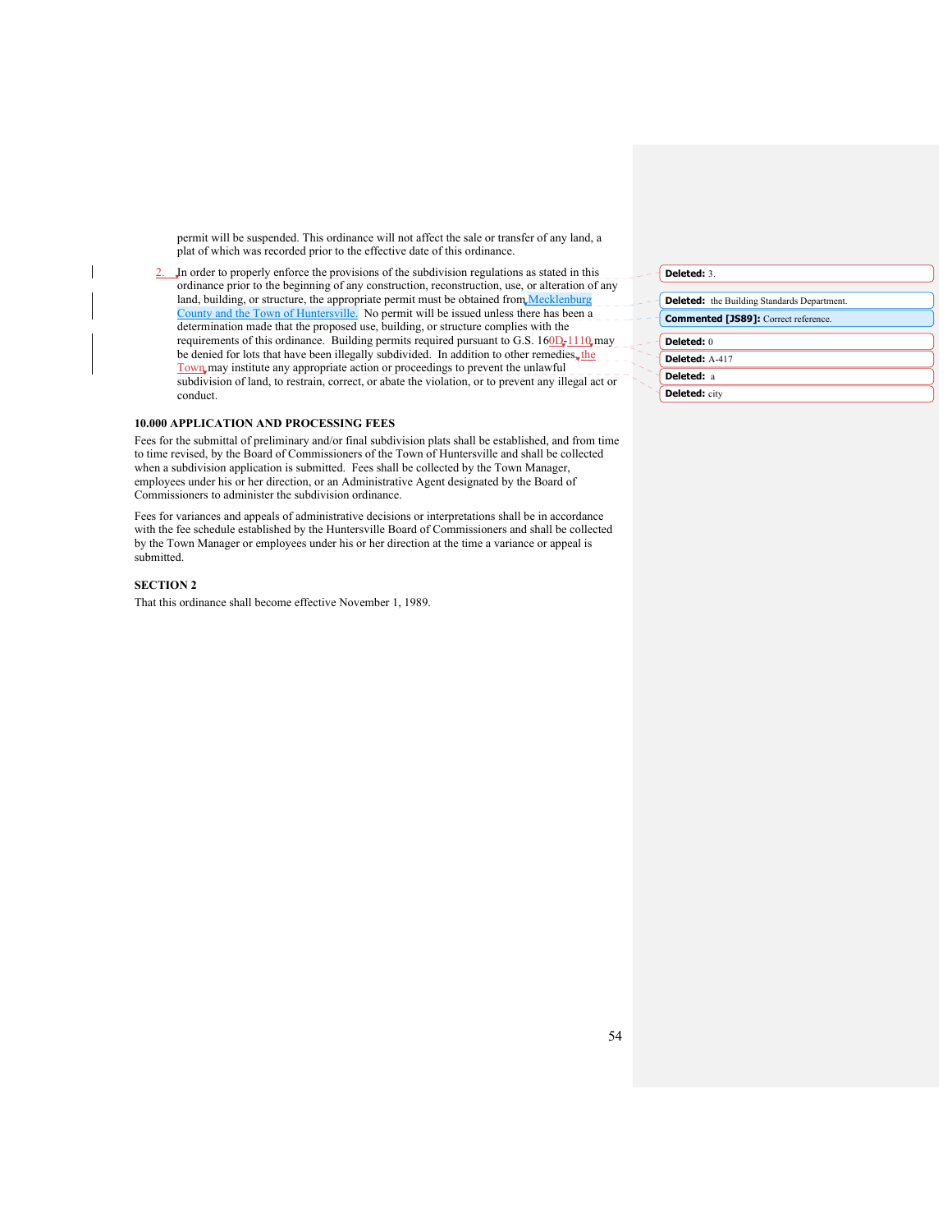permit will be suspended. This ordinance will not affect the sale or transfer of any land, a plat of which was recorded prior to the effective date of this ordinance.

2. In order to properly enforce the provisions of the subdivision regulations as stated in this ordinance prior to the beginning of any construction, reconstruction, use, or alteration of any land, building, or structure, the appropriate permit must be obtained from Mecklenburg County and the Town of Huntersville. No permit will be issued unless there has been a determination made that the proposed use, building, or structure complies with the requirements of this ordinance. Building permits required pursuant to G.S. 160D-1110 may be denied for lots that have been illegally subdivided. In addition to other remedies, the Town may institute any appropriate action or proceedings to prevent the unlawful subdivision of land, to restrain, correct, or abate the violation, or to prevent any illegal act or conduct.

**10.000 APPLICATION AND PROCESSING FEES**

Fees for the submittal of preliminary and/or final subdivision plats shall be established, and from time to time revised, by the Board of Commissioners of the Town of Huntersville and shall be collected when a subdivision application is submitted. Fees shall be collected by the Town Manager, employees under his or her direction, or an Administrative Agent designated by the Board of Commissioners to administer the subdivision ordinance.

Fees for variances and appeals of administrative decisions or interpretations shall be in accordance with the fee schedule established by the Huntersville Board of Commissioners and shall be collected by the Town Manager or employees under his or her direction at the time a variance or appeal is submitted.

**SECTION 2**

That this ordinance shall become effective November 1, 1989.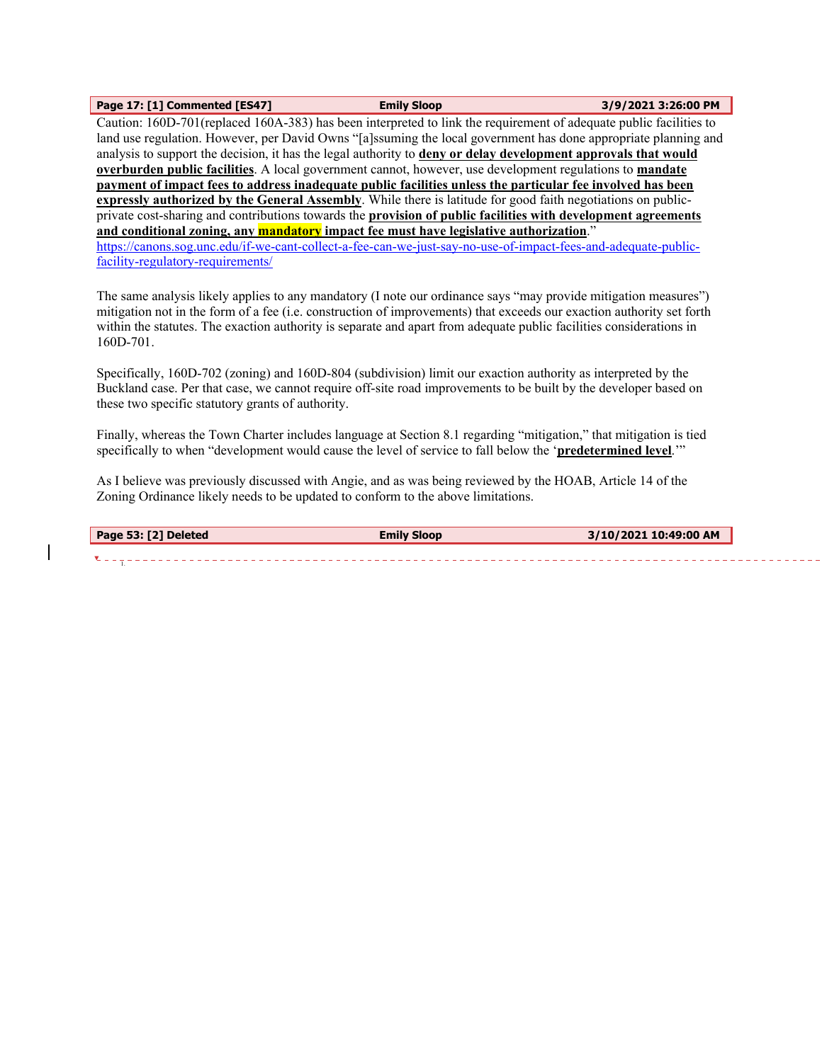| Page 17: [1] Commented [ES47] | Emily Sloop | 3/9/2021 3:26:00 PM |
| --- | --- | --- |

Caution: 160D-701(replaced 160A-383) has been interpreted to link the requirement of adequate public facilities to land use regulation. However, per David Owns "[a]ssuming the local government has done appropriate planning and analysis to support the decision, it has the legal authority to **deny or delay development approvals that would overburden public facilities**. A local government cannot, however, use development regulations to **mandate payment of impact fees to address inadequate public facilities unless the particular fee involved has been expressly authorized by the General Assembly**. While there is latitude for good faith negotiations on public-private cost-sharing and contributions towards the **provision of public facilities with development agreements and conditional zoning, any mandatory impact fee must have legislative authorization**."
https://canons.sog.unc.edu/if-we-cant-collect-a-fee-can-we-just-say-no-use-of-impact-fees-and-adequate-public-facility-regulatory-requirements/

The same analysis likely applies to any mandatory (I note our ordinance says "may provide mitigation measures") mitigation not in the form of a fee (i.e. construction of improvements) that exceeds our exaction authority set forth within the statutes. The exaction authority is separate and apart from adequate public facilities considerations in 160D-701.

Specifically, 160D-702 (zoning) and 160D-804 (subdivision) limit our exaction authority as interpreted by the Buckland case. Per that case, we cannot require off-site road improvements to be built by the developer based on these two specific statutory grants of authority.

Finally, whereas the Town Charter includes language at Section 8.1 regarding "mitigation," that mitigation is tied specifically to when "development would cause the level of service to fall below the '**predetermined level**.'"

As I believe was previously discussed with Angie, and as was being reviewed by the HOAB, Article 14 of the Zoning Ordinance likely needs to be updated to conform to the above limitations.

| Page 53: [2] Deleted | Emily Sloop | 3/10/2021 10:49:00 AM |
| --- | --- | --- |